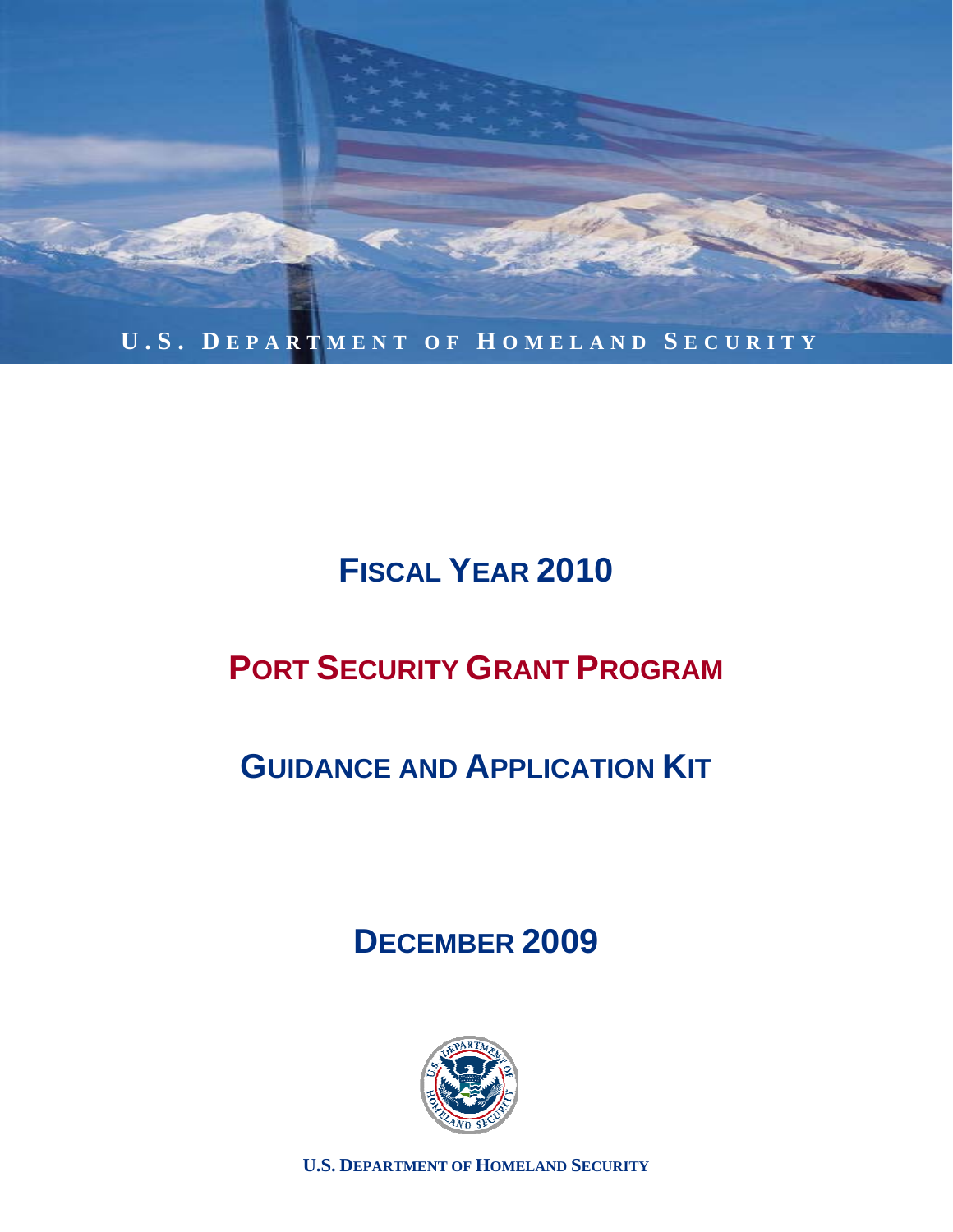U.S. DEPARTMENT OF HOMELAND SECURITY

# FISCAL YEAR 2010

# PORT SECURITY GRANT PROGRAM

# GUIDANCE AND APPLICATION KIT

## DECEMBER 2009

U.S. DEPARTMENT OF HOMELAND SECURITY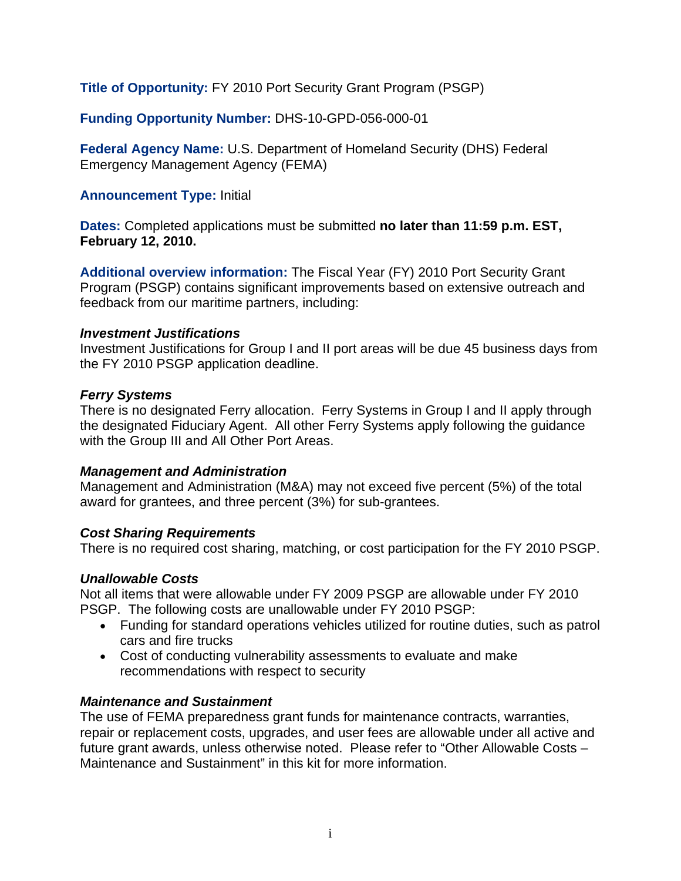**Title of Opportunity:** FY 2010 Port Security Grant Program (PSGP)

**Funding Opportunity Number:** DHS-10-GPD-056-000-01

**Federal Agency Name:** U.S. Department of Homeland Security (DHS) Federal Emergency Management Agency (FEMA)

**Announcement Type:** Initial

**Dates:** Completed applications must be submitted **no later than 11:59 p.m. EST, February 12, 2010.**

**Additional overview information:** The Fiscal Year (FY) 2010 Port Security Grant Program (PSGP) contains significant improvements based on extensive outreach and feedback from our maritime partners, including:

***Investment Justifications***
Investment Justifications for Group I and II port areas will be due 45 business days from the FY 2010 PSGP application deadline.

***Ferry Systems***
There is no designated Ferry allocation. Ferry Systems in Group I and II apply through the designated Fiduciary Agent. All other Ferry Systems apply following the guidance with the Group III and All Other Port Areas.

***Management and Administration***
Management and Administration (M&A) may not exceed five percent (5%) of the total award for grantees, and three percent (3%) for sub-grantees.

***Cost Sharing Requirements***
There is no required cost sharing, matching, or cost participation for the FY 2010 PSGP.

***Unallowable Costs***
Not all items that were allowable under FY 2009 PSGP are allowable under FY 2010 PSGP. The following costs are unallowable under FY 2010 PSGP:

- Funding for standard operations vehicles utilized for routine duties, such as patrol cars and fire trucks
- Cost of conducting vulnerability assessments to evaluate and make recommendations with respect to security

***Maintenance and Sustainment***
The use of FEMA preparedness grant funds for maintenance contracts, warranties, repair or replacement costs, upgrades, and user fees are allowable under all active and future grant awards, unless otherwise noted. Please refer to "Other Allowable Costs – Maintenance and Sustainment" in this kit for more information.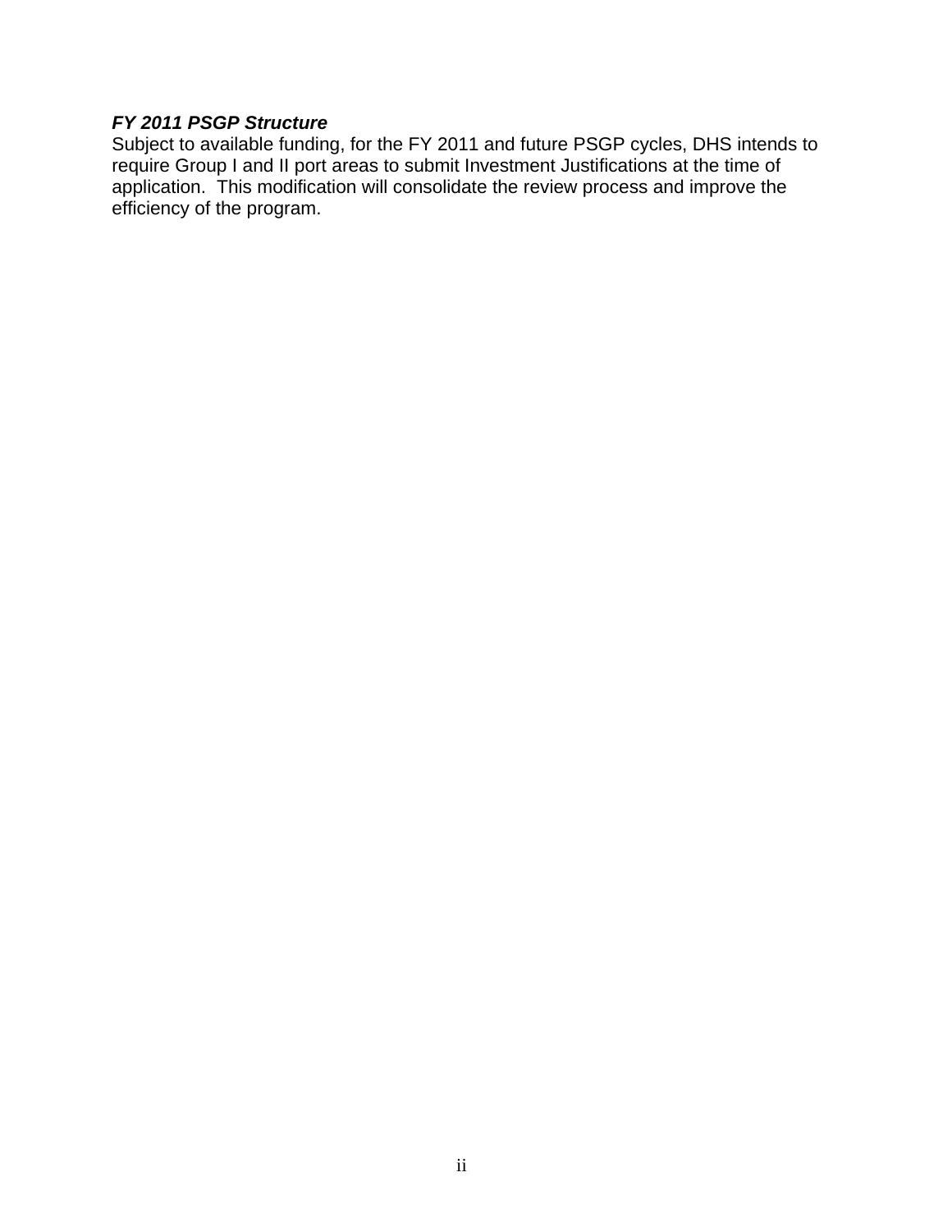***FY 2011 PSGP Structure***

Subject to available funding, for the FY 2011 and future PSGP cycles, DHS intends to require Group I and II port areas to submit Investment Justifications at the time of application. This modification will consolidate the review process and improve the efficiency of the program.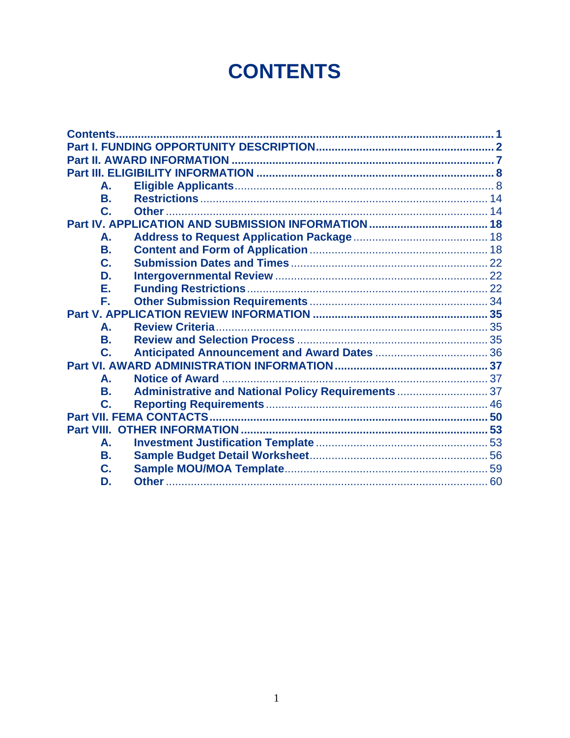# CONTENTS

- Contents ... 1
- Part I. FUNDING OPPORTUNITY DESCRIPTION ... 2
- Part II. AWARD INFORMATION ... 7
- Part III. ELIGIBILITY INFORMATION ... 8
  - A. Eligible Applicants ... 8
  - B. Restrictions ... 14
  - C. Other ... 14
- Part IV. APPLICATION AND SUBMISSION INFORMATION ... 18
  - A. Address to Request Application Package ... 18
  - B. Content and Form of Application ... 18
  - C. Submission Dates and Times ... 22
  - D. Intergovernmental Review ... 22
  - E. Funding Restrictions ... 22
  - F. Other Submission Requirements ... 34
- Part V. APPLICATION REVIEW INFORMATION ... 35
  - A. Review Criteria ... 35
  - B. Review and Selection Process ... 35
  - C. Anticipated Announcement and Award Dates ... 36
- Part VI. AWARD ADMINISTRATION INFORMATION ... 37
  - A. Notice of Award ... 37
  - B. Administrative and National Policy Requirements ... 37
  - C. Reporting Requirements ... 46
- Part VII. FEMA CONTACTS ... 50
- Part VIII. OTHER INFORMATION ... 53
  - A. Investment Justification Template ... 53
  - B. Sample Budget Detail Worksheet ... 56
  - C. Sample MOU/MOA Template ... 59
  - D. Other ... 60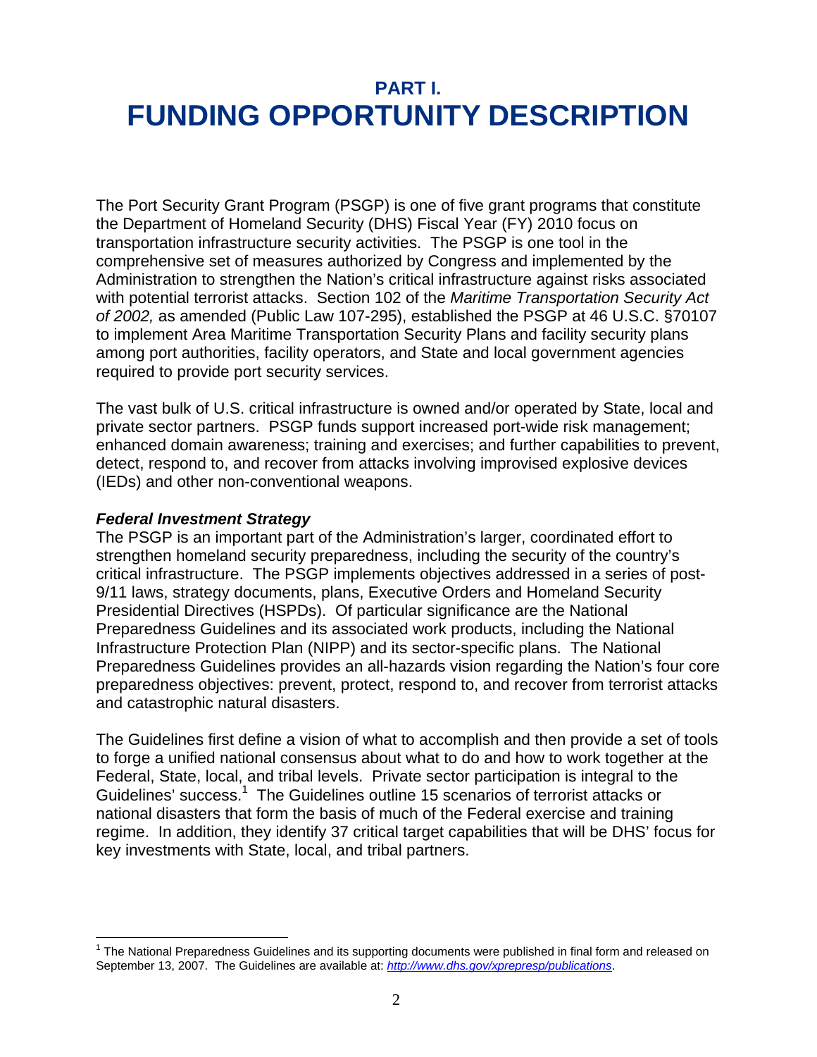# PART I.
# FUNDING OPPORTUNITY DESCRIPTION

The Port Security Grant Program (PSGP) is one of five grant programs that constitute the Department of Homeland Security (DHS) Fiscal Year (FY) 2010 focus on transportation infrastructure security activities. The PSGP is one tool in the comprehensive set of measures authorized by Congress and implemented by the Administration to strengthen the Nation's critical infrastructure against risks associated with potential terrorist attacks. Section 102 of the *Maritime Transportation Security Act of 2002,* as amended (Public Law 107-295), established the PSGP at 46 U.S.C. §70107 to implement Area Maritime Transportation Security Plans and facility security plans among port authorities, facility operators, and State and local government agencies required to provide port security services.

The vast bulk of U.S. critical infrastructure is owned and/or operated by State, local and private sector partners. PSGP funds support increased port-wide risk management; enhanced domain awareness; training and exercises; and further capabilities to prevent, detect, respond to, and recover from attacks involving improvised explosive devices (IEDs) and other non-conventional weapons.

***Federal Investment Strategy***

The PSGP is an important part of the Administration's larger, coordinated effort to strengthen homeland security preparedness, including the security of the country's critical infrastructure. The PSGP implements objectives addressed in a series of post-9/11 laws, strategy documents, plans, Executive Orders and Homeland Security Presidential Directives (HSPDs). Of particular significance are the National Preparedness Guidelines and its associated work products, including the National Infrastructure Protection Plan (NIPP) and its sector-specific plans. The National Preparedness Guidelines provides an all-hazards vision regarding the Nation's four core preparedness objectives: prevent, protect, respond to, and recover from terrorist attacks and catastrophic natural disasters.

The Guidelines first define a vision of what to accomplish and then provide a set of tools to forge a unified national consensus about what to do and how to work together at the Federal, State, local, and tribal levels. Private sector participation is integral to the Guidelines' success.[1] The Guidelines outline 15 scenarios of terrorist attacks or national disasters that form the basis of much of the Federal exercise and training regime. In addition, they identify 37 critical target capabilities that will be DHS' focus for key investments with State, local, and tribal partners.

[1] The National Preparedness Guidelines and its supporting documents were published in final form and released on September 13, 2007. The Guidelines are available at: *http://www.dhs.gov/xprepresp/publications*.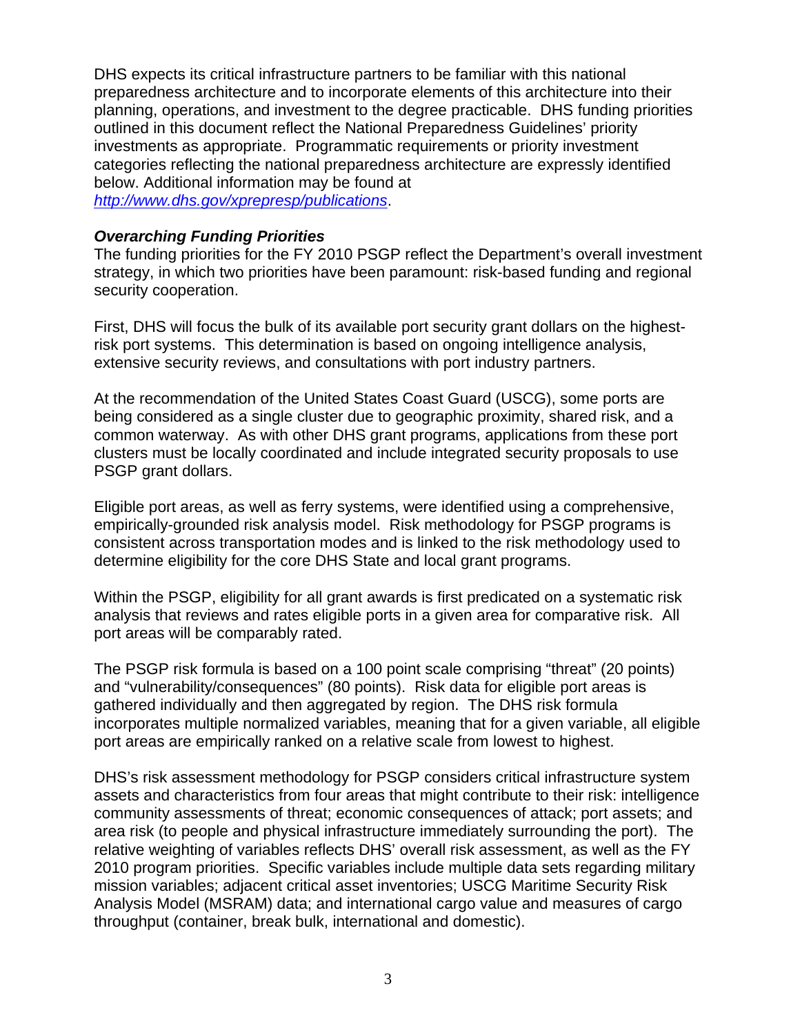DHS expects its critical infrastructure partners to be familiar with this national preparedness architecture and to incorporate elements of this architecture into their planning, operations, and investment to the degree practicable. DHS funding priorities outlined in this document reflect the National Preparedness Guidelines' priority investments as appropriate. Programmatic requirements or priority investment categories reflecting the national preparedness architecture are expressly identified below. Additional information may be found at *http://www.dhs.gov/xprepresp/publications*.

***Overarching Funding Priorities***

The funding priorities for the FY 2010 PSGP reflect the Department's overall investment strategy, in which two priorities have been paramount: risk-based funding and regional security cooperation.

First, DHS will focus the bulk of its available port security grant dollars on the highest-risk port systems. This determination is based on ongoing intelligence analysis, extensive security reviews, and consultations with port industry partners.

At the recommendation of the United States Coast Guard (USCG), some ports are being considered as a single cluster due to geographic proximity, shared risk, and a common waterway. As with other DHS grant programs, applications from these port clusters must be locally coordinated and include integrated security proposals to use PSGP grant dollars.

Eligible port areas, as well as ferry systems, were identified using a comprehensive, empirically-grounded risk analysis model. Risk methodology for PSGP programs is consistent across transportation modes and is linked to the risk methodology used to determine eligibility for the core DHS State and local grant programs.

Within the PSGP, eligibility for all grant awards is first predicated on a systematic risk analysis that reviews and rates eligible ports in a given area for comparative risk. All port areas will be comparably rated.

The PSGP risk formula is based on a 100 point scale comprising "threat" (20 points) and "vulnerability/consequences" (80 points). Risk data for eligible port areas is gathered individually and then aggregated by region. The DHS risk formula incorporates multiple normalized variables, meaning that for a given variable, all eligible port areas are empirically ranked on a relative scale from lowest to highest.

DHS's risk assessment methodology for PSGP considers critical infrastructure system assets and characteristics from four areas that might contribute to their risk: intelligence community assessments of threat; economic consequences of attack; port assets; and area risk (to people and physical infrastructure immediately surrounding the port). The relative weighting of variables reflects DHS' overall risk assessment, as well as the FY 2010 program priorities. Specific variables include multiple data sets regarding military mission variables; adjacent critical asset inventories; USCG Maritime Security Risk Analysis Model (MSRAM) data; and international cargo value and measures of cargo throughput (container, break bulk, international and domestic).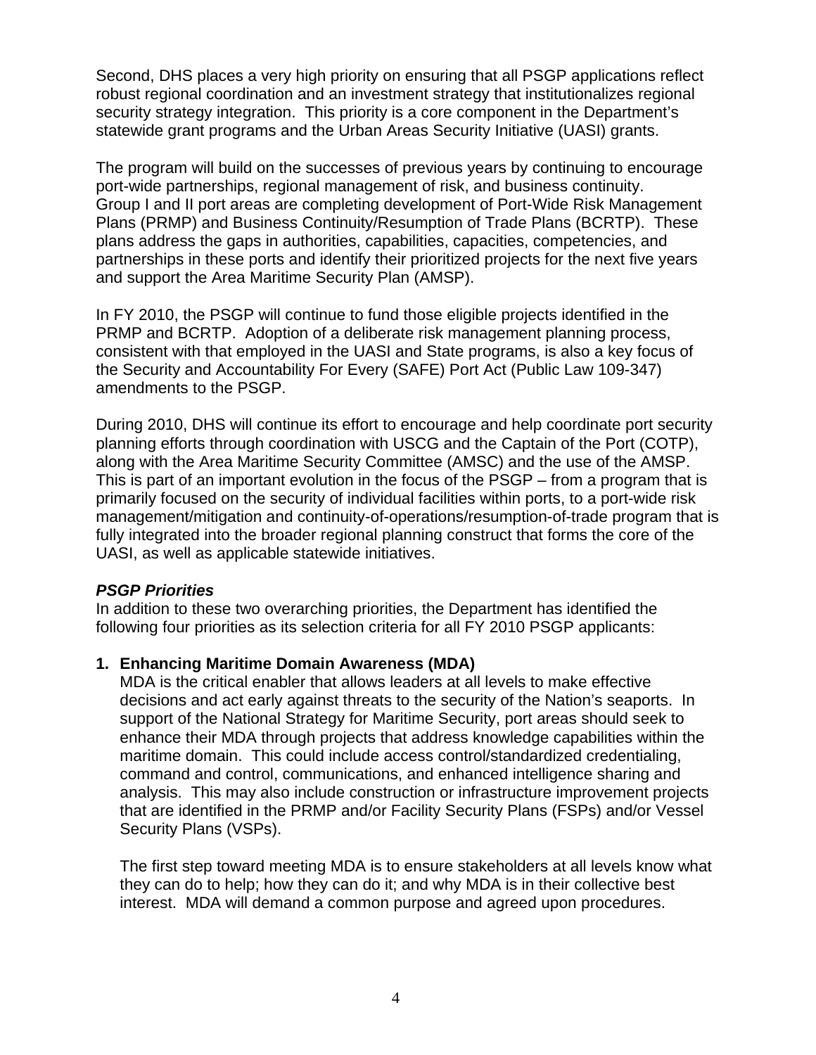Second, DHS places a very high priority on ensuring that all PSGP applications reflect robust regional coordination and an investment strategy that institutionalizes regional security strategy integration. This priority is a core component in the Department's statewide grant programs and the Urban Areas Security Initiative (UASI) grants.

The program will build on the successes of previous years by continuing to encourage port-wide partnerships, regional management of risk, and business continuity. Group I and II port areas are completing development of Port-Wide Risk Management Plans (PRMP) and Business Continuity/Resumption of Trade Plans (BCRTP). These plans address the gaps in authorities, capabilities, capacities, competencies, and partnerships in these ports and identify their prioritized projects for the next five years and support the Area Maritime Security Plan (AMSP).

In FY 2010, the PSGP will continue to fund those eligible projects identified in the PRMP and BCRTP. Adoption of a deliberate risk management planning process, consistent with that employed in the UASI and State programs, is also a key focus of the Security and Accountability For Every (SAFE) Port Act (Public Law 109-347) amendments to the PSGP.

During 2010, DHS will continue its effort to encourage and help coordinate port security planning efforts through coordination with USCG and the Captain of the Port (COTP), along with the Area Maritime Security Committee (AMSC) and the use of the AMSP. This is part of an important evolution in the focus of the PSGP – from a program that is primarily focused on the security of individual facilities within ports, to a port-wide risk management/mitigation and continuity-of-operations/resumption-of-trade program that is fully integrated into the broader regional planning construct that forms the core of the UASI, as well as applicable statewide initiatives.

***PSGP Priorities***

In addition to these two overarching priorities, the Department has identified the following four priorities as its selection criteria for all FY 2010 PSGP applicants:

1. **Enhancing Maritime Domain Awareness (MDA)**

   MDA is the critical enabler that allows leaders at all levels to make effective decisions and act early against threats to the security of the Nation's seaports. In support of the National Strategy for Maritime Security, port areas should seek to enhance their MDA through projects that address knowledge capabilities within the maritime domain. This could include access control/standardized credentialing, command and control, communications, and enhanced intelligence sharing and analysis. This may also include construction or infrastructure improvement projects that are identified in the PRMP and/or Facility Security Plans (FSPs) and/or Vessel Security Plans (VSPs).

   The first step toward meeting MDA is to ensure stakeholders at all levels know what they can do to help; how they can do it; and why MDA is in their collective best interest. MDA will demand a common purpose and agreed upon procedures.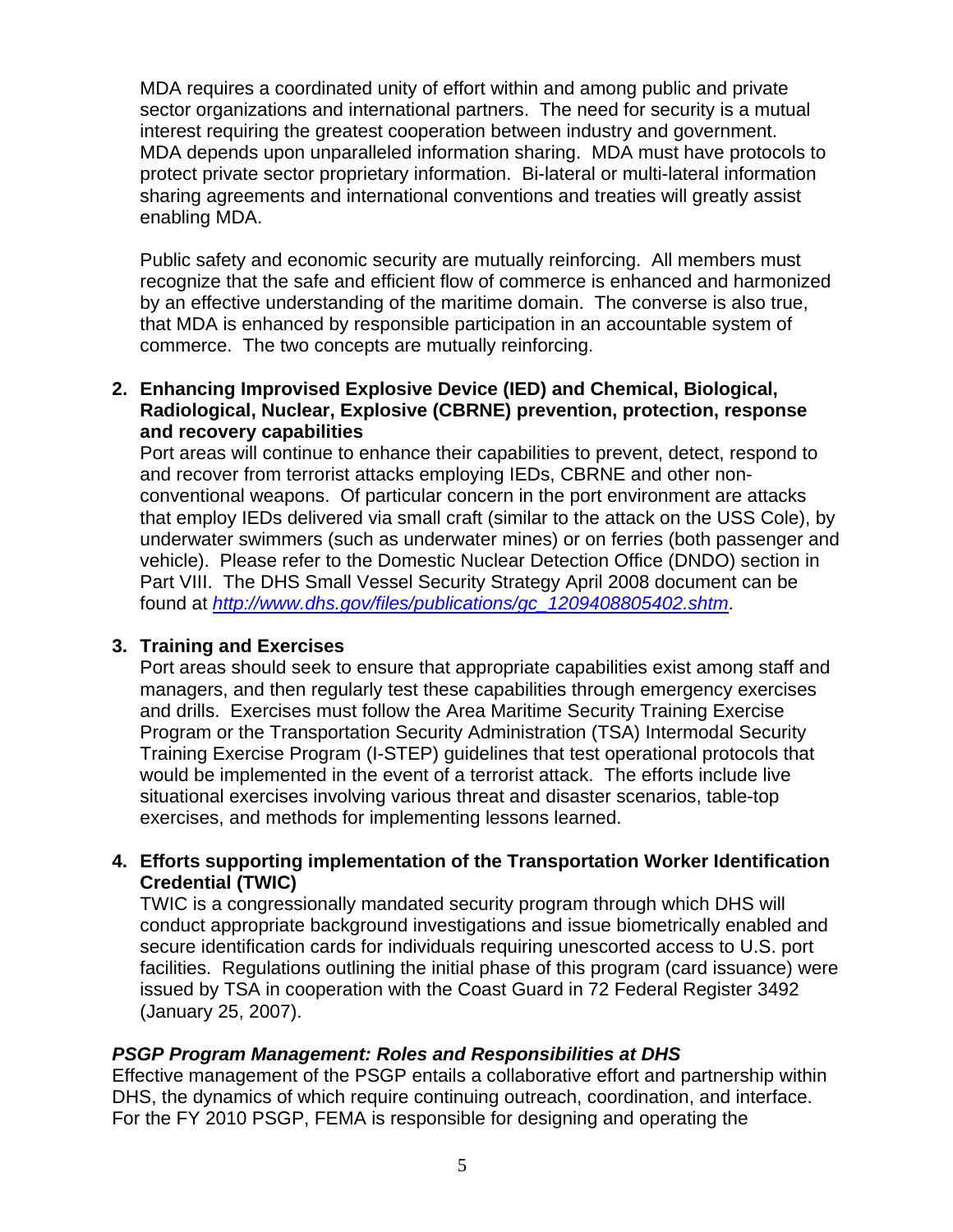MDA requires a coordinated unity of effort within and among public and private sector organizations and international partners. The need for security is a mutual interest requiring the greatest cooperation between industry and government. MDA depends upon unparalleled information sharing. MDA must have protocols to protect private sector proprietary information. Bi-lateral or multi-lateral information sharing agreements and international conventions and treaties will greatly assist enabling MDA.

Public safety and economic security are mutually reinforcing. All members must recognize that the safe and efficient flow of commerce is enhanced and harmonized by an effective understanding of the maritime domain. The converse is also true, that MDA is enhanced by responsible participation in an accountable system of commerce. The two concepts are mutually reinforcing.

2. **Enhancing Improvised Explosive Device (IED) and Chemical, Biological, Radiological, Nuclear, Explosive (CBRNE) prevention, protection, response and recovery capabilities**
   Port areas will continue to enhance their capabilities to prevent, detect, respond to and recover from terrorist attacks employing IEDs, CBRNE and other non-conventional weapons. Of particular concern in the port environment are attacks that employ IEDs delivered via small craft (similar to the attack on the USS Cole), by underwater swimmers (such as underwater mines) or on ferries (both passenger and vehicle). Please refer to the Domestic Nuclear Detection Office (DNDO) section in Part VIII. The DHS Small Vessel Security Strategy April 2008 document can be found at [http://www.dhs.gov/files/publications/gc_1209408805402.shtm](http://www.dhs.gov/files/publications/gc_1209408805402.shtm).

3. **Training and Exercises**
   Port areas should seek to ensure that appropriate capabilities exist among staff and managers, and then regularly test these capabilities through emergency exercises and drills. Exercises must follow the Area Maritime Security Training Exercise Program or the Transportation Security Administration (TSA) Intermodal Security Training Exercise Program (I-STEP) guidelines that test operational protocols that would be implemented in the event of a terrorist attack. The efforts include live situational exercises involving various threat and disaster scenarios, table-top exercises, and methods for implementing lessons learned.

4. **Efforts supporting implementation of the Transportation Worker Identification Credential (TWIC)**
   TWIC is a congressionally mandated security program through which DHS will conduct appropriate background investigations and issue biometrically enabled and secure identification cards for individuals requiring unescorted access to U.S. port facilities. Regulations outlining the initial phase of this program (card issuance) were issued by TSA in cooperation with the Coast Guard in 72 Federal Register 3492 (January 25, 2007).

***PSGP Program Management: Roles and Responsibilities at DHS***

Effective management of the PSGP entails a collaborative effort and partnership within DHS, the dynamics of which require continuing outreach, coordination, and interface. For the FY 2010 PSGP, FEMA is responsible for designing and operating the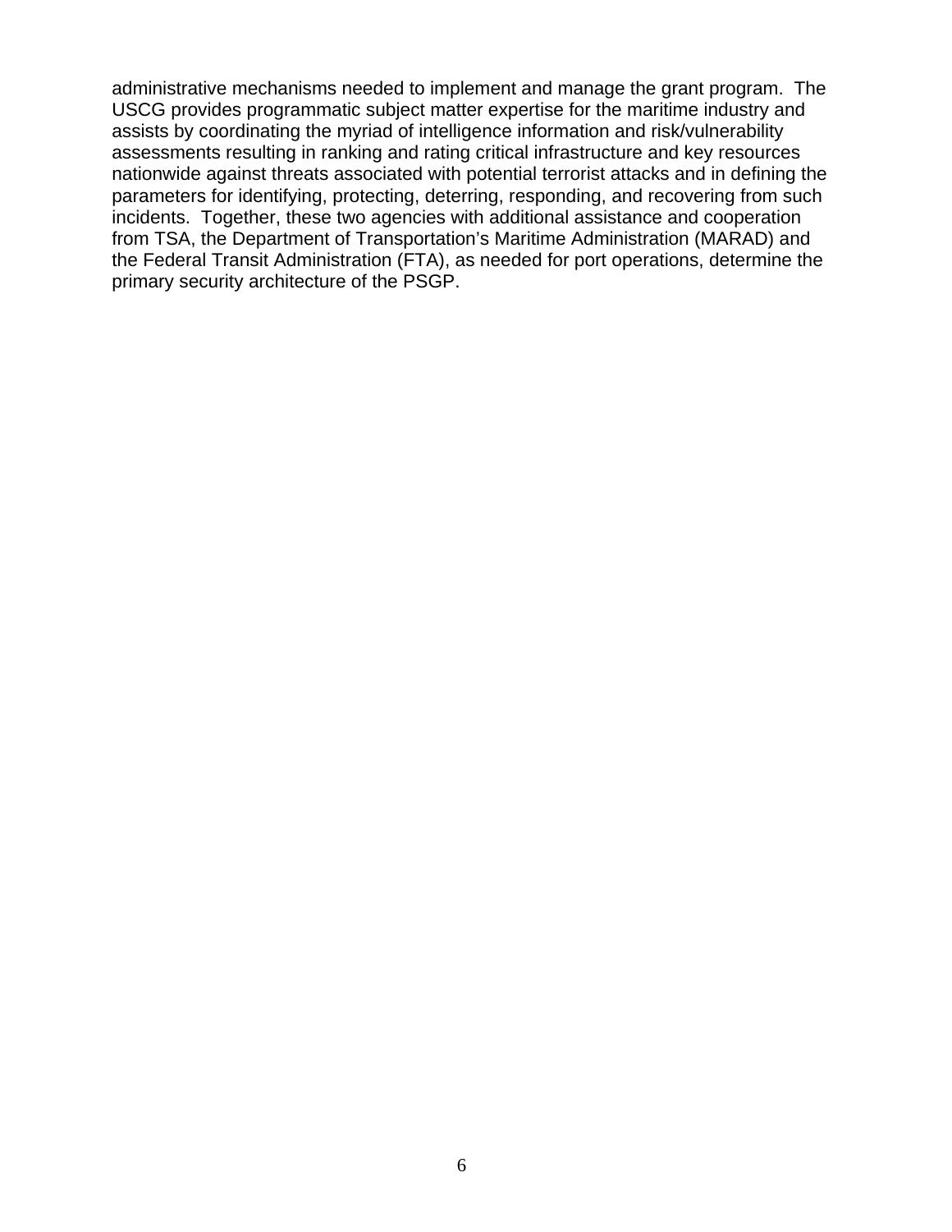administrative mechanisms needed to implement and manage the grant program. The USCG provides programmatic subject matter expertise for the maritime industry and assists by coordinating the myriad of intelligence information and risk/vulnerability assessments resulting in ranking and rating critical infrastructure and key resources nationwide against threats associated with potential terrorist attacks and in defining the parameters for identifying, protecting, deterring, responding, and recovering from such incidents. Together, these two agencies with additional assistance and cooperation from TSA, the Department of Transportation's Maritime Administration (MARAD) and the Federal Transit Administration (FTA), as needed for port operations, determine the primary security architecture of the PSGP.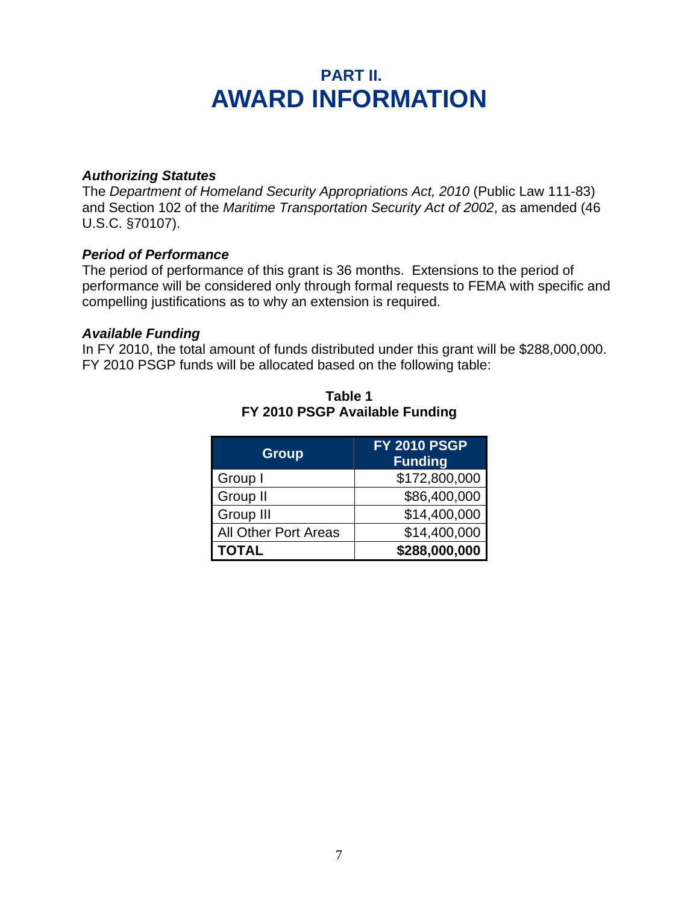# PART II.
# AWARD INFORMATION

***Authorizing Statutes***
The *Department of Homeland Security Appropriations Act, 2010* (Public Law 111-83) and Section 102 of the *Maritime Transportation Security Act of 2002*, as amended (46 U.S.C. §70107).

***Period of Performance***
The period of performance of this grant is 36 months. Extensions to the period of performance will be considered only through formal requests to FEMA with specific and compelling justifications as to why an extension is required.

***Available Funding***
In FY 2010, the total amount of funds distributed under this grant will be $288,000,000. FY 2010 PSGP funds will be allocated based on the following table:

**Table 1**
**FY 2010 PSGP Available Funding**

| Group | FY 2010 PSGP Funding |
|---|---:|
| Group I | $172,800,000 |
| Group II | $86,400,000 |
| Group III | $14,400,000 |
| All Other Port Areas | $14,400,000 |
| **TOTAL** | **$288,000,000** |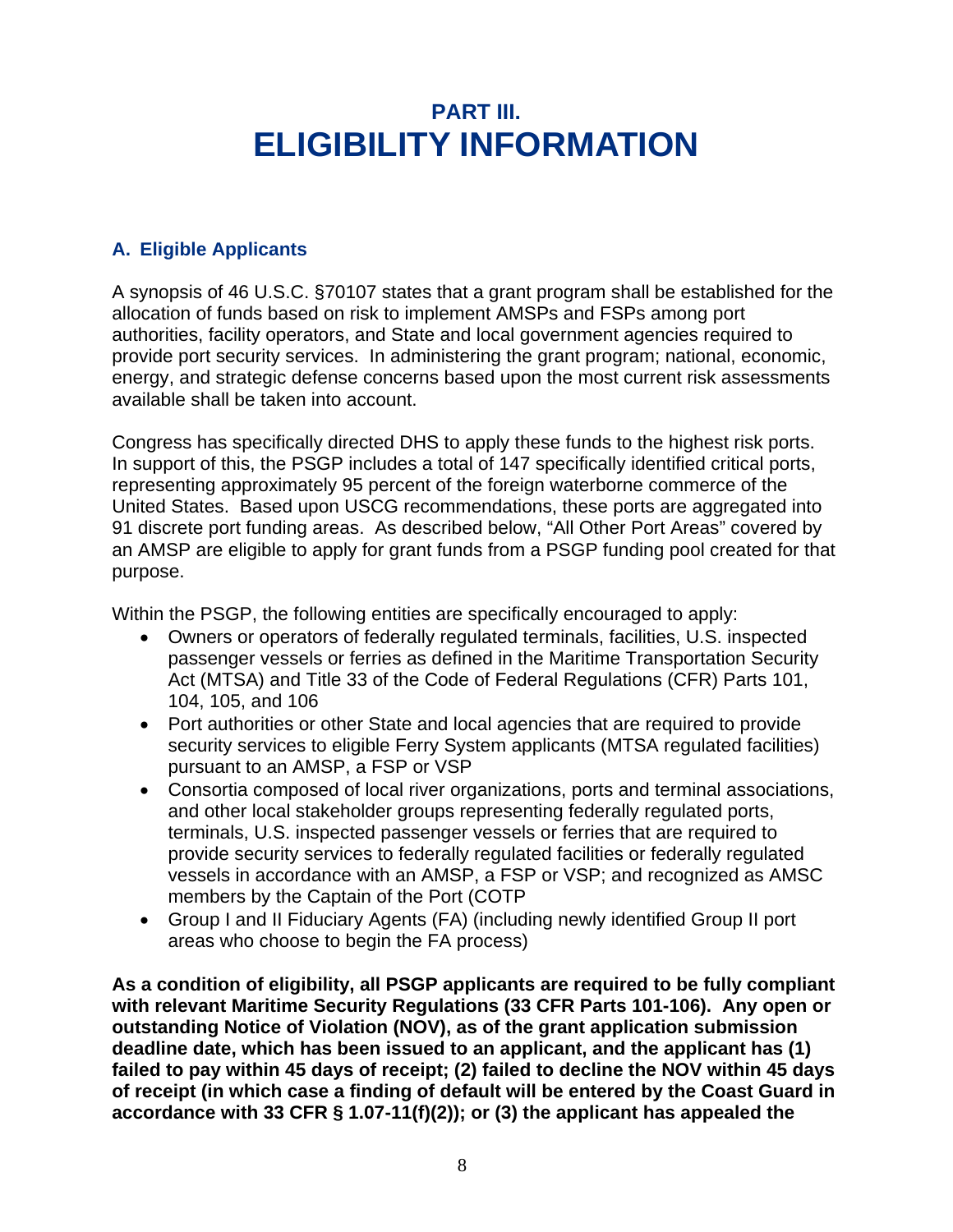# PART III.
# ELIGIBILITY INFORMATION

## A. Eligible Applicants

A synopsis of 46 U.S.C. §70107 states that a grant program shall be established for the allocation of funds based on risk to implement AMSPs and FSPs among port authorities, facility operators, and State and local government agencies required to provide port security services. In administering the grant program; national, economic, energy, and strategic defense concerns based upon the most current risk assessments available shall be taken into account.

Congress has specifically directed DHS to apply these funds to the highest risk ports. In support of this, the PSGP includes a total of 147 specifically identified critical ports, representing approximately 95 percent of the foreign waterborne commerce of the United States. Based upon USCG recommendations, these ports are aggregated into 91 discrete port funding areas. As described below, "All Other Port Areas" covered by an AMSP are eligible to apply for grant funds from a PSGP funding pool created for that purpose.

Within the PSGP, the following entities are specifically encouraged to apply:

- Owners or operators of federally regulated terminals, facilities, U.S. inspected passenger vessels or ferries as defined in the Maritime Transportation Security Act (MTSA) and Title 33 of the Code of Federal Regulations (CFR) Parts 101, 104, 105, and 106
- Port authorities or other State and local agencies that are required to provide security services to eligible Ferry System applicants (MTSA regulated facilities) pursuant to an AMSP, a FSP or VSP
- Consortia composed of local river organizations, ports and terminal associations, and other local stakeholder groups representing federally regulated ports, terminals, U.S. inspected passenger vessels or ferries that are required to provide security services to federally regulated facilities or federally regulated vessels in accordance with an AMSP, a FSP or VSP; and recognized as AMSC members by the Captain of the Port (COTP
- Group I and II Fiduciary Agents (FA) (including newly identified Group II port areas who choose to begin the FA process)

**As a condition of eligibility, all PSGP applicants are required to be fully compliant with relevant Maritime Security Regulations (33 CFR Parts 101-106). Any open or outstanding Notice of Violation (NOV), as of the grant application submission deadline date, which has been issued to an applicant, and the applicant has (1) failed to pay within 45 days of receipt; (2) failed to decline the NOV within 45 days of receipt (in which case a finding of default will be entered by the Coast Guard in accordance with 33 CFR § 1.07-11(f)(2)); or (3) the applicant has appealed the**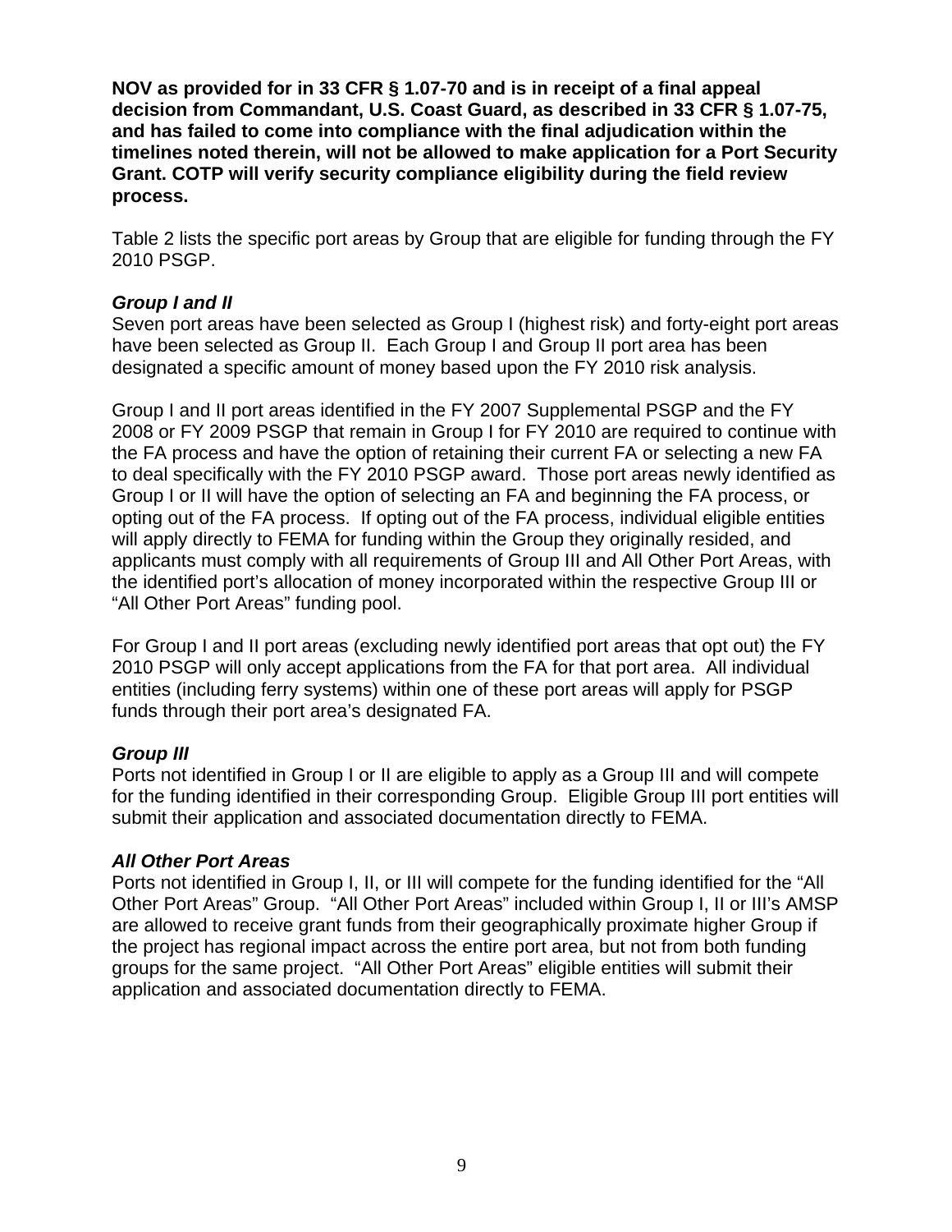**NOV as provided for in 33 CFR § 1.07-70 and is in receipt of a final appeal decision from Commandant, U.S. Coast Guard, as described in 33 CFR § 1.07-75, and has failed to come into compliance with the final adjudication within the timelines noted therein, will not be allowed to make application for a Port Security Grant. COTP will verify security compliance eligibility during the field review process.**

Table 2 lists the specific port areas by Group that are eligible for funding through the FY 2010 PSGP.

***Group I and II***

Seven port areas have been selected as Group I (highest risk) and forty-eight port areas have been selected as Group II. Each Group I and Group II port area has been designated a specific amount of money based upon the FY 2010 risk analysis.

Group I and II port areas identified in the FY 2007 Supplemental PSGP and the FY 2008 or FY 2009 PSGP that remain in Group I for FY 2010 are required to continue with the FA process and have the option of retaining their current FA or selecting a new FA to deal specifically with the FY 2010 PSGP award. Those port areas newly identified as Group I or II will have the option of selecting an FA and beginning the FA process, or opting out of the FA process. If opting out of the FA process, individual eligible entities will apply directly to FEMA for funding within the Group they originally resided, and applicants must comply with all requirements of Group III and All Other Port Areas, with the identified port's allocation of money incorporated within the respective Group III or "All Other Port Areas" funding pool.

For Group I and II port areas (excluding newly identified port areas that opt out) the FY 2010 PSGP will only accept applications from the FA for that port area. All individual entities (including ferry systems) within one of these port areas will apply for PSGP funds through their port area's designated FA.

***Group III***

Ports not identified in Group I or II are eligible to apply as a Group III and will compete for the funding identified in their corresponding Group. Eligible Group III port entities will submit their application and associated documentation directly to FEMA.

***All Other Port Areas***

Ports not identified in Group I, II, or III will compete for the funding identified for the "All Other Port Areas" Group. "All Other Port Areas" included within Group I, II or III's AMSP are allowed to receive grant funds from their geographically proximate higher Group if the project has regional impact across the entire port area, but not from both funding groups for the same project. "All Other Port Areas" eligible entities will submit their application and associated documentation directly to FEMA.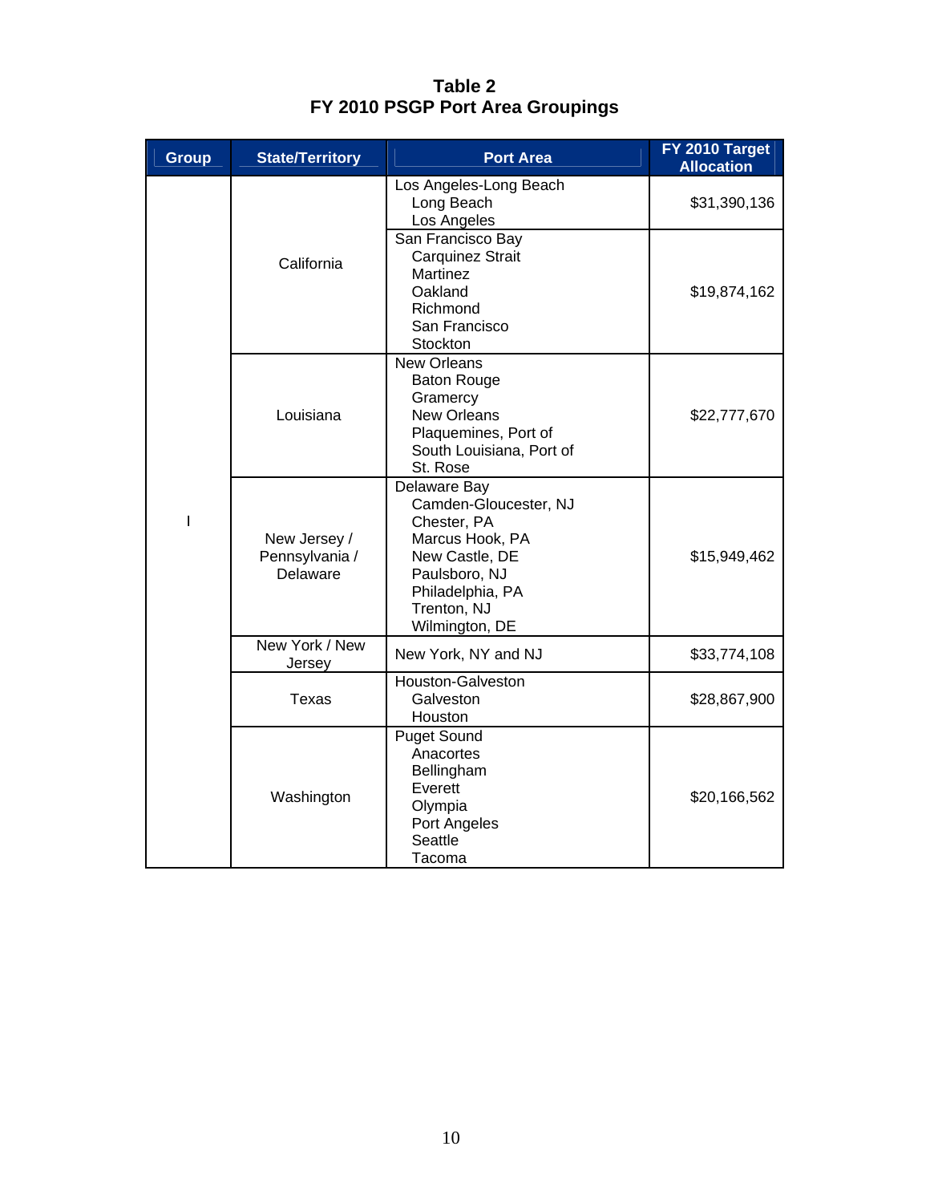**Table 2**
**FY 2010 PSGP Port Area Groupings**

| Group | State/Territory | Port Area | FY 2010 Target Allocation |
|---|---|---|---|
| I | California | Los Angeles-Long Beach<br>Long Beach<br>Los Angeles | $31,390,136 |
| | | San Francisco Bay<br>Carquinez Strait<br>Martinez<br>Oakland<br>Richmond<br>San Francisco<br>Stockton | $19,874,162 |
| | Louisiana | New Orleans<br>Baton Rouge<br>Gramercy<br>New Orleans<br>Plaquemines, Port of<br>South Louisiana, Port of<br>St. Rose | $22,777,670 |
| | New Jersey / Pennsylvania / Delaware | Delaware Bay<br>Camden-Gloucester, NJ<br>Chester, PA<br>Marcus Hook, PA<br>New Castle, DE<br>Paulsboro, NJ<br>Philadelphia, PA<br>Trenton, NJ<br>Wilmington, DE | $15,949,462 |
| | New York / New Jersey | New York, NY and NJ | $33,774,108 |
| | Texas | Houston-Galveston<br>Galveston<br>Houston | $28,867,900 |
| | Washington | Puget Sound<br>Anacortes<br>Bellingham<br>Everett<br>Olympia<br>Port Angeles<br>Seattle<br>Tacoma | $20,166,562 |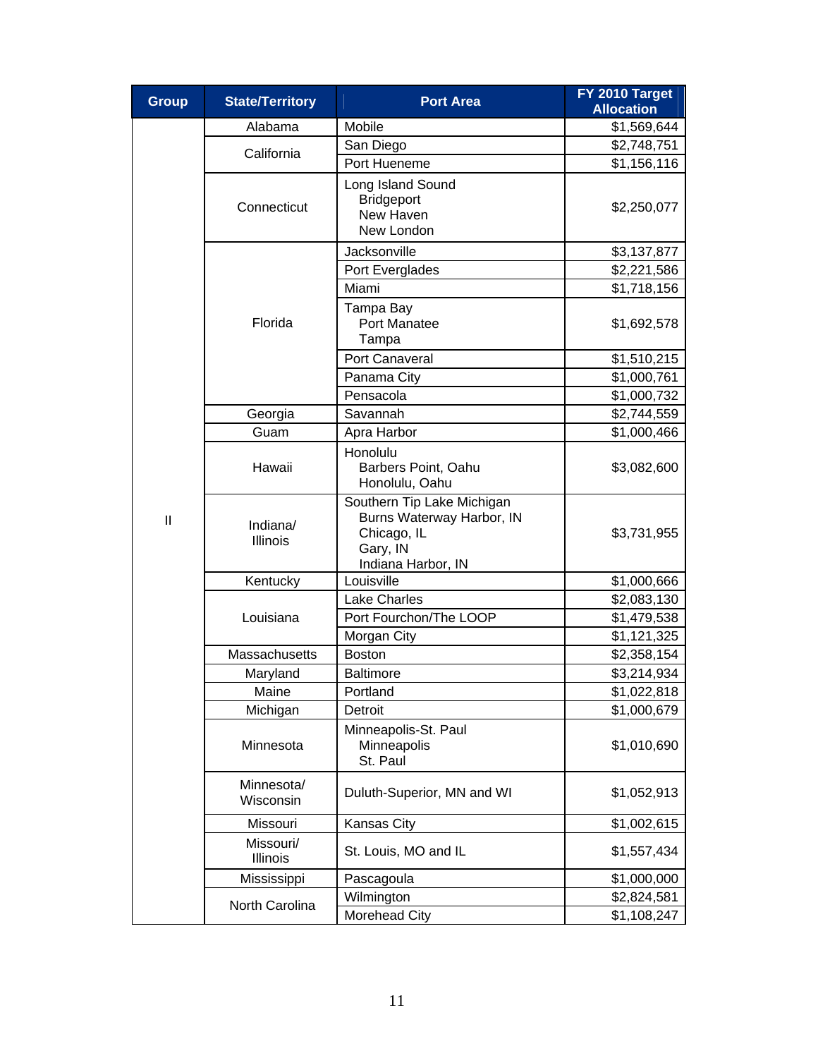| Group | State/Territory | Port Area | FY 2010 Target Allocation |
|---|---|---|---|
| II | Alabama | Mobile | $1,569,644 |
| | California | San Diego | $2,748,751 |
| | | Port Hueneme | $1,156,116 |
| | Connecticut | Long Island Sound<br>Bridgeport<br>New Haven<br>New London | $2,250,077 |
| | Florida | Jacksonville | $3,137,877 |
| | | Port Everglades | $2,221,586 |
| | | Miami | $1,718,156 |
| | | Tampa Bay<br>Port Manatee<br>Tampa | $1,692,578 |
| | | Port Canaveral | $1,510,215 |
| | | Panama City | $1,000,761 |
| | | Pensacola | $1,000,732 |
| | Georgia | Savannah | $2,744,559 |
| | Guam | Apra Harbor | $1,000,466 |
| | Hawaii | Honolulu<br>Barbers Point, Oahu<br>Honolulu, Oahu | $3,082,600 |
| | Indiana/ Illinois | Southern Tip Lake Michigan<br>Burns Waterway Harbor, IN<br>Chicago, IL<br>Gary, IN<br>Indiana Harbor, IN | $3,731,955 |
| | Kentucky | Louisville | $1,000,666 |
| | Louisiana | Lake Charles | $2,083,130 |
| | | Port Fourchon/The LOOP | $1,479,538 |
| | | Morgan City | $1,121,325 |
| | Massachusetts | Boston | $2,358,154 |
| | Maryland | Baltimore | $3,214,934 |
| | Maine | Portland | $1,022,818 |
| | Michigan | Detroit | $1,000,679 |
| | Minnesota | Minneapolis-St. Paul<br>Minneapolis<br>St. Paul | $1,010,690 |
| | Minnesota/ Wisconsin | Duluth-Superior, MN and WI | $1,052,913 |
| | Missouri | Kansas City | $1,002,615 |
| | Missouri/ Illinois | St. Louis, MO and IL | $1,557,434 |
| | Mississippi | Pascagoula | $1,000,000 |
| | North Carolina | Wilmington | $2,824,581 |
| | | Morehead City | $1,108,247 |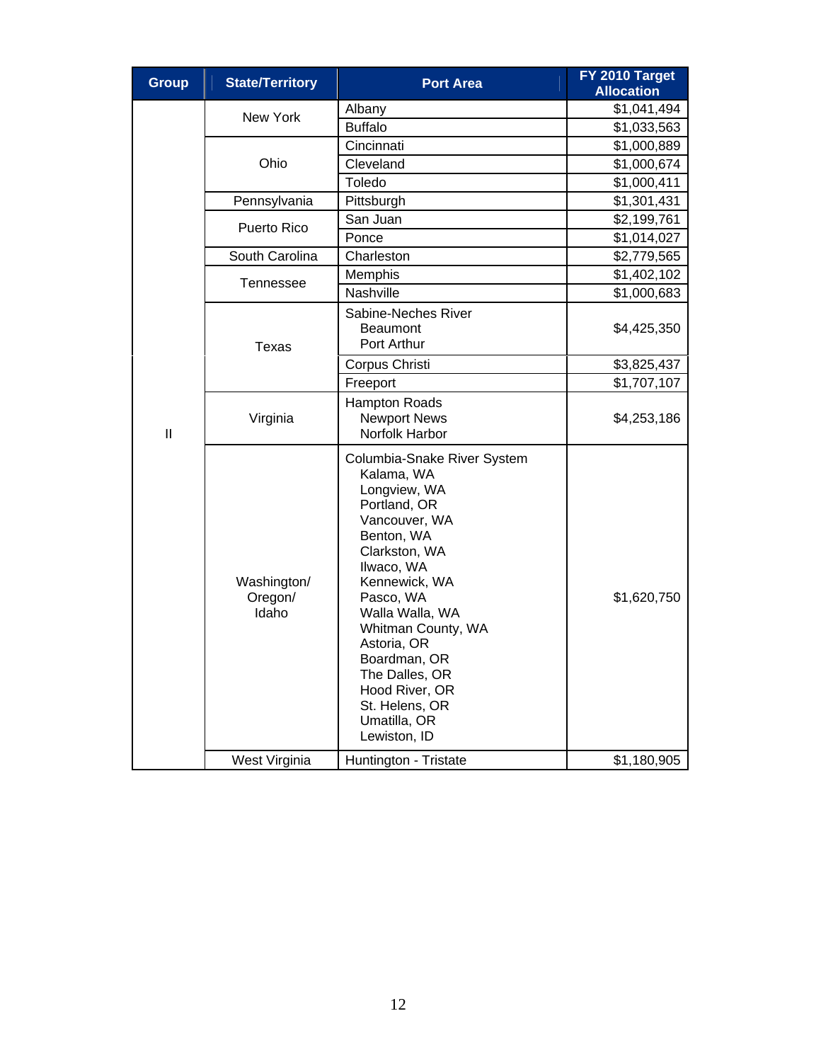| Group | State/Territory | Port Area | FY 2010 Target Allocation |
|---|---|---|---|
| II | New York | Albany | $1,041,494 |
| | | Buffalo | $1,033,563 |
| | Ohio | Cincinnati | $1,000,889 |
| | | Cleveland | $1,000,674 |
| | | Toledo | $1,000,411 |
| | Pennsylvania | Pittsburgh | $1,301,431 |
| | Puerto Rico | San Juan | $2,199,761 |
| | | Ponce | $1,014,027 |
| | South Carolina | Charleston | $2,779,565 |
| | Tennessee | Memphis | $1,402,102 |
| | | Nashville | $1,000,683 |
| | Texas | Sabine-Neches River<br>Beaumont<br>Port Arthur | $4,425,350 |
| | | Corpus Christi | $3,825,437 |
| | | Freeport | $1,707,107 |
| | Virginia | Hampton Roads<br>Newport News<br>Norfolk Harbor | $4,253,186 |
| | Washington/ Oregon/ Idaho | Columbia-Snake River System<br>Kalama, WA<br>Longview, WA<br>Portland, OR<br>Vancouver, WA<br>Benton, WA<br>Clarkston, WA<br>Ilwaco, WA<br>Kennewick, WA<br>Pasco, WA<br>Walla Walla, WA<br>Whitman County, WA<br>Astoria, OR<br>Boardman, OR<br>The Dalles, OR<br>Hood River, OR<br>St. Helens, OR<br>Umatilla, OR<br>Lewiston, ID | $1,620,750 |
| | West Virginia | Huntington - Tristate | $1,180,905 |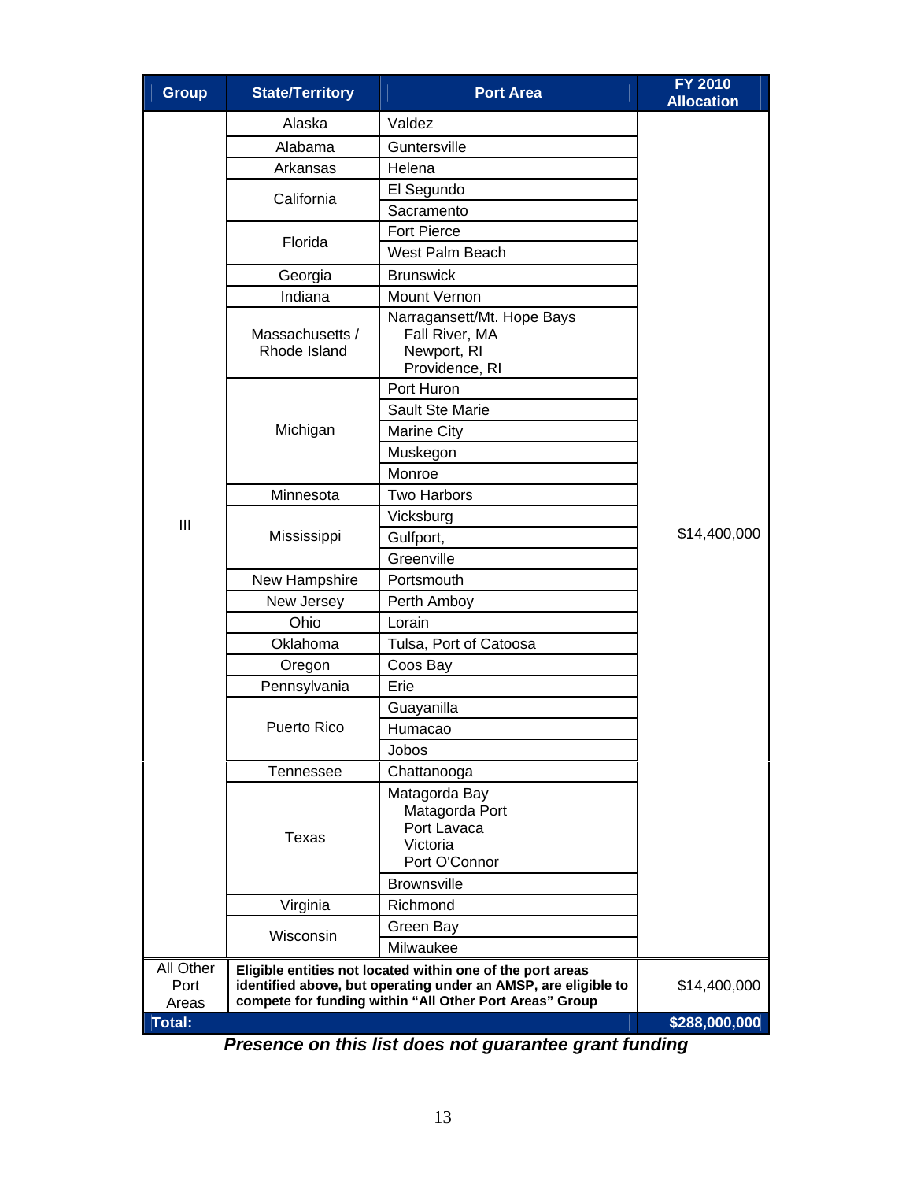| Group | State/Territory | Port Area | FY 2010 Allocation |
|---|---|---|---|
| III | Alaska | Valdez | $14,400,000 |
| | Alabama | Guntersville | |
| | Arkansas | Helena | |
| | California | El Segundo | |
| | | Sacramento | |
| | Florida | Fort Pierce | |
| | | West Palm Beach | |
| | Georgia | Brunswick | |
| | Indiana | Mount Vernon | |
| | Massachusetts / Rhode Island | Narragansett/Mt. Hope Bays<br>Fall River, MA<br>Newport, RI<br>Providence, RI | |
| | Michigan | Port Huron | |
| | | Sault Ste Marie | |
| | | Marine City | |
| | | Muskegon | |
| | | Monroe | |
| | Minnesota | Two Harbors | |
| | Mississippi | Vicksburg | |
| | | Gulfport, | |
| | | Greenville | |
| | New Hampshire | Portsmouth | |
| | New Jersey | Perth Amboy | |
| | Ohio | Lorain | |
| | Oklahoma | Tulsa, Port of Catoosa | |
| | Oregon | Coos Bay | |
| | Pennsylvania | Erie | |
| | Puerto Rico | Guayanilla | |
| | | Humacao | |
| | | Jobos | |
| | Tennessee | Chattanooga | |
| | Texas | Matagorda Bay<br>Matagorda Port<br>Port Lavaca<br>Victoria<br>Port O'Connor | |
| | | Brownsville | |
| | Virginia | Richmond | |
| | Wisconsin | Green Bay | |
| | | Milwaukee | |
| All Other Port Areas | **Eligible entities not located within one of the port areas identified above, but operating under an AMSP, are eligible to compete for funding within "All Other Port Areas" Group** | | $14,400,000 |
| **Total:** | | | **$288,000,000** |

***Presence on this list does not guarantee grant funding***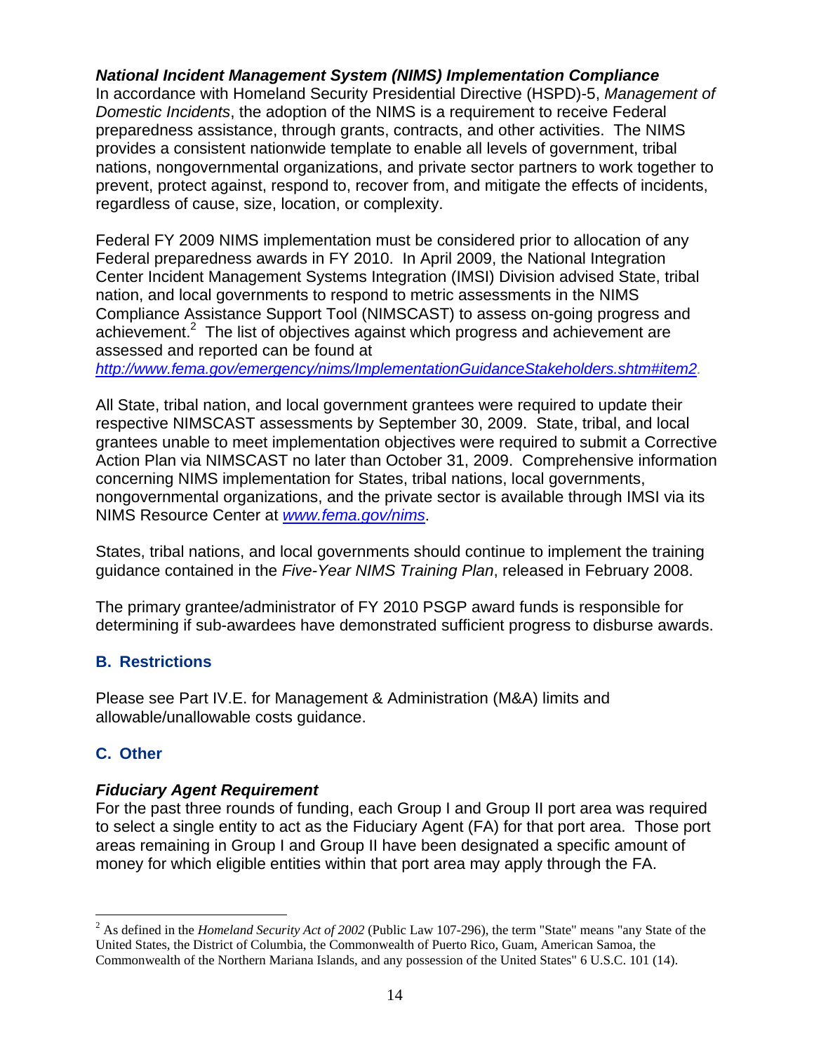***National Incident Management System (NIMS) Implementation Compliance***

In accordance with Homeland Security Presidential Directive (HSPD)-5, *Management of Domestic Incidents*, the adoption of the NIMS is a requirement to receive Federal preparedness assistance, through grants, contracts, and other activities. The NIMS provides a consistent nationwide template to enable all levels of government, tribal nations, nongovernmental organizations, and private sector partners to work together to prevent, protect against, respond to, recover from, and mitigate the effects of incidents, regardless of cause, size, location, or complexity.

Federal FY 2009 NIMS implementation must be considered prior to allocation of any Federal preparedness awards in FY 2010. In April 2009, the National Integration Center Incident Management Systems Integration (IMSI) Division advised State, tribal nation, and local governments to respond to metric assessments in the NIMS Compliance Assistance Support Tool (NIMSCAST) to assess on-going progress and achievement.[2] The list of objectives against which progress and achievement are assessed and reported can be found at *http://www.fema.gov/emergency/nims/ImplementationGuidanceStakeholders.shtm#item2*.

All State, tribal nation, and local government grantees were required to update their respective NIMSCAST assessments by September 30, 2009. State, tribal, and local grantees unable to meet implementation objectives were required to submit a Corrective Action Plan via NIMSCAST no later than October 31, 2009. Comprehensive information concerning NIMS implementation for States, tribal nations, local governments, nongovernmental organizations, and the private sector is available through IMSI via its NIMS Resource Center at *www.fema.gov/nims*.

States, tribal nations, and local governments should continue to implement the training guidance contained in the *Five-Year NIMS Training Plan*, released in February 2008.

The primary grantee/administrator of FY 2010 PSGP award funds is responsible for determining if sub-awardees have demonstrated sufficient progress to disburse awards.

## B. Restrictions

Please see Part IV.E. for Management & Administration (M&A) limits and allowable/unallowable costs guidance.

## C. Other

***Fiduciary Agent Requirement***

For the past three rounds of funding, each Group I and Group II port area was required to select a single entity to act as the Fiduciary Agent (FA) for that port area. Those port areas remaining in Group I and Group II have been designated a specific amount of money for which eligible entities within that port area may apply through the FA.

---

[2] As defined in the *Homeland Security Act of 2002* (Public Law 107-296), the term "State" means "any State of the United States, the District of Columbia, the Commonwealth of Puerto Rico, Guam, American Samoa, the Commonwealth of the Northern Mariana Islands, and any possession of the United States" 6 U.S.C. 101 (14).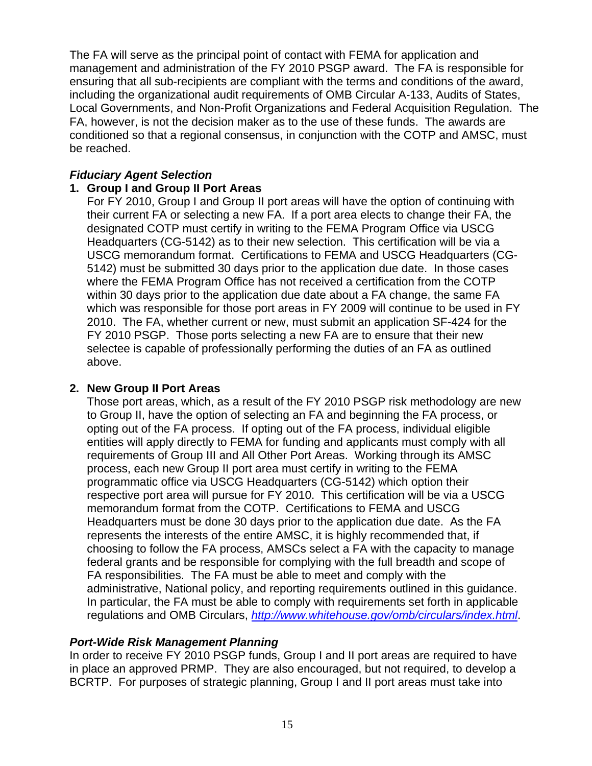The FA will serve as the principal point of contact with FEMA for application and management and administration of the FY 2010 PSGP award. The FA is responsible for ensuring that all sub-recipients are compliant with the terms and conditions of the award, including the organizational audit requirements of OMB Circular A-133, Audits of States, Local Governments, and Non-Profit Organizations and Federal Acquisition Regulation. The FA, however, is not the decision maker as to the use of these funds. The awards are conditioned so that a regional consensus, in conjunction with the COTP and AMSC, must be reached.

***Fiduciary Agent Selection***

1. **Group I and Group II Port Areas**
   For FY 2010, Group I and Group II port areas will have the option of continuing with their current FA or selecting a new FA. If a port area elects to change their FA, the designated COTP must certify in writing to the FEMA Program Office via USCG Headquarters (CG-5142) as to their new selection. This certification will be via a USCG memorandum format. Certifications to FEMA and USCG Headquarters (CG-5142) must be submitted 30 days prior to the application due date. In those cases where the FEMA Program Office has not received a certification from the COTP within 30 days prior to the application due date about a FA change, the same FA which was responsible for those port areas in FY 2009 will continue to be used in FY 2010. The FA, whether current or new, must submit an application SF-424 for the FY 2010 PSGP. Those ports selecting a new FA are to ensure that their new selectee is capable of professionally performing the duties of an FA as outlined above.

2. **New Group II Port Areas**
   Those port areas, which, as a result of the FY 2010 PSGP risk methodology are new to Group II, have the option of selecting an FA and beginning the FA process, or opting out of the FA process. If opting out of the FA process, individual eligible entities will apply directly to FEMA for funding and applicants must comply with all requirements of Group III and All Other Port Areas. Working through its AMSC process, each new Group II port area must certify in writing to the FEMA programmatic office via USCG Headquarters (CG-5142) which option their respective port area will pursue for FY 2010. This certification will be via a USCG memorandum format from the COTP. Certifications to FEMA and USCG Headquarters must be done 30 days prior to the application due date. As the FA represents the interests of the entire AMSC, it is highly recommended that, if choosing to follow the FA process, AMSCs select a FA with the capacity to manage federal grants and be responsible for complying with the full breadth and scope of FA responsibilities. The FA must be able to meet and comply with the administrative, National policy, and reporting requirements outlined in this guidance. In particular, the FA must be able to comply with requirements set forth in applicable regulations and OMB Circulars, *http://www.whitehouse.gov/omb/circulars/index.html*.

***Port-Wide Risk Management Planning***

In order to receive FY 2010 PSGP funds, Group I and II port areas are required to have in place an approved PRMP. They are also encouraged, but not required, to develop a BCRTP. For purposes of strategic planning, Group I and II port areas must take into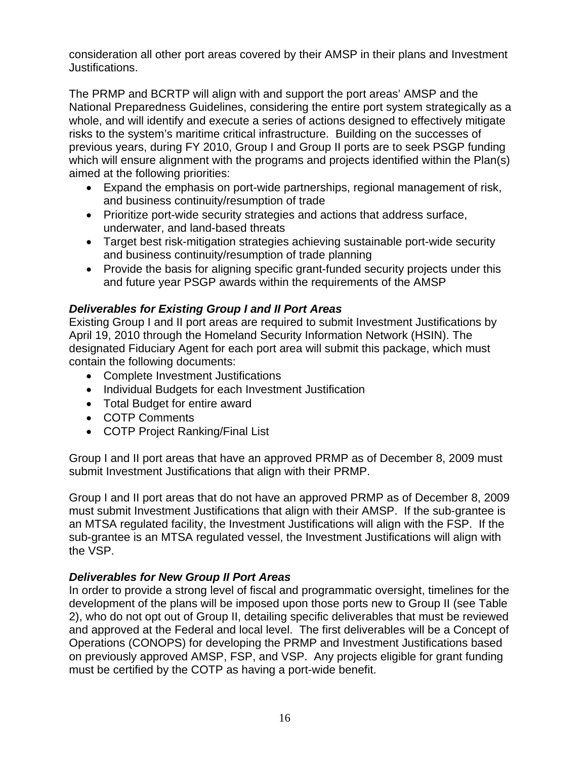consideration all other port areas covered by their AMSP in their plans and Investment Justifications.

The PRMP and BCRTP will align with and support the port areas' AMSP and the National Preparedness Guidelines, considering the entire port system strategically as a whole, and will identify and execute a series of actions designed to effectively mitigate risks to the system's maritime critical infrastructure. Building on the successes of previous years, during FY 2010, Group I and Group II ports are to seek PSGP funding which will ensure alignment with the programs and projects identified within the Plan(s) aimed at the following priorities:

- Expand the emphasis on port-wide partnerships, regional management of risk, and business continuity/resumption of trade
- Prioritize port-wide security strategies and actions that address surface, underwater, and land-based threats
- Target best risk-mitigation strategies achieving sustainable port-wide security and business continuity/resumption of trade planning
- Provide the basis for aligning specific grant-funded security projects under this and future year PSGP awards within the requirements of the AMSP

### *Deliverables for Existing Group I and II Port Areas*

Existing Group I and II port areas are required to submit Investment Justifications by April 19, 2010 through the Homeland Security Information Network (HSIN). The designated Fiduciary Agent for each port area will submit this package, which must contain the following documents:

- Complete Investment Justifications
- Individual Budgets for each Investment Justification
- Total Budget for entire award
- COTP Comments
- COTP Project Ranking/Final List

Group I and II port areas that have an approved PRMP as of December 8, 2009 must submit Investment Justifications that align with their PRMP.

Group I and II port areas that do not have an approved PRMP as of December 8, 2009 must submit Investment Justifications that align with their AMSP. If the sub-grantee is an MTSA regulated facility, the Investment Justifications will align with the FSP. If the sub-grantee is an MTSA regulated vessel, the Investment Justifications will align with the VSP.

### *Deliverables for New Group II Port Areas*

In order to provide a strong level of fiscal and programmatic oversight, timelines for the development of the plans will be imposed upon those ports new to Group II (see Table 2), who do not opt out of Group II, detailing specific deliverables that must be reviewed and approved at the Federal and local level. The first deliverables will be a Concept of Operations (CONOPS) for developing the PRMP and Investment Justifications based on previously approved AMSP, FSP, and VSP. Any projects eligible for grant funding must be certified by the COTP as having a port-wide benefit.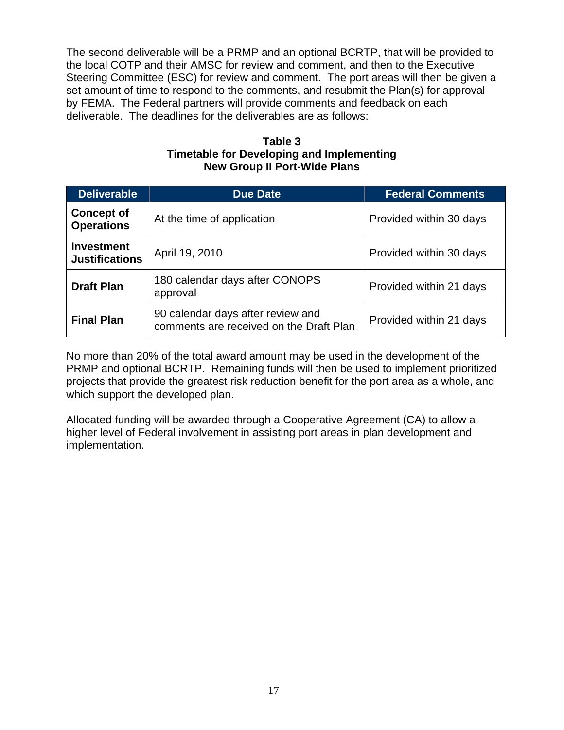The second deliverable will be a PRMP and an optional BCRTP, that will be provided to the local COTP and their AMSC for review and comment, and then to the Executive Steering Committee (ESC) for review and comment. The port areas will then be given a set amount of time to respond to the comments, and resubmit the Plan(s) for approval by FEMA. The Federal partners will provide comments and feedback on each deliverable. The deadlines for the deliverables are as follows:

**Table 3**
**Timetable for Developing and Implementing New Group II Port-Wide Plans**

| Deliverable | Due Date | Federal Comments |
|---|---|---|
| **Concept of Operations** | At the time of application | Provided within 30 days |
| **Investment Justifications** | April 19, 2010 | Provided within 30 days |
| **Draft Plan** | 180 calendar days after CONOPS approval | Provided within 21 days |
| **Final Plan** | 90 calendar days after review and comments are received on the Draft Plan | Provided within 21 days |

No more than 20% of the total award amount may be used in the development of the PRMP and optional BCRTP. Remaining funds will then be used to implement prioritized projects that provide the greatest risk reduction benefit for the port area as a whole, and which support the developed plan.

Allocated funding will be awarded through a Cooperative Agreement (CA) to allow a higher level of Federal involvement in assisting port areas in plan development and implementation.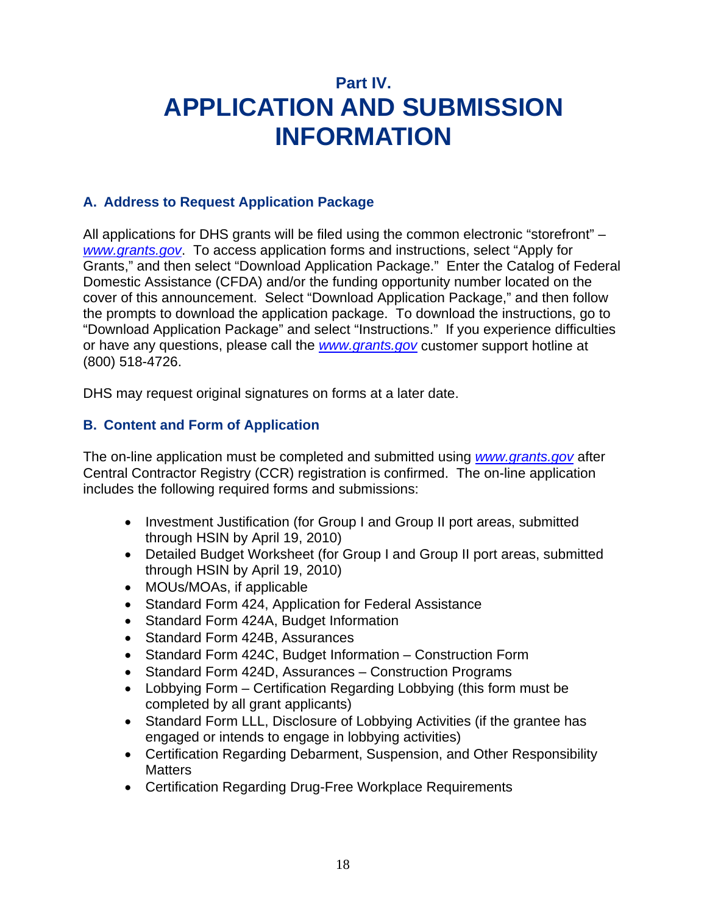# Part IV.
# APPLICATION AND SUBMISSION INFORMATION

## A. Address to Request Application Package

All applications for DHS grants will be filed using the common electronic "storefront" – *www.grants.gov*. To access application forms and instructions, select "Apply for Grants," and then select "Download Application Package." Enter the Catalog of Federal Domestic Assistance (CFDA) and/or the funding opportunity number located on the cover of this announcement. Select "Download Application Package," and then follow the prompts to download the application package. To download the instructions, go to "Download Application Package" and select "Instructions." If you experience difficulties or have any questions, please call the *www.grants.gov* customer support hotline at (800) 518-4726.

DHS may request original signatures on forms at a later date.

## B. Content and Form of Application

The on-line application must be completed and submitted using *www.grants.gov* after Central Contractor Registry (CCR) registration is confirmed. The on-line application includes the following required forms and submissions:

- Investment Justification (for Group I and Group II port areas, submitted through HSIN by April 19, 2010)
- Detailed Budget Worksheet (for Group I and Group II port areas, submitted through HSIN by April 19, 2010)
- MOUs/MOAs, if applicable
- Standard Form 424, Application for Federal Assistance
- Standard Form 424A, Budget Information
- Standard Form 424B, Assurances
- Standard Form 424C, Budget Information – Construction Form
- Standard Form 424D, Assurances – Construction Programs
- Lobbying Form – Certification Regarding Lobbying (this form must be completed by all grant applicants)
- Standard Form LLL, Disclosure of Lobbying Activities (if the grantee has engaged or intends to engage in lobbying activities)
- Certification Regarding Debarment, Suspension, and Other Responsibility Matters
- Certification Regarding Drug-Free Workplace Requirements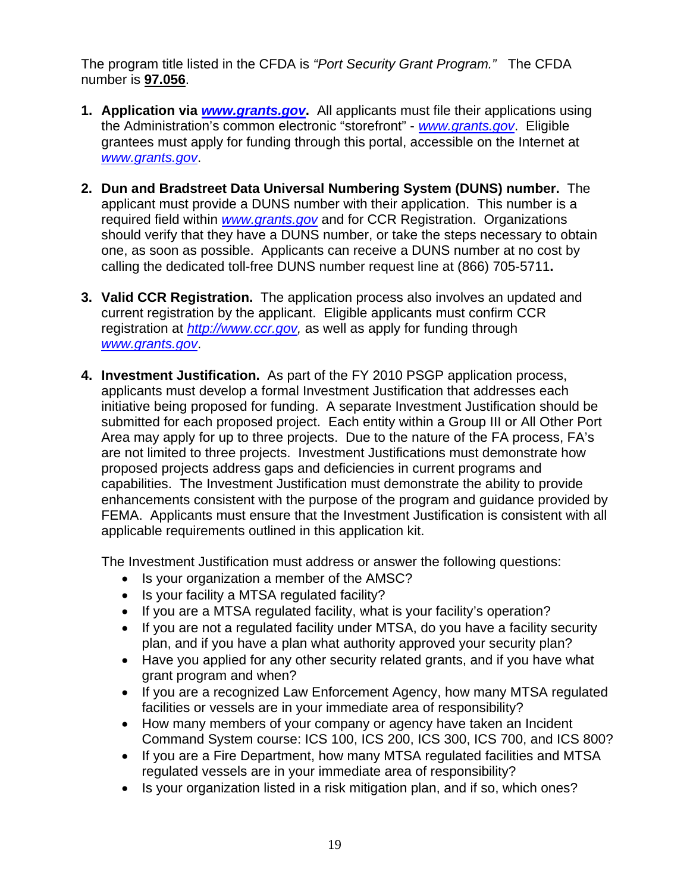The program title listed in the CFDA is *"Port Security Grant Program."* The CFDA number is **97.056**.

1. **Application via *www.grants.gov*.** All applicants must file their applications using the Administration's common electronic "storefront" - *www.grants.gov*. Eligible grantees must apply for funding through this portal, accessible on the Internet at *www.grants.gov*.

2. **Dun and Bradstreet Data Universal Numbering System (DUNS) number.** The applicant must provide a DUNS number with their application. This number is a required field within *www.grants.gov* and for CCR Registration. Organizations should verify that they have a DUNS number, or take the steps necessary to obtain one, as soon as possible. Applicants can receive a DUNS number at no cost by calling the dedicated toll-free DUNS number request line at (866) 705-5711**.**

3. **Valid CCR Registration.** The application process also involves an updated and current registration by the applicant. Eligible applicants must confirm CCR registration at *http://www.ccr.gov,* as well as apply for funding through *www.grants.gov*.

4. **Investment Justification.** As part of the FY 2010 PSGP application process, applicants must develop a formal Investment Justification that addresses each initiative being proposed for funding. A separate Investment Justification should be submitted for each proposed project. Each entity within a Group III or All Other Port Area may apply for up to three projects. Due to the nature of the FA process, FA's are not limited to three projects. Investment Justifications must demonstrate how proposed projects address gaps and deficiencies in current programs and capabilities. The Investment Justification must demonstrate the ability to provide enhancements consistent with the purpose of the program and guidance provided by FEMA. Applicants must ensure that the Investment Justification is consistent with all applicable requirements outlined in this application kit.

   The Investment Justification must address or answer the following questions:
   - Is your organization a member of the AMSC?
   - Is your facility a MTSA regulated facility?
   - If you are a MTSA regulated facility, what is your facility's operation?
   - If you are not a regulated facility under MTSA, do you have a facility security plan, and if you have a plan what authority approved your security plan?
   - Have you applied for any other security related grants, and if you have what grant program and when?
   - If you are a recognized Law Enforcement Agency, how many MTSA regulated facilities or vessels are in your immediate area of responsibility?
   - How many members of your company or agency have taken an Incident Command System course: ICS 100, ICS 200, ICS 300, ICS 700, and ICS 800?
   - If you are a Fire Department, how many MTSA regulated facilities and MTSA regulated vessels are in your immediate area of responsibility?
   - Is your organization listed in a risk mitigation plan, and if so, which ones?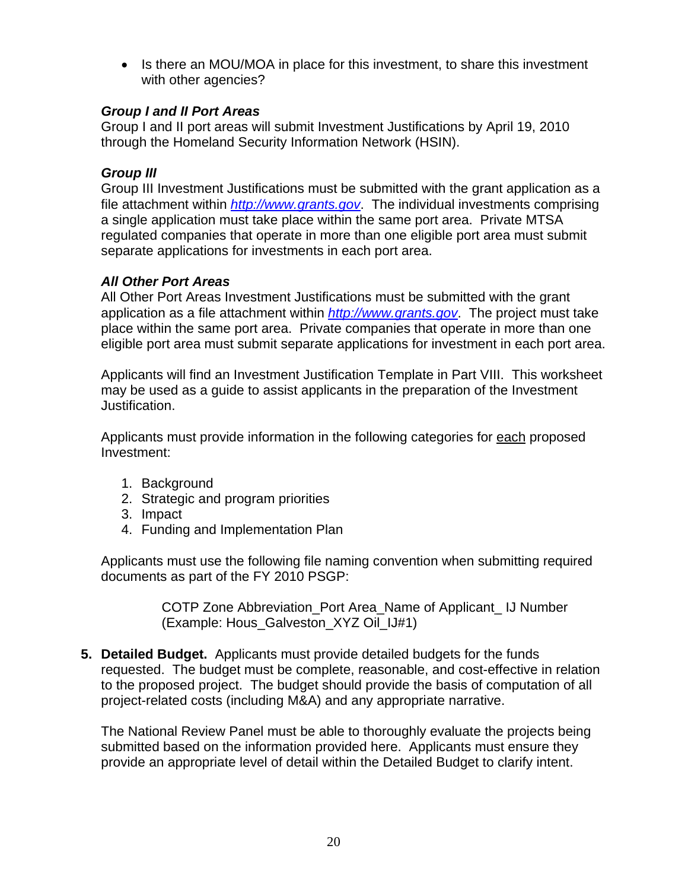- Is there an MOU/MOA in place for this investment, to share this investment with other agencies?

***Group I and II Port Areas***
Group I and II port areas will submit Investment Justifications by April 19, 2010 through the Homeland Security Information Network (HSIN).

***Group III***
Group III Investment Justifications must be submitted with the grant application as a file attachment within *http://www.grants.gov*. The individual investments comprising a single application must take place within the same port area. Private MTSA regulated companies that operate in more than one eligible port area must submit separate applications for investments in each port area.

***All Other Port Areas***
All Other Port Areas Investment Justifications must be submitted with the grant application as a file attachment within *http://www.grants.gov*. The project must take place within the same port area. Private companies that operate in more than one eligible port area must submit separate applications for investment in each port area.

Applicants will find an Investment Justification Template in Part VIII. This worksheet may be used as a guide to assist applicants in the preparation of the Investment Justification.

Applicants must provide information in the following categories for <u>each</u> proposed Investment:

1. Background
2. Strategic and program priorities
3. Impact
4. Funding and Implementation Plan

Applicants must use the following file naming convention when submitting required documents as part of the FY 2010 PSGP:

> COTP Zone Abbreviation_Port Area_Name of Applicant_ IJ Number
> (Example: Hous_Galveston_XYZ Oil_IJ#1)

**5. Detailed Budget.** Applicants must provide detailed budgets for the funds requested. The budget must be complete, reasonable, and cost-effective in relation to the proposed project. The budget should provide the basis of computation of all project-related costs (including M&A) and any appropriate narrative.

The National Review Panel must be able to thoroughly evaluate the projects being submitted based on the information provided here. Applicants must ensure they provide an appropriate level of detail within the Detailed Budget to clarify intent.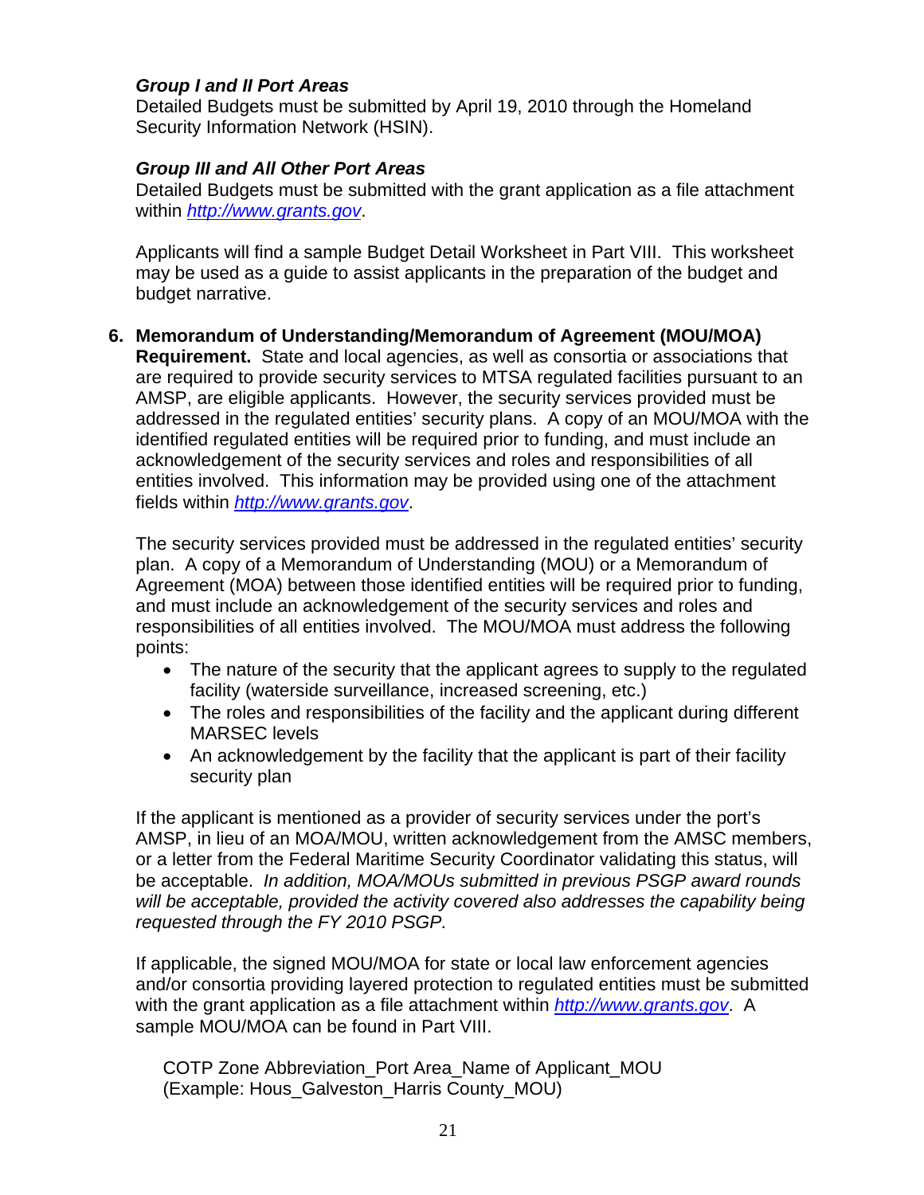***Group I and II Port Areas***
Detailed Budgets must be submitted by April 19, 2010 through the Homeland Security Information Network (HSIN).

***Group III and All Other Port Areas***
Detailed Budgets must be submitted with the grant application as a file attachment within *http://www.grants.gov*.

Applicants will find a sample Budget Detail Worksheet in Part VIII. This worksheet may be used as a guide to assist applicants in the preparation of the budget and budget narrative.

6. **Memorandum of Understanding/Memorandum of Agreement (MOU/MOA) Requirement.** State and local agencies, as well as consortia or associations that are required to provide security services to MTSA regulated facilities pursuant to an AMSP, are eligible applicants. However, the security services provided must be addressed in the regulated entities' security plans. A copy of an MOU/MOA with the identified regulated entities will be required prior to funding, and must include an acknowledgement of the security services and roles and responsibilities of all entities involved. This information may be provided using one of the attachment fields within *http://www.grants.gov*.

   The security services provided must be addressed in the regulated entities' security plan. A copy of a Memorandum of Understanding (MOU) or a Memorandum of Agreement (MOA) between those identified entities will be required prior to funding, and must include an acknowledgement of the security services and roles and responsibilities of all entities involved. The MOU/MOA must address the following points:
   - The nature of the security that the applicant agrees to supply to the regulated facility (waterside surveillance, increased screening, etc.)
   - The roles and responsibilities of the facility and the applicant during different MARSEC levels
   - An acknowledgement by the facility that the applicant is part of their facility security plan

   If the applicant is mentioned as a provider of security services under the port's AMSP, in lieu of an MOA/MOU, written acknowledgement from the AMSC members, or a letter from the Federal Maritime Security Coordinator validating this status, will be acceptable. *In addition, MOA/MOUs submitted in previous PSGP award rounds will be acceptable, provided the activity covered also addresses the capability being requested through the FY 2010 PSGP.*

   If applicable, the signed MOU/MOA for state or local law enforcement agencies and/or consortia providing layered protection to regulated entities must be submitted with the grant application as a file attachment within *http://www.grants.gov*. A sample MOU/MOA can be found in Part VIII.

   COTP Zone Abbreviation_Port Area_Name of Applicant_MOU
   (Example: Hous_Galveston_Harris County_MOU)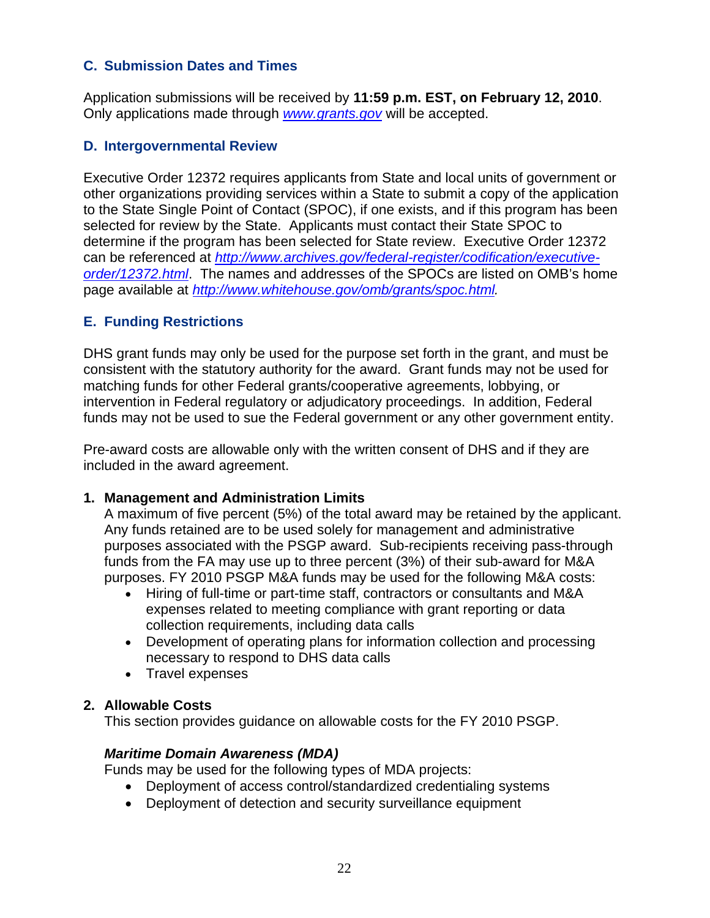### C. Submission Dates and Times

Application submissions will be received by **11:59 p.m. EST, on February 12, 2010**. Only applications made through *www.grants.gov* will be accepted.

### D. Intergovernmental Review

Executive Order 12372 requires applicants from State and local units of government or other organizations providing services within a State to submit a copy of the application to the State Single Point of Contact (SPOC), if one exists, and if this program has been selected for review by the State. Applicants must contact their State SPOC to determine if the program has been selected for State review. Executive Order 12372 can be referenced at *http://www.archives.gov/federal-register/codification/executive-order/12372.html*. The names and addresses of the SPOCs are listed on OMB's home page available at *http://www.whitehouse.gov/omb/grants/spoc.html*.

### E. Funding Restrictions

DHS grant funds may only be used for the purpose set forth in the grant, and must be consistent with the statutory authority for the award. Grant funds may not be used for matching funds for other Federal grants/cooperative agreements, lobbying, or intervention in Federal regulatory or adjudicatory proceedings. In addition, Federal funds may not be used to sue the Federal government or any other government entity.

Pre-award costs are allowable only with the written consent of DHS and if they are included in the award agreement.

#### 1. Management and Administration Limits

A maximum of five percent (5%) of the total award may be retained by the applicant. Any funds retained are to be used solely for management and administrative purposes associated with the PSGP award. Sub-recipients receiving pass-through funds from the FA may use up to three percent (3%) of their sub-award for M&A purposes. FY 2010 PSGP M&A funds may be used for the following M&A costs:

- Hiring of full-time or part-time staff, contractors or consultants and M&A expenses related to meeting compliance with grant reporting or data collection requirements, including data calls
- Development of operating plans for information collection and processing necessary to respond to DHS data calls
- Travel expenses

#### 2. Allowable Costs

This section provides guidance on allowable costs for the FY 2010 PSGP.

***Maritime Domain Awareness (MDA)***

Funds may be used for the following types of MDA projects:

- Deployment of access control/standardized credentialing systems
- Deployment of detection and security surveillance equipment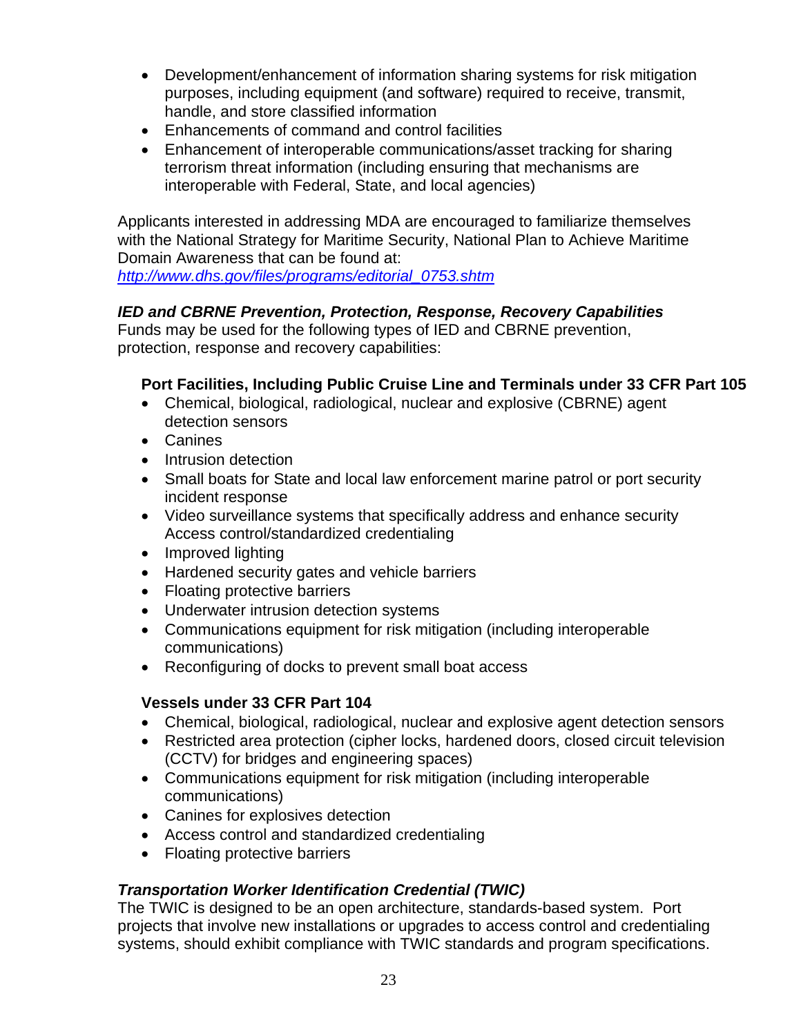- Development/enhancement of information sharing systems for risk mitigation purposes, including equipment (and software) required to receive, transmit, handle, and store classified information
- Enhancements of command and control facilities
- Enhancement of interoperable communications/asset tracking for sharing terrorism threat information (including ensuring that mechanisms are interoperable with Federal, State, and local agencies)

Applicants interested in addressing MDA are encouraged to familiarize themselves with the National Strategy for Maritime Security, National Plan to Achieve Maritime Domain Awareness that can be found at:
http://www.dhs.gov/files/programs/editorial_0753.shtm

***IED and CBRNE Prevention, Protection, Response, Recovery Capabilities***

Funds may be used for the following types of IED and CBRNE prevention, protection, response and recovery capabilities:

**Port Facilities, Including Public Cruise Line and Terminals under 33 CFR Part 105**

- Chemical, biological, radiological, nuclear and explosive (CBRNE) agent detection sensors
- Canines
- Intrusion detection
- Small boats for State and local law enforcement marine patrol or port security incident response
- Video surveillance systems that specifically address and enhance security Access control/standardized credentialing
- Improved lighting
- Hardened security gates and vehicle barriers
- Floating protective barriers
- Underwater intrusion detection systems
- Communications equipment for risk mitigation (including interoperable communications)
- Reconfiguring of docks to prevent small boat access

**Vessels under 33 CFR Part 104**

- Chemical, biological, radiological, nuclear and explosive agent detection sensors
- Restricted area protection (cipher locks, hardened doors, closed circuit television (CCTV) for bridges and engineering spaces)
- Communications equipment for risk mitigation (including interoperable communications)
- Canines for explosives detection
- Access control and standardized credentialing
- Floating protective barriers

***Transportation Worker Identification Credential (TWIC)***

The TWIC is designed to be an open architecture, standards-based system. Port projects that involve new installations or upgrades to access control and credentialing systems, should exhibit compliance with TWIC standards and program specifications.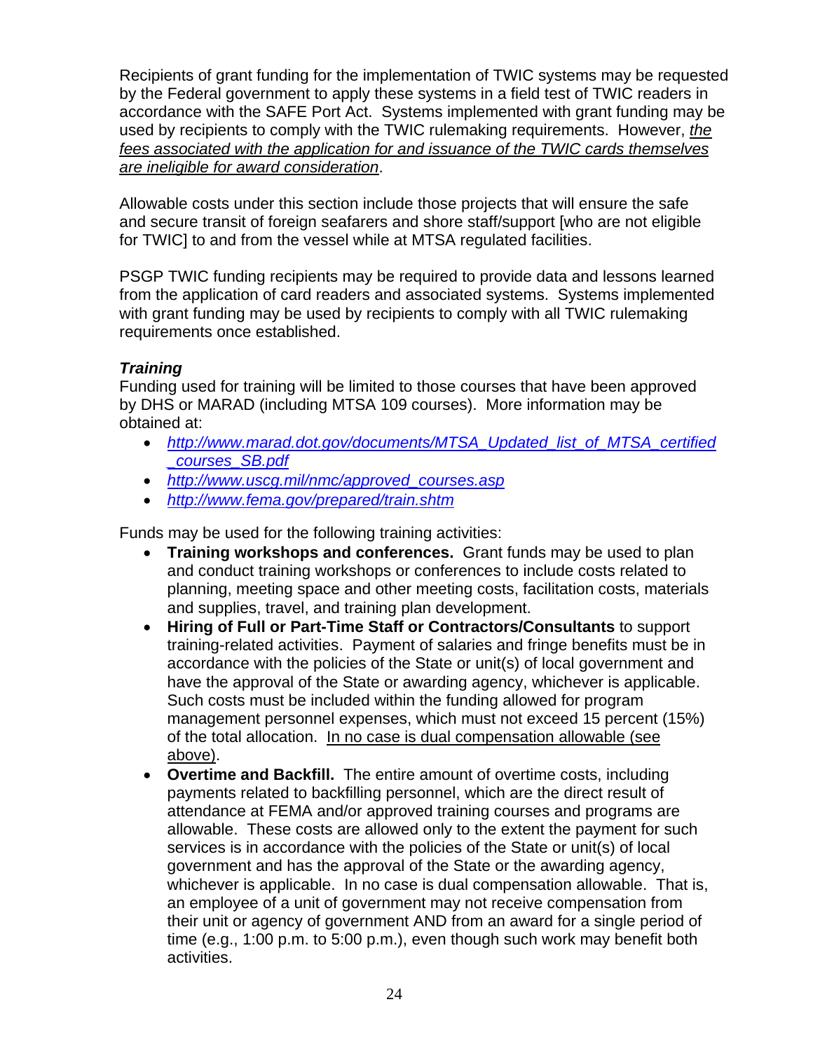Recipients of grant funding for the implementation of TWIC systems may be requested by the Federal government to apply these systems in a field test of TWIC readers in accordance with the SAFE Port Act. Systems implemented with grant funding may be used by recipients to comply with the TWIC rulemaking requirements. However, *the fees associated with the application for and issuance of the TWIC cards themselves are ineligible for award consideration*.

Allowable costs under this section include those projects that will ensure the safe and secure transit of foreign seafarers and shore staff/support [who are not eligible for TWIC] to and from the vessel while at MTSA regulated facilities.

PSGP TWIC funding recipients may be required to provide data and lessons learned from the application of card readers and associated systems. Systems implemented with grant funding may be used by recipients to comply with all TWIC rulemaking requirements once established.

***Training***

Funding used for training will be limited to those courses that have been approved by DHS or MARAD (including MTSA 109 courses). More information may be obtained at:

- *http://www.marad.dot.gov/documents/MTSA_Updated_list_of_MTSA_certified_courses_SB.pdf*
- *http://www.uscg.mil/nmc/approved_courses.asp*
- *http://www.fema.gov/prepared/train.shtm*

Funds may be used for the following training activities:

- **Training workshops and conferences.** Grant funds may be used to plan and conduct training workshops or conferences to include costs related to planning, meeting space and other meeting costs, facilitation costs, materials and supplies, travel, and training plan development.
- **Hiring of Full or Part-Time Staff or Contractors/Consultants** to support training-related activities. Payment of salaries and fringe benefits must be in accordance with the policies of the State or unit(s) of local government and have the approval of the State or awarding agency, whichever is applicable. Such costs must be included within the funding allowed for program management personnel expenses, which must not exceed 15 percent (15%) of the total allocation. In no case is dual compensation allowable (see above).
- **Overtime and Backfill.** The entire amount of overtime costs, including payments related to backfilling personnel, which are the direct result of attendance at FEMA and/or approved training courses and programs are allowable. These costs are allowed only to the extent the payment for such services is in accordance with the policies of the State or unit(s) of local government and has the approval of the State or the awarding agency, whichever is applicable. In no case is dual compensation allowable. That is, an employee of a unit of government may not receive compensation from their unit or agency of government AND from an award for a single period of time (e.g., 1:00 p.m. to 5:00 p.m.), even though such work may benefit both activities.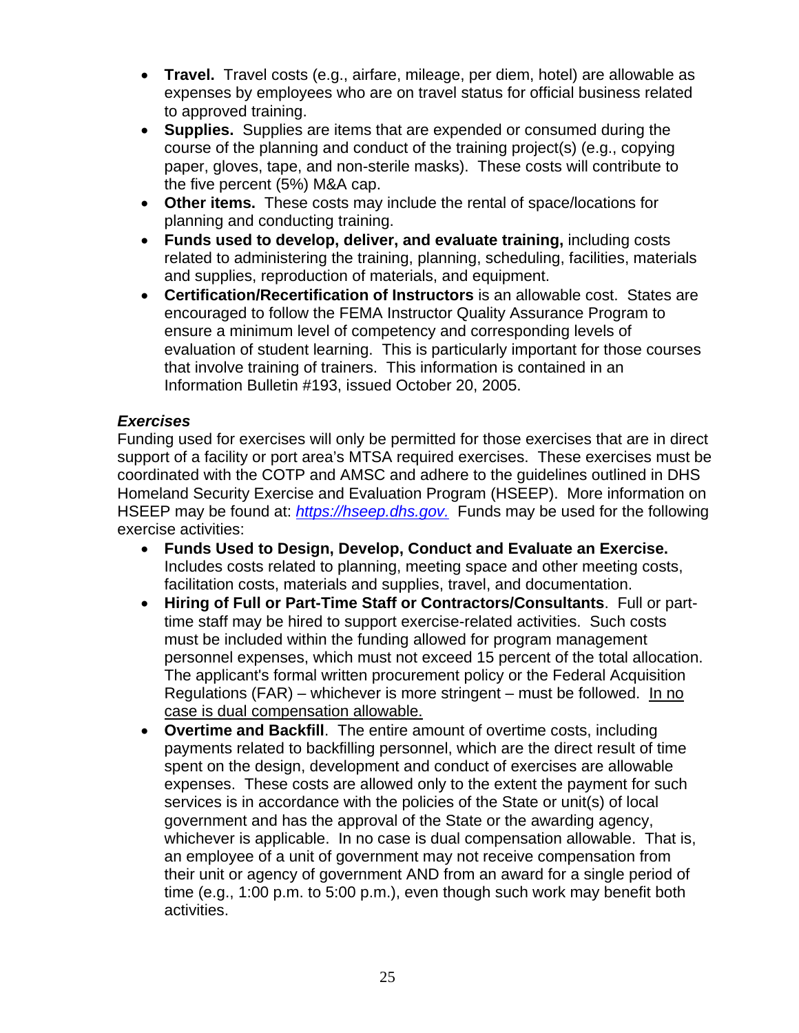- **Travel.** Travel costs (e.g., airfare, mileage, per diem, hotel) are allowable as expenses by employees who are on travel status for official business related to approved training.
- **Supplies.** Supplies are items that are expended or consumed during the course of the planning and conduct of the training project(s) (e.g., copying paper, gloves, tape, and non-sterile masks). These costs will contribute to the five percent (5%) M&A cap.
- **Other items.** These costs may include the rental of space/locations for planning and conducting training.
- **Funds used to develop, deliver, and evaluate training,** including costs related to administering the training, planning, scheduling, facilities, materials and supplies, reproduction of materials, and equipment.
- **Certification/Recertification of Instructors** is an allowable cost. States are encouraged to follow the FEMA Instructor Quality Assurance Program to ensure a minimum level of competency and corresponding levels of evaluation of student learning. This is particularly important for those courses that involve training of trainers. This information is contained in an Information Bulletin #193, issued October 20, 2005.

***Exercises***

Funding used for exercises will only be permitted for those exercises that are in direct support of a facility or port area's MTSA required exercises. These exercises must be coordinated with the COTP and AMSC and adhere to the guidelines outlined in DHS Homeland Security Exercise and Evaluation Program (HSEEP). More information on HSEEP may be found at: *https://hseep.dhs.gov.* Funds may be used for the following exercise activities:

- **Funds Used to Design, Develop, Conduct and Evaluate an Exercise.** Includes costs related to planning, meeting space and other meeting costs, facilitation costs, materials and supplies, travel, and documentation.
- **Hiring of Full or Part-Time Staff or Contractors/Consultants**. Full or part-time staff may be hired to support exercise-related activities. Such costs must be included within the funding allowed for program management personnel expenses, which must not exceed 15 percent of the total allocation. The applicant's formal written procurement policy or the Federal Acquisition Regulations (FAR) – whichever is more stringent – must be followed. In no case is dual compensation allowable.
- **Overtime and Backfill**. The entire amount of overtime costs, including payments related to backfilling personnel, which are the direct result of time spent on the design, development and conduct of exercises are allowable expenses. These costs are allowed only to the extent the payment for such services is in accordance with the policies of the State or unit(s) of local government and has the approval of the State or the awarding agency, whichever is applicable. In no case is dual compensation allowable. That is, an employee of a unit of government may not receive compensation from their unit or agency of government AND from an award for a single period of time (e.g., 1:00 p.m. to 5:00 p.m.), even though such work may benefit both activities.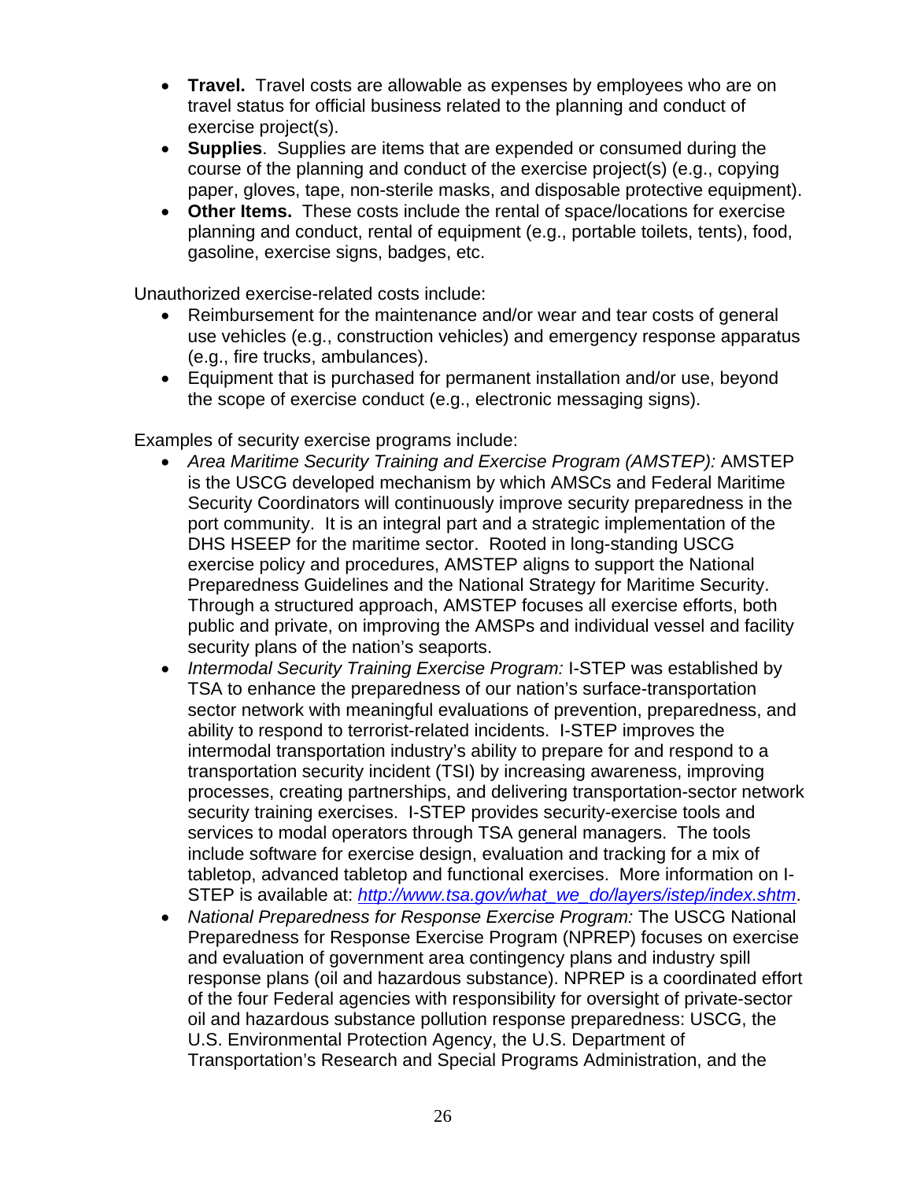- **Travel.** Travel costs are allowable as expenses by employees who are on travel status for official business related to the planning and conduct of exercise project(s).
- **Supplies**. Supplies are items that are expended or consumed during the course of the planning and conduct of the exercise project(s) (e.g., copying paper, gloves, tape, non-sterile masks, and disposable protective equipment).
- **Other Items.** These costs include the rental of space/locations for exercise planning and conduct, rental of equipment (e.g., portable toilets, tents), food, gasoline, exercise signs, badges, etc.

Unauthorized exercise-related costs include:

- Reimbursement for the maintenance and/or wear and tear costs of general use vehicles (e.g., construction vehicles) and emergency response apparatus (e.g., fire trucks, ambulances).
- Equipment that is purchased for permanent installation and/or use, beyond the scope of exercise conduct (e.g., electronic messaging signs).

Examples of security exercise programs include:

- *Area Maritime Security Training and Exercise Program (AMSTEP):* AMSTEP is the USCG developed mechanism by which AMSCs and Federal Maritime Security Coordinators will continuously improve security preparedness in the port community. It is an integral part and a strategic implementation of the DHS HSEEP for the maritime sector. Rooted in long-standing USCG exercise policy and procedures, AMSTEP aligns to support the National Preparedness Guidelines and the National Strategy for Maritime Security. Through a structured approach, AMSTEP focuses all exercise efforts, both public and private, on improving the AMSPs and individual vessel and facility security plans of the nation's seaports.
- *Intermodal Security Training Exercise Program:* I-STEP was established by TSA to enhance the preparedness of our nation's surface-transportation sector network with meaningful evaluations of prevention, preparedness, and ability to respond to terrorist-related incidents. I-STEP improves the intermodal transportation industry's ability to prepare for and respond to a transportation security incident (TSI) by increasing awareness, improving processes, creating partnerships, and delivering transportation-sector network security training exercises. I-STEP provides security-exercise tools and services to modal operators through TSA general managers. The tools include software for exercise design, evaluation and tracking for a mix of tabletop, advanced tabletop and functional exercises. More information on I-STEP is available at: [http://www.tsa.gov/what_we_do/layers/istep/index.shtm](http://www.tsa.gov/what_we_do/layers/istep/index.shtm).
- *National Preparedness for Response Exercise Program:* The USCG National Preparedness for Response Exercise Program (NPREP) focuses on exercise and evaluation of government area contingency plans and industry spill response plans (oil and hazardous substance). NPREP is a coordinated effort of the four Federal agencies with responsibility for oversight of private-sector oil and hazardous substance pollution response preparedness: USCG, the U.S. Environmental Protection Agency, the U.S. Department of Transportation's Research and Special Programs Administration, and the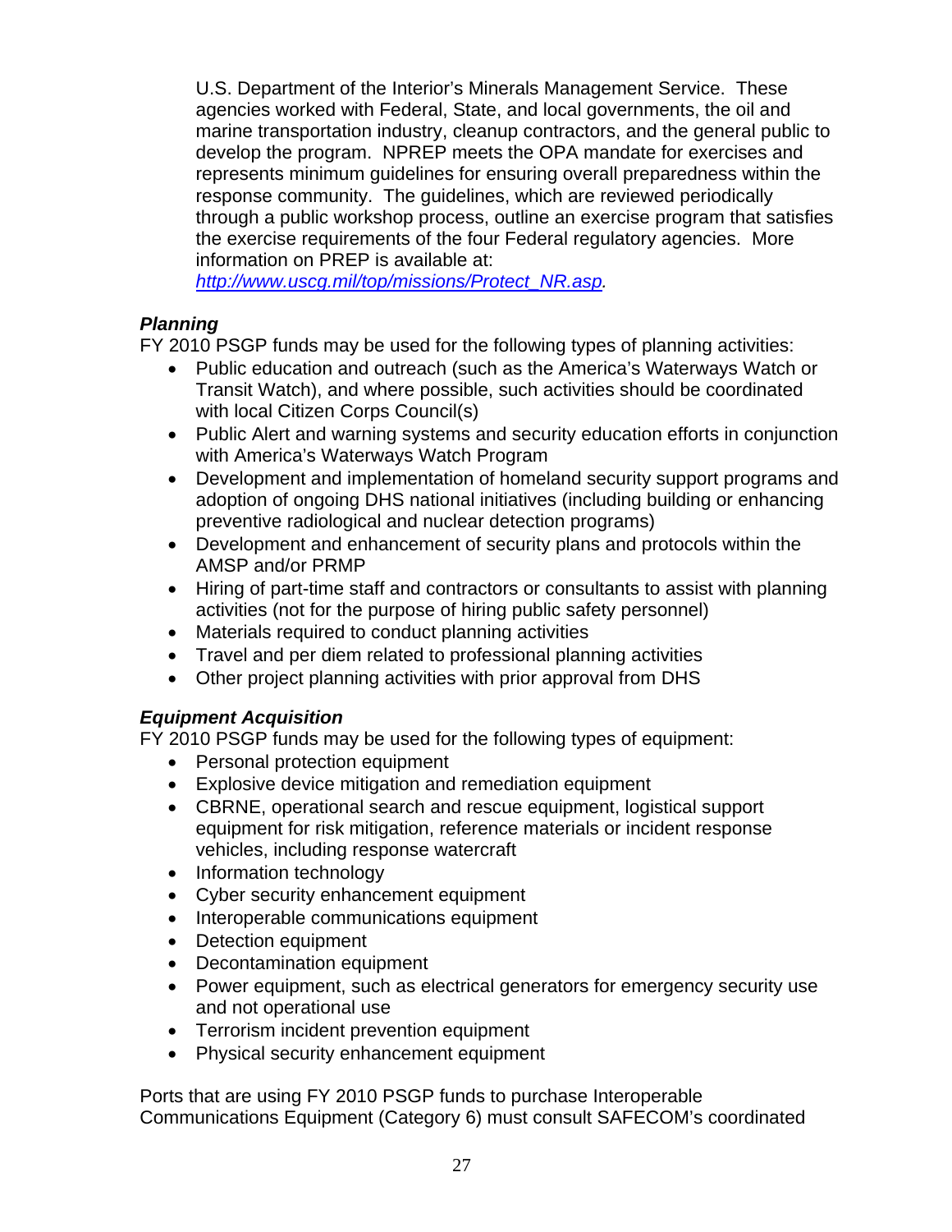U.S. Department of the Interior's Minerals Management Service. These agencies worked with Federal, State, and local governments, the oil and marine transportation industry, cleanup contractors, and the general public to develop the program. NPREP meets the OPA mandate for exercises and represents minimum guidelines for ensuring overall preparedness within the response community. The guidelines, which are reviewed periodically through a public workshop process, outline an exercise program that satisfies the exercise requirements of the four Federal regulatory agencies. More information on PREP is available at: http://www.uscg.mil/top/missions/Protect_NR.asp.

***Planning***

FY 2010 PSGP funds may be used for the following types of planning activities:

- Public education and outreach (such as the America's Waterways Watch or Transit Watch), and where possible, such activities should be coordinated with local Citizen Corps Council(s)
- Public Alert and warning systems and security education efforts in conjunction with America's Waterways Watch Program
- Development and implementation of homeland security support programs and adoption of ongoing DHS national initiatives (including building or enhancing preventive radiological and nuclear detection programs)
- Development and enhancement of security plans and protocols within the AMSP and/or PRMP
- Hiring of part-time staff and contractors or consultants to assist with planning activities (not for the purpose of hiring public safety personnel)
- Materials required to conduct planning activities
- Travel and per diem related to professional planning activities
- Other project planning activities with prior approval from DHS

***Equipment Acquisition***

FY 2010 PSGP funds may be used for the following types of equipment:

- Personal protection equipment
- Explosive device mitigation and remediation equipment
- CBRNE, operational search and rescue equipment, logistical support equipment for risk mitigation, reference materials or incident response vehicles, including response watercraft
- Information technology
- Cyber security enhancement equipment
- Interoperable communications equipment
- Detection equipment
- Decontamination equipment
- Power equipment, such as electrical generators for emergency security use and not operational use
- Terrorism incident prevention equipment
- Physical security enhancement equipment

Ports that are using FY 2010 PSGP funds to purchase Interoperable Communications Equipment (Category 6) must consult SAFECOM's coordinated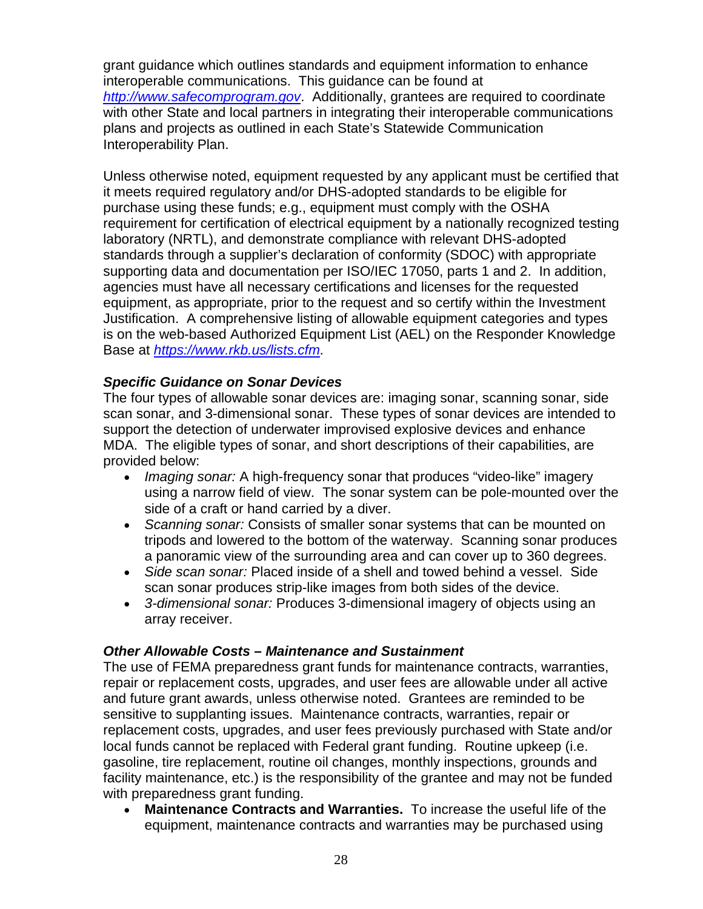grant guidance which outlines standards and equipment information to enhance interoperable communications. This guidance can be found at [http://www.safecomprogram.gov](http://www.safecomprogram.gov). Additionally, grantees are required to coordinate with other State and local partners in integrating their interoperable communications plans and projects as outlined in each State's Statewide Communication Interoperability Plan.

Unless otherwise noted, equipment requested by any applicant must be certified that it meets required regulatory and/or DHS-adopted standards to be eligible for purchase using these funds; e.g., equipment must comply with the OSHA requirement for certification of electrical equipment by a nationally recognized testing laboratory (NRTL), and demonstrate compliance with relevant DHS-adopted standards through a supplier's declaration of conformity (SDOC) with appropriate supporting data and documentation per ISO/IEC 17050, parts 1 and 2. In addition, agencies must have all necessary certifications and licenses for the requested equipment, as appropriate, prior to the request and so certify within the Investment Justification. A comprehensive listing of allowable equipment categories and types is on the web-based Authorized Equipment List (AEL) on the Responder Knowledge Base at [https://www.rkb.us/lists.cfm](https://www.rkb.us/lists.cfm).

***Specific Guidance on Sonar Devices***

The four types of allowable sonar devices are: imaging sonar, scanning sonar, side scan sonar, and 3-dimensional sonar. These types of sonar devices are intended to support the detection of underwater improvised explosive devices and enhance MDA. The eligible types of sonar, and short descriptions of their capabilities, are provided below:

- *Imaging sonar:* A high-frequency sonar that produces "video-like" imagery using a narrow field of view. The sonar system can be pole-mounted over the side of a craft or hand carried by a diver.
- *Scanning sonar:* Consists of smaller sonar systems that can be mounted on tripods and lowered to the bottom of the waterway. Scanning sonar produces a panoramic view of the surrounding area and can cover up to 360 degrees.
- *Side scan sonar:* Placed inside of a shell and towed behind a vessel. Side scan sonar produces strip-like images from both sides of the device.
- *3-dimensional sonar:* Produces 3-dimensional imagery of objects using an array receiver.

***Other Allowable Costs – Maintenance and Sustainment***

The use of FEMA preparedness grant funds for maintenance contracts, warranties, repair or replacement costs, upgrades, and user fees are allowable under all active and future grant awards, unless otherwise noted. Grantees are reminded to be sensitive to supplanting issues. Maintenance contracts, warranties, repair or replacement costs, upgrades, and user fees previously purchased with State and/or local funds cannot be replaced with Federal grant funding. Routine upkeep (i.e. gasoline, tire replacement, routine oil changes, monthly inspections, grounds and facility maintenance, etc.) is the responsibility of the grantee and may not be funded with preparedness grant funding.

- **Maintenance Contracts and Warranties.** To increase the useful life of the equipment, maintenance contracts and warranties may be purchased using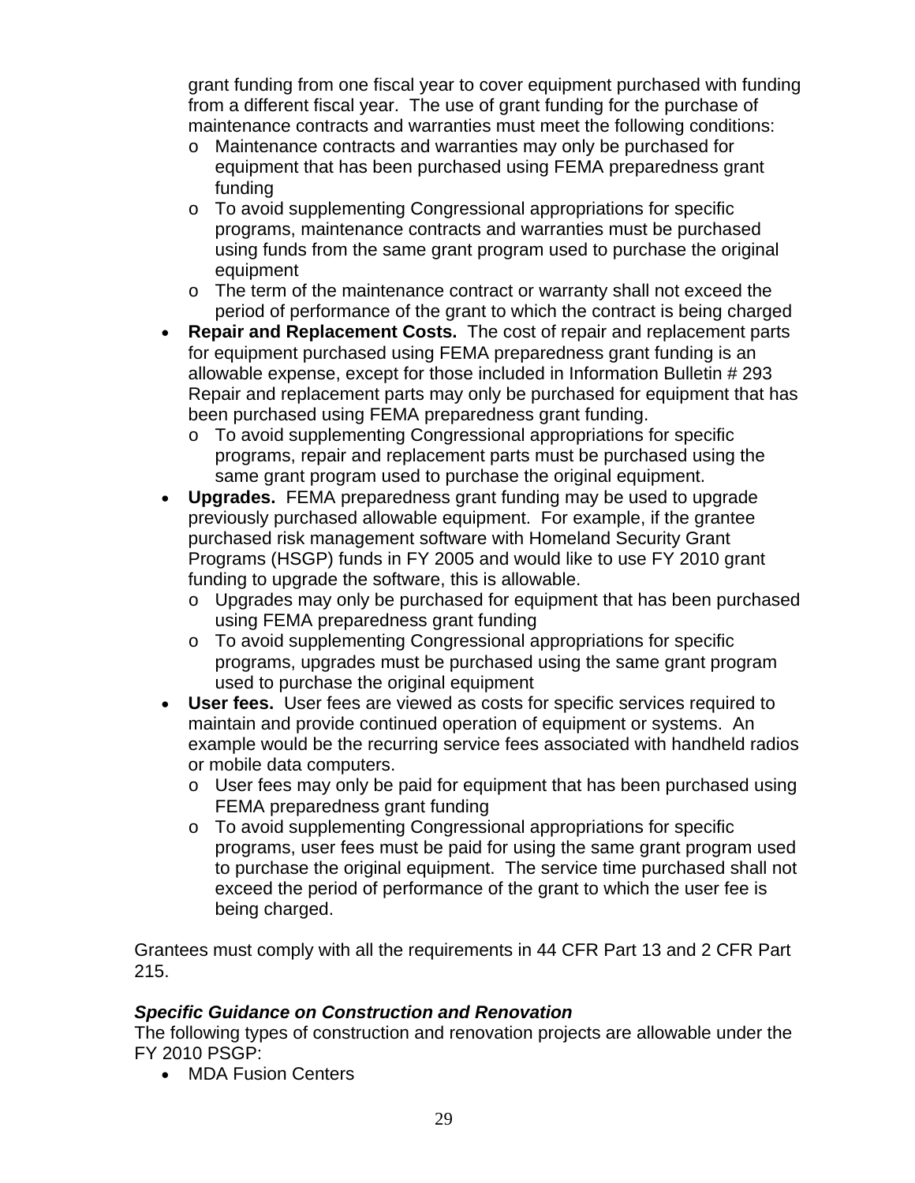grant funding from one fiscal year to cover equipment purchased with funding from a different fiscal year. The use of grant funding for the purchase of maintenance contracts and warranties must meet the following conditions:
  - Maintenance contracts and warranties may only be purchased for equipment that has been purchased using FEMA preparedness grant funding
  - To avoid supplementing Congressional appropriations for specific programs, maintenance contracts and warranties must be purchased using funds from the same grant program used to purchase the original equipment
  - The term of the maintenance contract or warranty shall not exceed the period of performance of the grant to which the contract is being charged
- **Repair and Replacement Costs.** The cost of repair and replacement parts for equipment purchased using FEMA preparedness grant funding is an allowable expense, except for those included in Information Bulletin # 293 Repair and replacement parts may only be purchased for equipment that has been purchased using FEMA preparedness grant funding.
  - To avoid supplementing Congressional appropriations for specific programs, repair and replacement parts must be purchased using the same grant program used to purchase the original equipment.
- **Upgrades.** FEMA preparedness grant funding may be used to upgrade previously purchased allowable equipment. For example, if the grantee purchased risk management software with Homeland Security Grant Programs (HSGP) funds in FY 2005 and would like to use FY 2010 grant funding to upgrade the software, this is allowable.
  - Upgrades may only be purchased for equipment that has been purchased using FEMA preparedness grant funding
  - To avoid supplementing Congressional appropriations for specific programs, upgrades must be purchased using the same grant program used to purchase the original equipment
- **User fees.** User fees are viewed as costs for specific services required to maintain and provide continued operation of equipment or systems. An example would be the recurring service fees associated with handheld radios or mobile data computers.
  - User fees may only be paid for equipment that has been purchased using FEMA preparedness grant funding
  - To avoid supplementing Congressional appropriations for specific programs, user fees must be paid for using the same grant program used to purchase the original equipment. The service time purchased shall not exceed the period of performance of the grant to which the user fee is being charged.

Grantees must comply with all the requirements in 44 CFR Part 13 and 2 CFR Part 215.

***Specific Guidance on Construction and Renovation***
The following types of construction and renovation projects are allowable under the FY 2010 PSGP:

- MDA Fusion Centers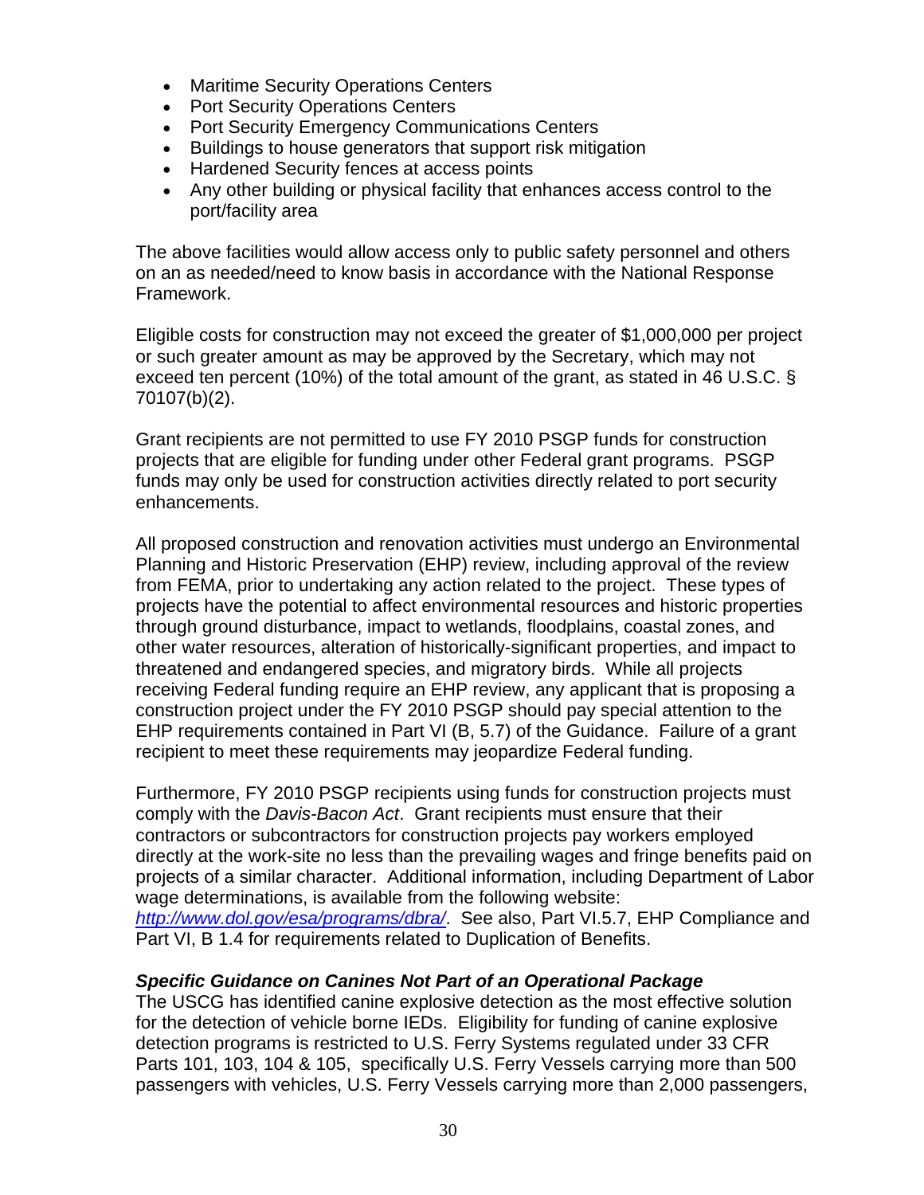- Maritime Security Operations Centers
- Port Security Operations Centers
- Port Security Emergency Communications Centers
- Buildings to house generators that support risk mitigation
- Hardened Security fences at access points
- Any other building or physical facility that enhances access control to the port/facility area

The above facilities would allow access only to public safety personnel and others on an as needed/need to know basis in accordance with the National Response Framework.

Eligible costs for construction may not exceed the greater of $1,000,000 per project or such greater amount as may be approved by the Secretary, which may not exceed ten percent (10%) of the total amount of the grant, as stated in 46 U.S.C. § 70107(b)(2).

Grant recipients are not permitted to use FY 2010 PSGP funds for construction projects that are eligible for funding under other Federal grant programs. PSGP funds may only be used for construction activities directly related to port security enhancements.

All proposed construction and renovation activities must undergo an Environmental Planning and Historic Preservation (EHP) review, including approval of the review from FEMA, prior to undertaking any action related to the project. These types of projects have the potential to affect environmental resources and historic properties through ground disturbance, impact to wetlands, floodplains, coastal zones, and other water resources, alteration of historically-significant properties, and impact to threatened and endangered species, and migratory birds. While all projects receiving Federal funding require an EHP review, any applicant that is proposing a construction project under the FY 2010 PSGP should pay special attention to the EHP requirements contained in Part VI (B, 5.7) of the Guidance. Failure of a grant recipient to meet these requirements may jeopardize Federal funding.

Furthermore, FY 2010 PSGP recipients using funds for construction projects must comply with the *Davis-Bacon Act*. Grant recipients must ensure that their contractors or subcontractors for construction projects pay workers employed directly at the work-site no less than the prevailing wages and fringe benefits paid on projects of a similar character. Additional information, including Department of Labor wage determinations, is available from the following website: *http://www.dol.gov/esa/programs/dbra/*. See also, Part VI.5.7, EHP Compliance and Part VI, B 1.4 for requirements related to Duplication of Benefits.

***Specific Guidance on Canines Not Part of an Operational Package***
The USCG has identified canine explosive detection as the most effective solution for the detection of vehicle borne IEDs. Eligibility for funding of canine explosive detection programs is restricted to U.S. Ferry Systems regulated under 33 CFR Parts 101, 103, 104 & 105, specifically U.S. Ferry Vessels carrying more than 500 passengers with vehicles, U.S. Ferry Vessels carrying more than 2,000 passengers,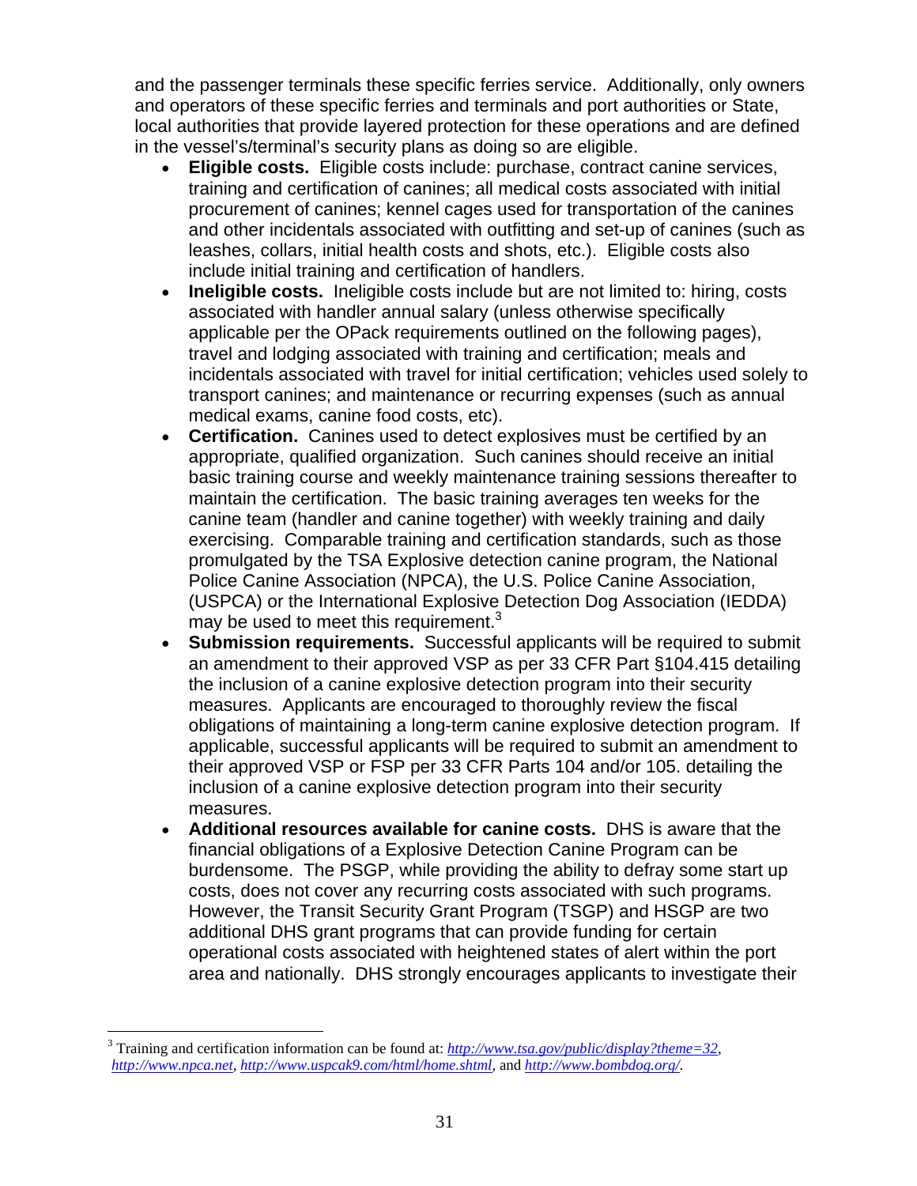and the passenger terminals these specific ferries service. Additionally, only owners and operators of these specific ferries and terminals and port authorities or State, local authorities that provide layered protection for these operations and are defined in the vessel's/terminal's security plans as doing so are eligible.

- **Eligible costs.** Eligible costs include: purchase, contract canine services, training and certification of canines; all medical costs associated with initial procurement of canines; kennel cages used for transportation of the canines and other incidentals associated with outfitting and set-up of canines (such as leashes, collars, initial health costs and shots, etc.). Eligible costs also include initial training and certification of handlers.
- **Ineligible costs.** Ineligible costs include but are not limited to: hiring, costs associated with handler annual salary (unless otherwise specifically applicable per the OPack requirements outlined on the following pages), travel and lodging associated with training and certification; meals and incidentals associated with travel for initial certification; vehicles used solely to transport canines; and maintenance or recurring expenses (such as annual medical exams, canine food costs, etc).
- **Certification.** Canines used to detect explosives must be certified by an appropriate, qualified organization. Such canines should receive an initial basic training course and weekly maintenance training sessions thereafter to maintain the certification. The basic training averages ten weeks for the canine team (handler and canine together) with weekly training and daily exercising. Comparable training and certification standards, such as those promulgated by the TSA Explosive detection canine program, the National Police Canine Association (NPCA), the U.S. Police Canine Association, (USPCA) or the International Explosive Detection Dog Association (IEDDA) may be used to meet this requirement.[3]
- **Submission requirements.** Successful applicants will be required to submit an amendment to their approved VSP as per 33 CFR Part §104.415 detailing the inclusion of a canine explosive detection program into their security measures. Applicants are encouraged to thoroughly review the fiscal obligations of maintaining a long-term canine explosive detection program. If applicable, successful applicants will be required to submit an amendment to their approved VSP or FSP per 33 CFR Parts 104 and/or 105. detailing the inclusion of a canine explosive detection program into their security measures.
- **Additional resources available for canine costs.** DHS is aware that the financial obligations of a Explosive Detection Canine Program can be burdensome. The PSGP, while providing the ability to defray some start up costs, does not cover any recurring costs associated with such programs. However, the Transit Security Grant Program (TSGP) and HSGP are two additional DHS grant programs that can provide funding for certain operational costs associated with heightened states of alert within the port area and nationally. DHS strongly encourages applicants to investigate their

[3] Training and certification information can be found at: *http://www.tsa.gov/public/display?theme=32*, *http://www.npca.net*, *http://www.uspcak9.com/html/home.shtml*, and *http://www.bombdog.org/*.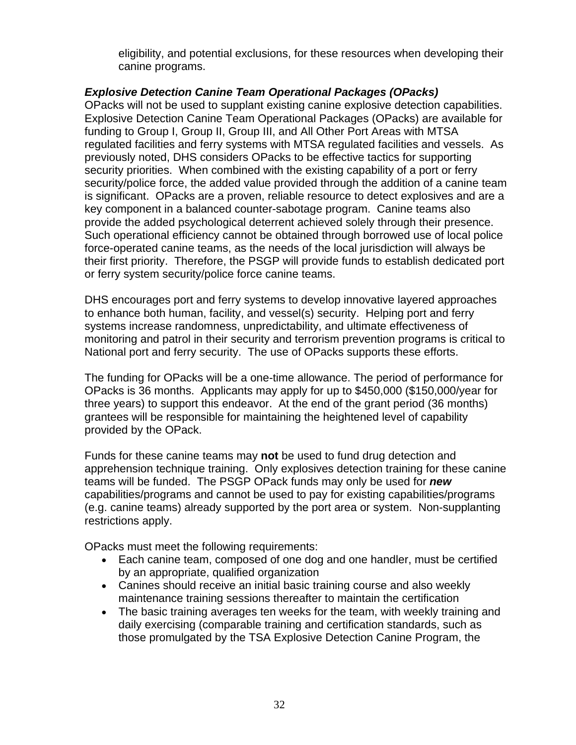eligibility, and potential exclusions, for these resources when developing their canine programs.

***Explosive Detection Canine Team Operational Packages (OPacks)***

OPacks will not be used to supplant existing canine explosive detection capabilities. Explosive Detection Canine Team Operational Packages (OPacks) are available for funding to Group I, Group II, Group III, and All Other Port Areas with MTSA regulated facilities and ferry systems with MTSA regulated facilities and vessels. As previously noted, DHS considers OPacks to be effective tactics for supporting security priorities. When combined with the existing capability of a port or ferry security/police force, the added value provided through the addition of a canine team is significant. OPacks are a proven, reliable resource to detect explosives and are a key component in a balanced counter-sabotage program. Canine teams also provide the added psychological deterrent achieved solely through their presence. Such operational efficiency cannot be obtained through borrowed use of local police force-operated canine teams, as the needs of the local jurisdiction will always be their first priority. Therefore, the PSGP will provide funds to establish dedicated port or ferry system security/police force canine teams.

DHS encourages port and ferry systems to develop innovative layered approaches to enhance both human, facility, and vessel(s) security. Helping port and ferry systems increase randomness, unpredictability, and ultimate effectiveness of monitoring and patrol in their security and terrorism prevention programs is critical to National port and ferry security. The use of OPacks supports these efforts.

The funding for OPacks will be a one-time allowance. The period of performance for OPacks is 36 months. Applicants may apply for up to $450,000 ($150,000/year for three years) to support this endeavor. At the end of the grant period (36 months) grantees will be responsible for maintaining the heightened level of capability provided by the OPack.

Funds for these canine teams may **not** be used to fund drug detection and apprehension technique training. Only explosives detection training for these canine teams will be funded. The PSGP OPack funds may only be used for ***new*** capabilities/programs and cannot be used to pay for existing capabilities/programs (e.g. canine teams) already supported by the port area or system. Non-supplanting restrictions apply.

OPacks must meet the following requirements:

- Each canine team, composed of one dog and one handler, must be certified by an appropriate, qualified organization
- Canines should receive an initial basic training course and also weekly maintenance training sessions thereafter to maintain the certification
- The basic training averages ten weeks for the team, with weekly training and daily exercising (comparable training and certification standards, such as those promulgated by the TSA Explosive Detection Canine Program, the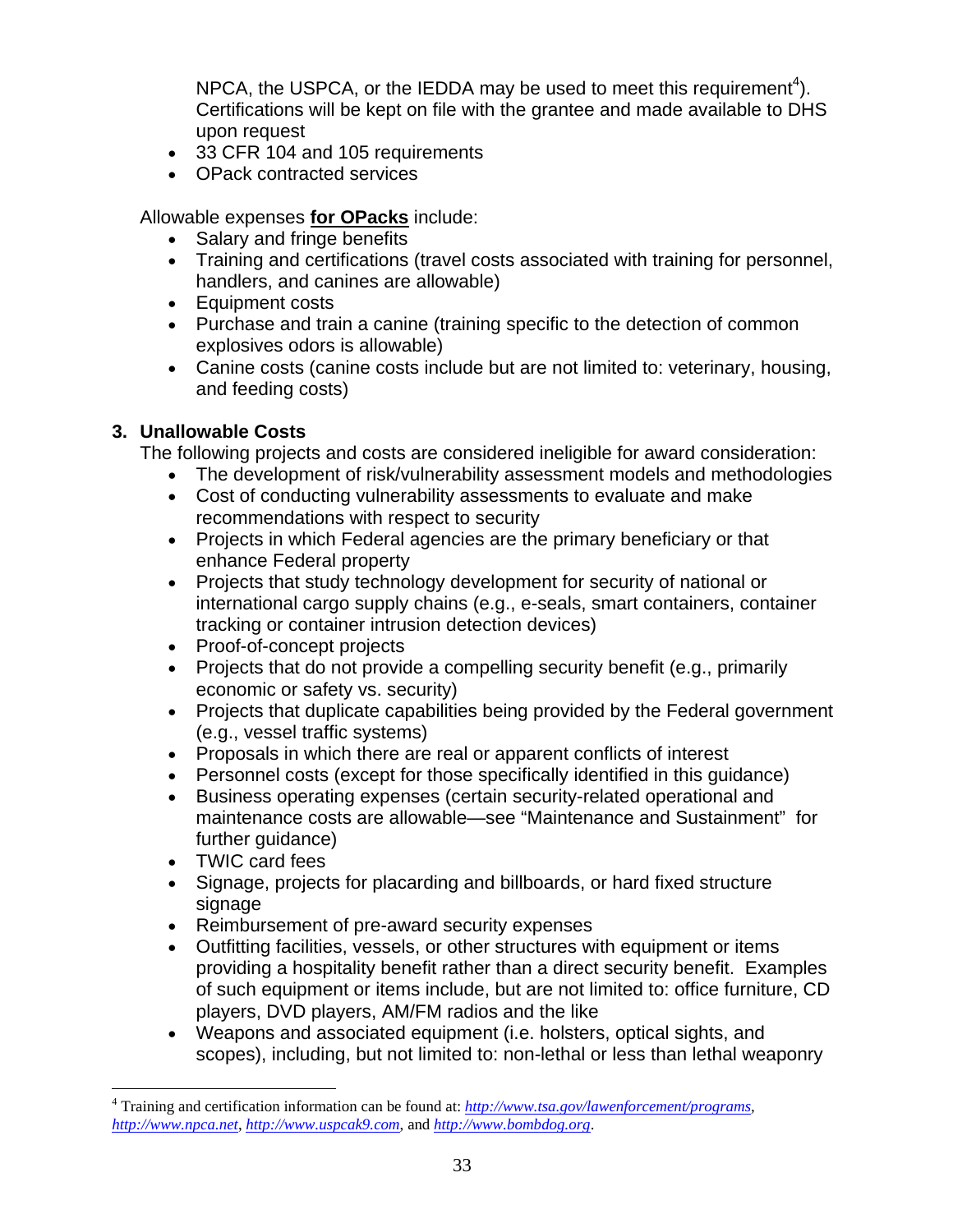NPCA, the USPCA, or the IEDDA may be used to meet this requirement[4]). Certifications will be kept on file with the grantee and made available to DHS upon request

- 33 CFR 104 and 105 requirements
- OPack contracted services

Allowable expenses **for OPacks** include:

- Salary and fringe benefits
- Training and certifications (travel costs associated with training for personnel, handlers, and canines are allowable)
- Equipment costs
- Purchase and train a canine (training specific to the detection of common explosives odors is allowable)
- Canine costs (canine costs include but are not limited to: veterinary, housing, and feeding costs)

**3. Unallowable Costs**

The following projects and costs are considered ineligible for award consideration:

- The development of risk/vulnerability assessment models and methodologies
- Cost of conducting vulnerability assessments to evaluate and make recommendations with respect to security
- Projects in which Federal agencies are the primary beneficiary or that enhance Federal property
- Projects that study technology development for security of national or international cargo supply chains (e.g., e-seals, smart containers, container tracking or container intrusion detection devices)
- Proof-of-concept projects
- Projects that do not provide a compelling security benefit (e.g., primarily economic or safety vs. security)
- Projects that duplicate capabilities being provided by the Federal government (e.g., vessel traffic systems)
- Proposals in which there are real or apparent conflicts of interest
- Personnel costs (except for those specifically identified in this guidance)
- Business operating expenses (certain security-related operational and maintenance costs are allowable—see "Maintenance and Sustainment" for further guidance)
- TWIC card fees
- Signage, projects for placarding and billboards, or hard fixed structure signage
- Reimbursement of pre-award security expenses
- Outfitting facilities, vessels, or other structures with equipment or items providing a hospitality benefit rather than a direct security benefit. Examples of such equipment or items include, but are not limited to: office furniture, CD players, DVD players, AM/FM radios and the like
- Weapons and associated equipment (i.e. holsters, optical sights, and scopes), including, but not limited to: non-lethal or less than lethal weaponry

[4] Training and certification information can be found at: *http://www.tsa.gov/lawenforcement/programs*, *http://www.npca.net*, *http://www.uspcak9.com*, and *http://www.bombdog.org*.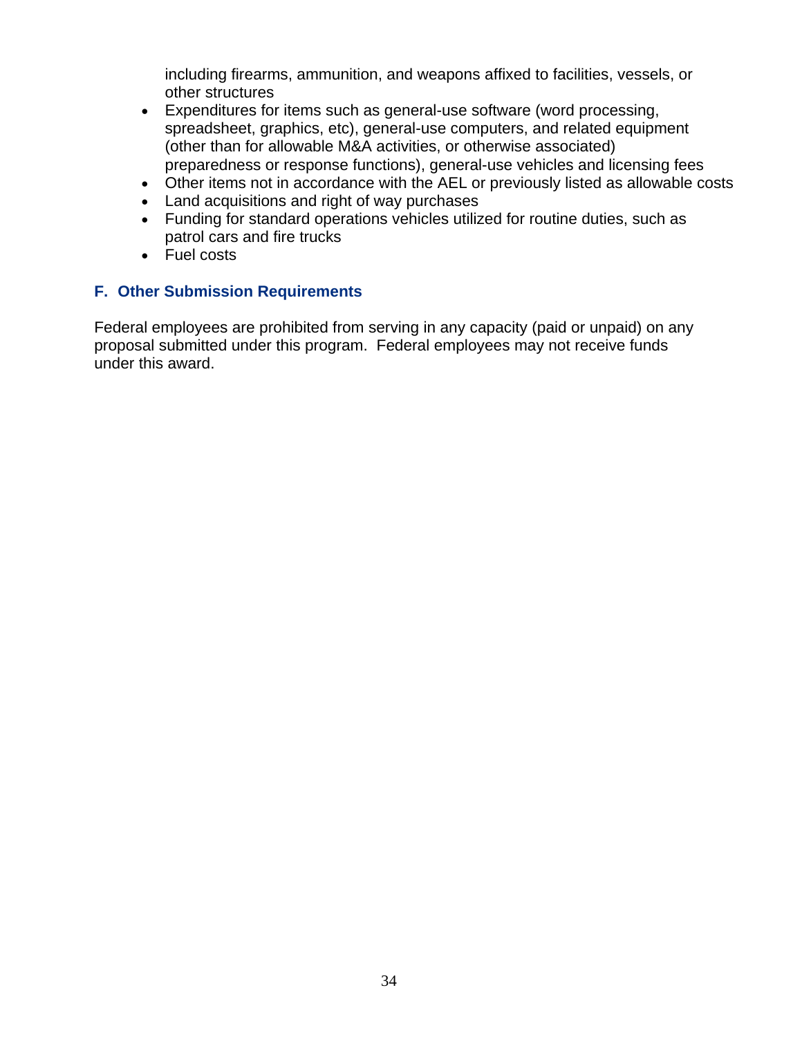including firearms, ammunition, and weapons affixed to facilities, vessels, or other structures

- Expenditures for items such as general-use software (word processing, spreadsheet, graphics, etc), general-use computers, and related equipment (other than for allowable M&A activities, or otherwise associated) preparedness or response functions), general-use vehicles and licensing fees
- Other items not in accordance with the AEL or previously listed as allowable costs
- Land acquisitions and right of way purchases
- Funding for standard operations vehicles utilized for routine duties, such as patrol cars and fire trucks
- Fuel costs

### F. Other Submission Requirements

Federal employees are prohibited from serving in any capacity (paid or unpaid) on any proposal submitted under this program. Federal employees may not receive funds under this award.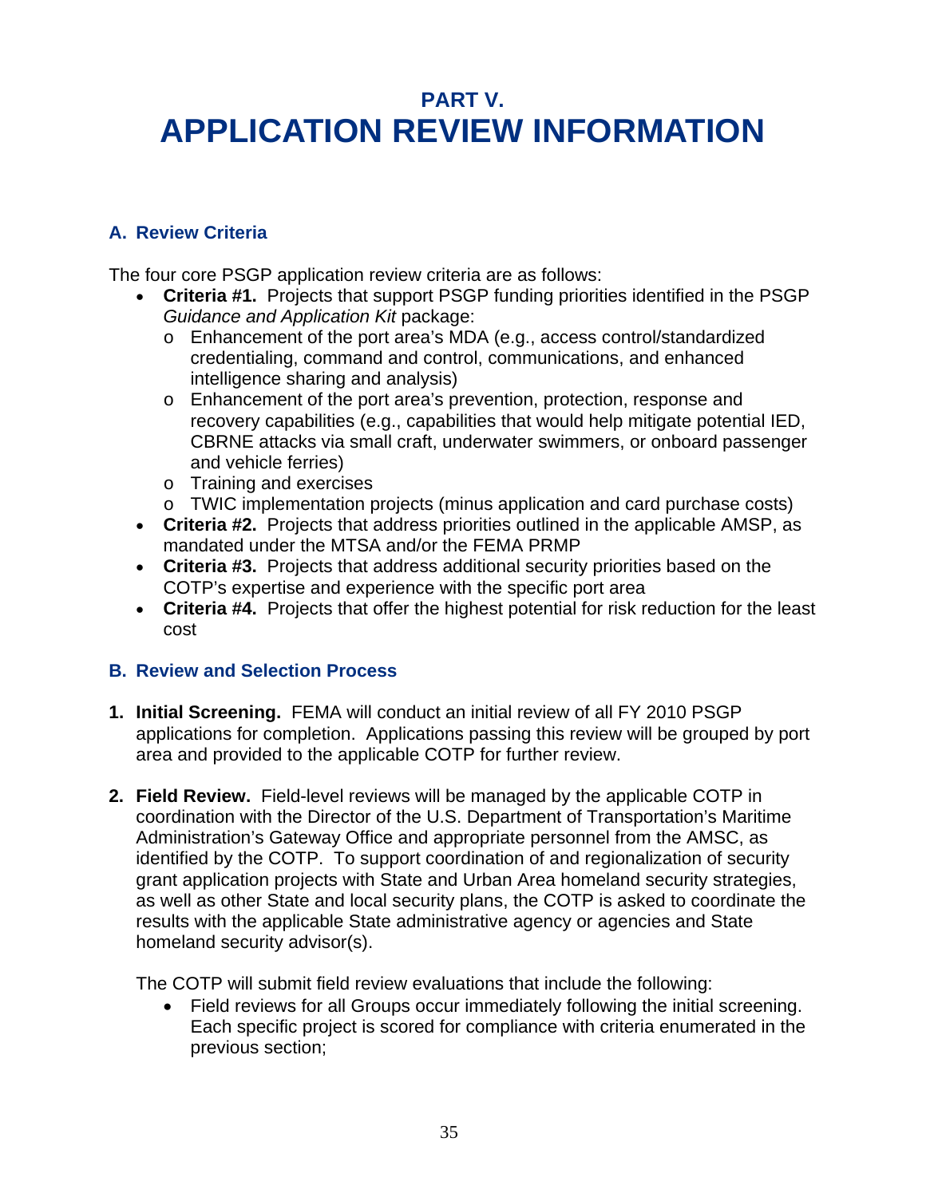# PART V.
# APPLICATION REVIEW INFORMATION

### A. Review Criteria

The four core PSGP application review criteria are as follows:

- **Criteria #1.** Projects that support PSGP funding priorities identified in the PSGP *Guidance and Application Kit* package:
  - Enhancement of the port area's MDA (e.g., access control/standardized credentialing, command and control, communications, and enhanced intelligence sharing and analysis)
  - Enhancement of the port area's prevention, protection, response and recovery capabilities (e.g., capabilities that would help mitigate potential IED, CBRNE attacks via small craft, underwater swimmers, or onboard passenger and vehicle ferries)
  - Training and exercises
  - TWIC implementation projects (minus application and card purchase costs)
- **Criteria #2.** Projects that address priorities outlined in the applicable AMSP, as mandated under the MTSA and/or the FEMA PRMP
- **Criteria #3.** Projects that address additional security priorities based on the COTP's expertise and experience with the specific port area
- **Criteria #4.** Projects that offer the highest potential for risk reduction for the least cost

### B. Review and Selection Process

1. **Initial Screening.** FEMA will conduct an initial review of all FY 2010 PSGP applications for completion. Applications passing this review will be grouped by port area and provided to the applicable COTP for further review.

2. **Field Review.** Field-level reviews will be managed by the applicable COTP in coordination with the Director of the U.S. Department of Transportation's Maritime Administration's Gateway Office and appropriate personnel from the AMSC, as identified by the COTP. To support coordination of and regionalization of security grant application projects with State and Urban Area homeland security strategies, as well as other State and local security plans, the COTP is asked to coordinate the results with the applicable State administrative agency or agencies and State homeland security advisor(s).

   The COTP will submit field review evaluations that include the following:

   - Field reviews for all Groups occur immediately following the initial screening. Each specific project is scored for compliance with criteria enumerated in the previous section;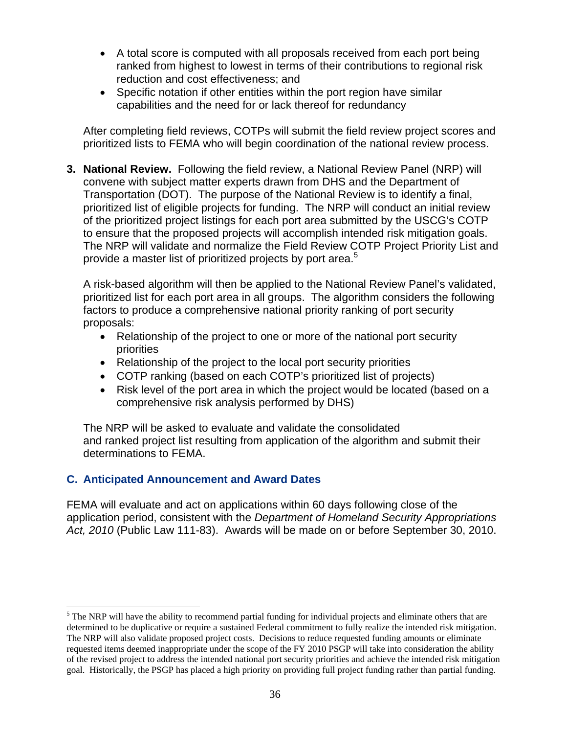- A total score is computed with all proposals received from each port being ranked from highest to lowest in terms of their contributions to regional risk reduction and cost effectiveness; and
- Specific notation if other entities within the port region have similar capabilities and the need for or lack thereof for redundancy

After completing field reviews, COTPs will submit the field review project scores and prioritized lists to FEMA who will begin coordination of the national review process.

**3. National Review.** Following the field review, a National Review Panel (NRP) will convene with subject matter experts drawn from DHS and the Department of Transportation (DOT). The purpose of the National Review is to identify a final, prioritized list of eligible projects for funding. The NRP will conduct an initial review of the prioritized project listings for each port area submitted by the USCG's COTP to ensure that the proposed projects will accomplish intended risk mitigation goals. The NRP will validate and normalize the Field Review COTP Project Priority List and provide a master list of prioritized projects by port area.[5]

A risk-based algorithm will then be applied to the National Review Panel's validated, prioritized list for each port area in all groups. The algorithm considers the following factors to produce a comprehensive national priority ranking of port security proposals:

- Relationship of the project to one or more of the national port security priorities
- Relationship of the project to the local port security priorities
- COTP ranking (based on each COTP's prioritized list of projects)
- Risk level of the port area in which the project would be located (based on a comprehensive risk analysis performed by DHS)

The NRP will be asked to evaluate and validate the consolidated and ranked project list resulting from application of the algorithm and submit their determinations to FEMA.

### C. Anticipated Announcement and Award Dates

FEMA will evaluate and act on applications within 60 days following close of the application period, consistent with the *Department of Homeland Security Appropriations Act, 2010* (Public Law 111-83). Awards will be made on or before September 30, 2010.

---

[5] The NRP will have the ability to recommend partial funding for individual projects and eliminate others that are determined to be duplicative or require a sustained Federal commitment to fully realize the intended risk mitigation. The NRP will also validate proposed project costs. Decisions to reduce requested funding amounts or eliminate requested items deemed inappropriate under the scope of the FY 2010 PSGP will take into consideration the ability of the revised project to address the intended national port security priorities and achieve the intended risk mitigation goal. Historically, the PSGP has placed a high priority on providing full project funding rather than partial funding.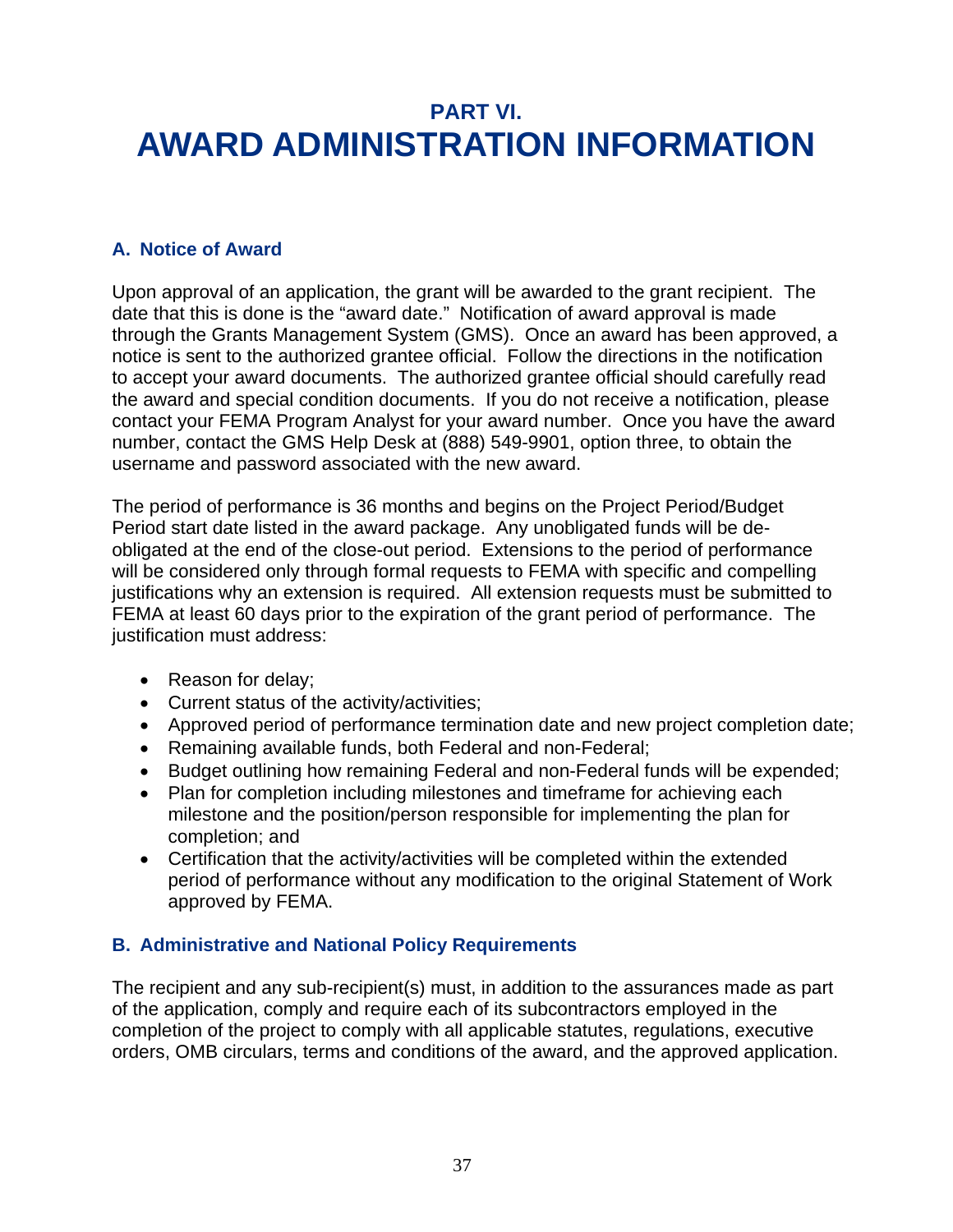# PART VI.
# AWARD ADMINISTRATION INFORMATION

## A. Notice of Award

Upon approval of an application, the grant will be awarded to the grant recipient. The date that this is done is the "award date." Notification of award approval is made through the Grants Management System (GMS). Once an award has been approved, a notice is sent to the authorized grantee official. Follow the directions in the notification to accept your award documents. The authorized grantee official should carefully read the award and special condition documents. If you do not receive a notification, please contact your FEMA Program Analyst for your award number. Once you have the award number, contact the GMS Help Desk at (888) 549-9901, option three, to obtain the username and password associated with the new award.

The period of performance is 36 months and begins on the Project Period/Budget Period start date listed in the award package. Any unobligated funds will be de-obligated at the end of the close-out period. Extensions to the period of performance will be considered only through formal requests to FEMA with specific and compelling justifications why an extension is required. All extension requests must be submitted to FEMA at least 60 days prior to the expiration of the grant period of performance. The justification must address:

- Reason for delay;
- Current status of the activity/activities;
- Approved period of performance termination date and new project completion date;
- Remaining available funds, both Federal and non-Federal;
- Budget outlining how remaining Federal and non-Federal funds will be expended;
- Plan for completion including milestones and timeframe for achieving each milestone and the position/person responsible for implementing the plan for completion; and
- Certification that the activity/activities will be completed within the extended period of performance without any modification to the original Statement of Work approved by FEMA.

## B. Administrative and National Policy Requirements

The recipient and any sub-recipient(s) must, in addition to the assurances made as part of the application, comply and require each of its subcontractors employed in the completion of the project to comply with all applicable statutes, regulations, executive orders, OMB circulars, terms and conditions of the award, and the approved application.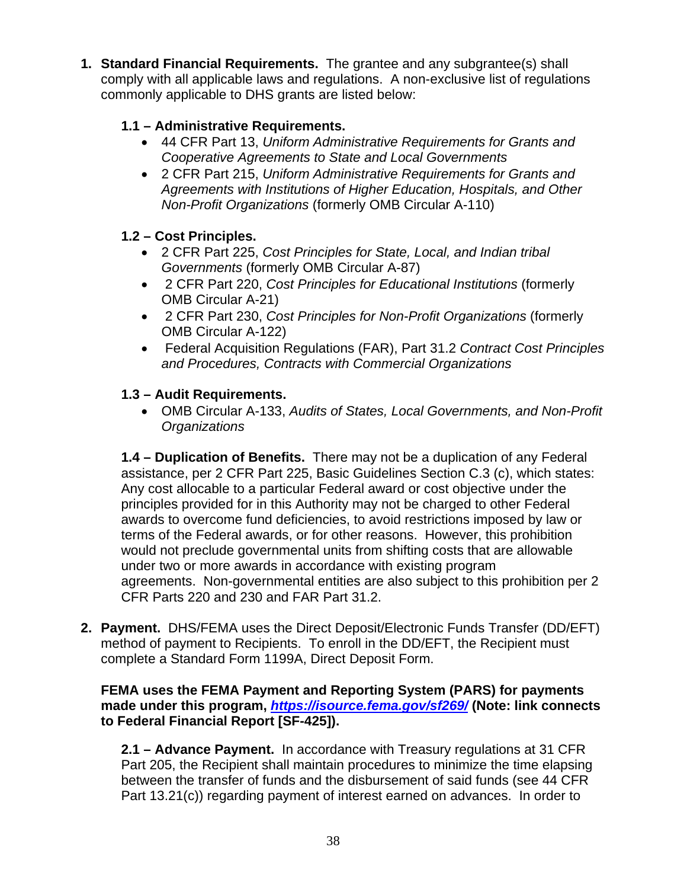1. **Standard Financial Requirements.** The grantee and any subgrantee(s) shall comply with all applicable laws and regulations. A non-exclusive list of regulations commonly applicable to DHS grants are listed below:

   **1.1 – Administrative Requirements.**
   - 44 CFR Part 13, *Uniform Administrative Requirements for Grants and Cooperative Agreements to State and Local Governments*
   - 2 CFR Part 215, *Uniform Administrative Requirements for Grants and Agreements with Institutions of Higher Education, Hospitals, and Other Non-Profit Organizations* (formerly OMB Circular A-110)

   **1.2 – Cost Principles.**
   - 2 CFR Part 225, *Cost Principles for State, Local, and Indian tribal Governments* (formerly OMB Circular A-87)
   - 2 CFR Part 220, *Cost Principles for Educational Institutions* (formerly OMB Circular A-21)
   - 2 CFR Part 230, *Cost Principles for Non-Profit Organizations* (formerly OMB Circular A-122)
   - Federal Acquisition Regulations (FAR), Part 31.2 *Contract Cost Principles and Procedures, Contracts with Commercial Organizations*

   **1.3 – Audit Requirements.**
   - OMB Circular A-133, *Audits of States, Local Governments, and Non-Profit Organizations*

   **1.4 – Duplication of Benefits.** There may not be a duplication of any Federal assistance, per 2 CFR Part 225, Basic Guidelines Section C.3 (c), which states: Any cost allocable to a particular Federal award or cost objective under the principles provided for in this Authority may not be charged to other Federal awards to overcome fund deficiencies, to avoid restrictions imposed by law or terms of the Federal awards, or for other reasons. However, this prohibition would not preclude governmental units from shifting costs that are allowable under two or more awards in accordance with existing program agreements. Non-governmental entities are also subject to this prohibition per 2 CFR Parts 220 and 230 and FAR Part 31.2.

2. **Payment.** DHS/FEMA uses the Direct Deposit/Electronic Funds Transfer (DD/EFT) method of payment to Recipients. To enroll in the DD/EFT, the Recipient must complete a Standard Form 1199A, Direct Deposit Form.

   **FEMA uses the FEMA Payment and Reporting System (PARS) for payments made under this program, *https://isource.fema.gov/sf269/* (Note: link connects to Federal Financial Report [SF-425]).**

   **2.1 – Advance Payment.** In accordance with Treasury regulations at 31 CFR Part 205, the Recipient shall maintain procedures to minimize the time elapsing between the transfer of funds and the disbursement of said funds (see 44 CFR Part 13.21(c)) regarding payment of interest earned on advances. In order to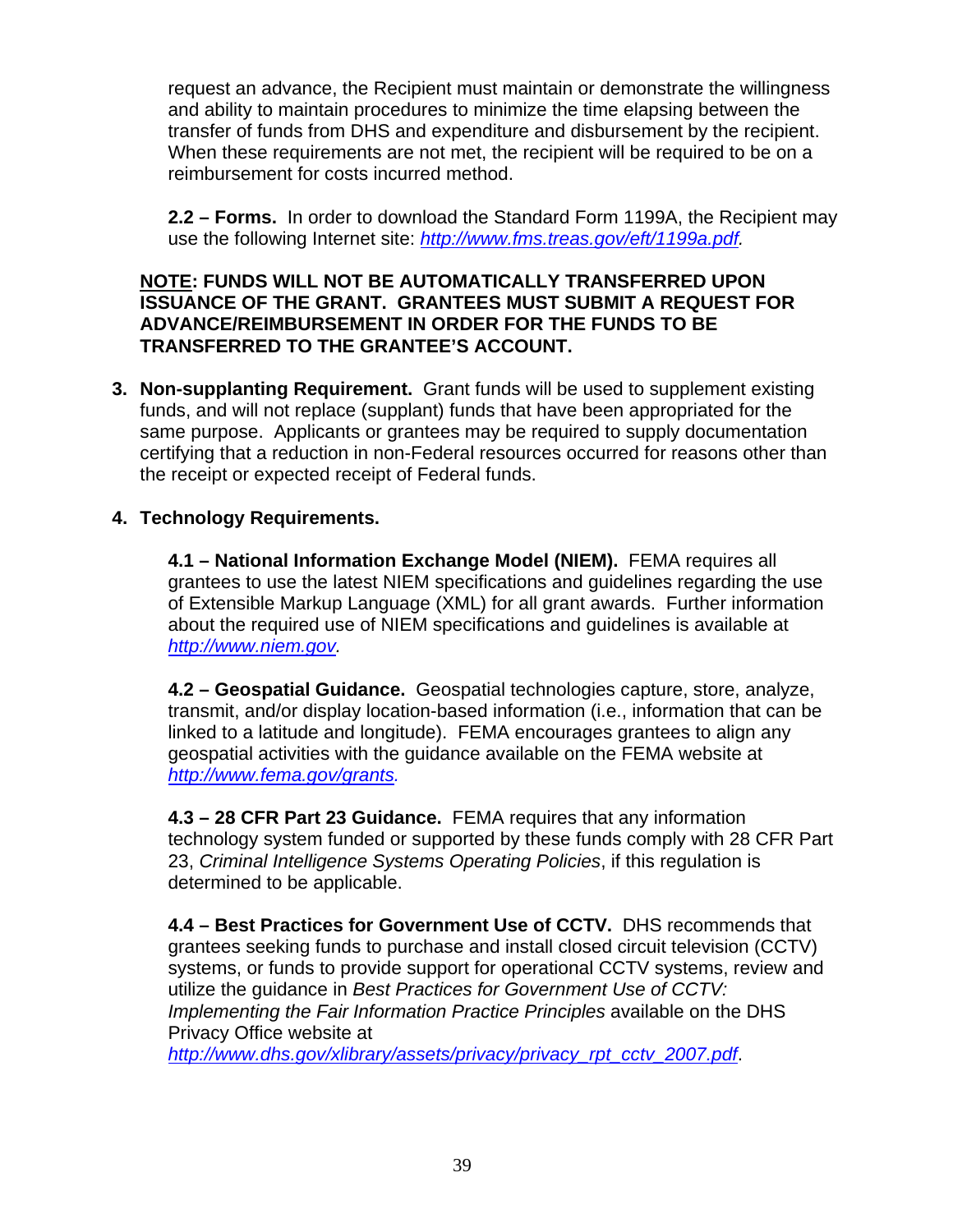request an advance, the Recipient must maintain or demonstrate the willingness and ability to maintain procedures to minimize the time elapsing between the transfer of funds from DHS and expenditure and disbursement by the recipient. When these requirements are not met, the recipient will be required to be on a reimbursement for costs incurred method.

**2.2 – Forms.** In order to download the Standard Form 1199A, the Recipient may use the following Internet site: *http://www.fms.treas.gov/eft/1199a.pdf.*

**NOTE: FUNDS WILL NOT BE AUTOMATICALLY TRANSFERRED UPON ISSUANCE OF THE GRANT. GRANTEES MUST SUBMIT A REQUEST FOR ADVANCE/REIMBURSEMENT IN ORDER FOR THE FUNDS TO BE TRANSFERRED TO THE GRANTEE'S ACCOUNT.**

3. **Non-supplanting Requirement.** Grant funds will be used to supplement existing funds, and will not replace (supplant) funds that have been appropriated for the same purpose. Applicants or grantees may be required to supply documentation certifying that a reduction in non-Federal resources occurred for reasons other than the receipt or expected receipt of Federal funds.

4. **Technology Requirements.**

**4.1 – National Information Exchange Model (NIEM).** FEMA requires all grantees to use the latest NIEM specifications and guidelines regarding the use of Extensible Markup Language (XML) for all grant awards. Further information about the required use of NIEM specifications and guidelines is available at *http://www.niem.gov.*

**4.2 – Geospatial Guidance.** Geospatial technologies capture, store, analyze, transmit, and/or display location-based information (i.e., information that can be linked to a latitude and longitude). FEMA encourages grantees to align any geospatial activities with the guidance available on the FEMA website at *http://www.fema.gov/grants.*

**4.3 – 28 CFR Part 23 Guidance.** FEMA requires that any information technology system funded or supported by these funds comply with 28 CFR Part 23, *Criminal Intelligence Systems Operating Policies*, if this regulation is determined to be applicable.

**4.4 – Best Practices for Government Use of CCTV.** DHS recommends that grantees seeking funds to purchase and install closed circuit television (CCTV) systems, or funds to provide support for operational CCTV systems, review and utilize the guidance in *Best Practices for Government Use of CCTV: Implementing the Fair Information Practice Principles* available on the DHS Privacy Office website at *http://www.dhs.gov/xlibrary/assets/privacy/privacy_rpt_cctv_2007.pdf*.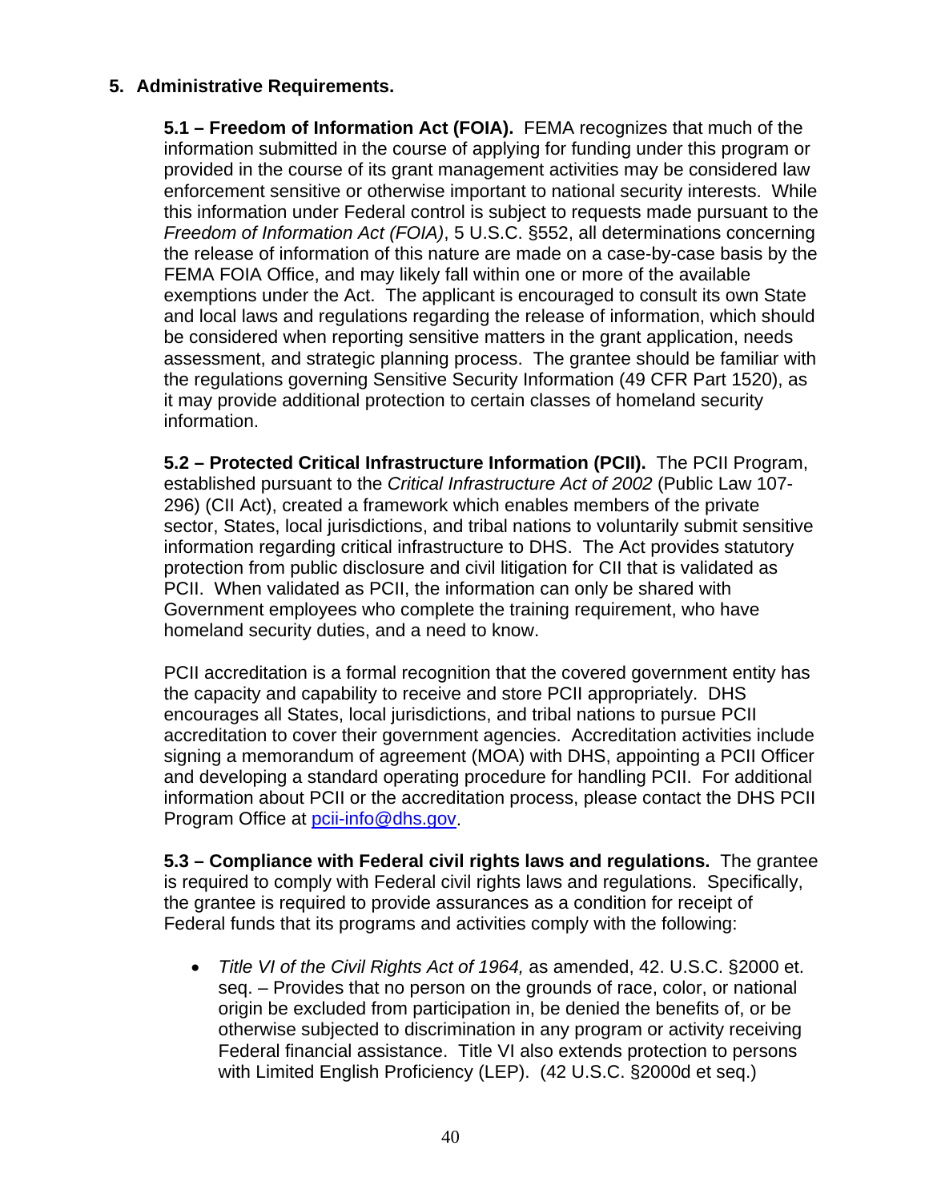## 5. Administrative Requirements.

**5.1 – Freedom of Information Act (FOIA).** FEMA recognizes that much of the information submitted in the course of applying for funding under this program or provided in the course of its grant management activities may be considered law enforcement sensitive or otherwise important to national security interests. While this information under Federal control is subject to requests made pursuant to the *Freedom of Information Act (FOIA)*, 5 U.S.C. §552, all determinations concerning the release of information of this nature are made on a case-by-case basis by the FEMA FOIA Office, and may likely fall within one or more of the available exemptions under the Act. The applicant is encouraged to consult its own State and local laws and regulations regarding the release of information, which should be considered when reporting sensitive matters in the grant application, needs assessment, and strategic planning process. The grantee should be familiar with the regulations governing Sensitive Security Information (49 CFR Part 1520), as it may provide additional protection to certain classes of homeland security information.

**5.2 – Protected Critical Infrastructure Information (PCII).** The PCII Program, established pursuant to the *Critical Infrastructure Act of 2002* (Public Law 107-296) (CII Act), created a framework which enables members of the private sector, States, local jurisdictions, and tribal nations to voluntarily submit sensitive information regarding critical infrastructure to DHS. The Act provides statutory protection from public disclosure and civil litigation for CII that is validated as PCII. When validated as PCII, the information can only be shared with Government employees who complete the training requirement, who have homeland security duties, and a need to know.

PCII accreditation is a formal recognition that the covered government entity has the capacity and capability to receive and store PCII appropriately. DHS encourages all States, local jurisdictions, and tribal nations to pursue PCII accreditation to cover their government agencies. Accreditation activities include signing a memorandum of agreement (MOA) with DHS, appointing a PCII Officer and developing a standard operating procedure for handling PCII. For additional information about PCII or the accreditation process, please contact the DHS PCII Program Office at pcii-info@dhs.gov.

**5.3 – Compliance with Federal civil rights laws and regulations.** The grantee is required to comply with Federal civil rights laws and regulations. Specifically, the grantee is required to provide assurances as a condition for receipt of Federal funds that its programs and activities comply with the following:

- *Title VI of the Civil Rights Act of 1964,* as amended, 42. U.S.C. §2000 et. seq. – Provides that no person on the grounds of race, color, or national origin be excluded from participation in, be denied the benefits of, or be otherwise subjected to discrimination in any program or activity receiving Federal financial assistance. Title VI also extends protection to persons with Limited English Proficiency (LEP). (42 U.S.C. §2000d et seq.)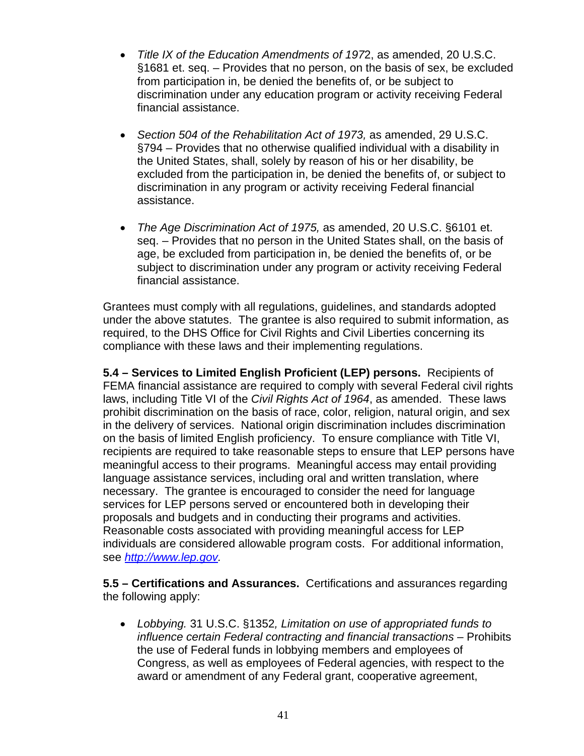- *Title IX of the Education Amendments of 197*2, as amended, 20 U.S.C. §1681 et. seq. – Provides that no person, on the basis of sex, be excluded from participation in, be denied the benefits of, or be subject to discrimination under any education program or activity receiving Federal financial assistance.

- *Section 504 of the Rehabilitation Act of 1973,* as amended, 29 U.S.C. §794 – Provides that no otherwise qualified individual with a disability in the United States, shall, solely by reason of his or her disability, be excluded from the participation in, be denied the benefits of, or subject to discrimination in any program or activity receiving Federal financial assistance.

- *The Age Discrimination Act of 1975,* as amended, 20 U.S.C. §6101 et. seq. – Provides that no person in the United States shall, on the basis of age, be excluded from participation in, be denied the benefits of, or be subject to discrimination under any program or activity receiving Federal financial assistance.

Grantees must comply with all regulations, guidelines, and standards adopted under the above statutes. The grantee is also required to submit information, as required, to the DHS Office for Civil Rights and Civil Liberties concerning its compliance with these laws and their implementing regulations.

**5.4 – Services to Limited English Proficient (LEP) persons.** Recipients of FEMA financial assistance are required to comply with several Federal civil rights laws, including Title VI of the *Civil Rights Act of 1964*, as amended. These laws prohibit discrimination on the basis of race, color, religion, natural origin, and sex in the delivery of services. National origin discrimination includes discrimination on the basis of limited English proficiency. To ensure compliance with Title VI, recipients are required to take reasonable steps to ensure that LEP persons have meaningful access to their programs. Meaningful access may entail providing language assistance services, including oral and written translation, where necessary. The grantee is encouraged to consider the need for language services for LEP persons served or encountered both in developing their proposals and budgets and in conducting their programs and activities. Reasonable costs associated with providing meaningful access for LEP individuals are considered allowable program costs. For additional information, see [http://www.lep.gov](http://www.lep.gov).

**5.5 – Certifications and Assurances.** Certifications and assurances regarding the following apply:

- *Lobbying.* 31 U.S.C. §1352*, Limitation on use of appropriated funds to influence certain Federal contracting and financial transactions* – Prohibits the use of Federal funds in lobbying members and employees of Congress, as well as employees of Federal agencies, with respect to the award or amendment of any Federal grant, cooperative agreement,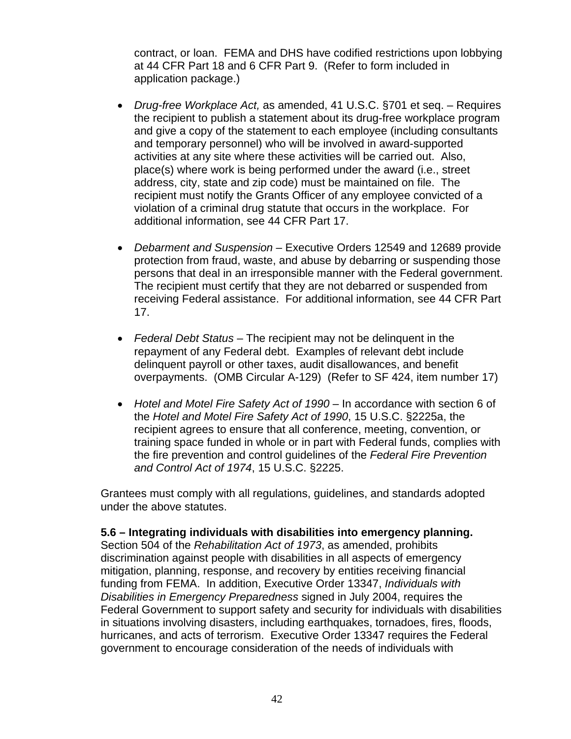contract, or loan. FEMA and DHS have codified restrictions upon lobbying at 44 CFR Part 18 and 6 CFR Part 9. (Refer to form included in application package.)

- *Drug-free Workplace Act,* as amended, 41 U.S.C. §701 et seq. – Requires the recipient to publish a statement about its drug-free workplace program and give a copy of the statement to each employee (including consultants and temporary personnel) who will be involved in award-supported activities at any site where these activities will be carried out. Also, place(s) where work is being performed under the award (i.e., street address, city, state and zip code) must be maintained on file. The recipient must notify the Grants Officer of any employee convicted of a violation of a criminal drug statute that occurs in the workplace. For additional information, see 44 CFR Part 17.

- *Debarment and Suspension* – Executive Orders 12549 and 12689 provide protection from fraud, waste, and abuse by debarring or suspending those persons that deal in an irresponsible manner with the Federal government. The recipient must certify that they are not debarred or suspended from receiving Federal assistance. For additional information, see 44 CFR Part 17.

- *Federal Debt Status* – The recipient may not be delinquent in the repayment of any Federal debt. Examples of relevant debt include delinquent payroll or other taxes, audit disallowances, and benefit overpayments. (OMB Circular A-129) (Refer to SF 424, item number 17)

- *Hotel and Motel Fire Safety Act of 1990* – In accordance with section 6 of the *Hotel and Motel Fire Safety Act of 1990*, 15 U.S.C. §2225a, the recipient agrees to ensure that all conference, meeting, convention, or training space funded in whole or in part with Federal funds, complies with the fire prevention and control guidelines of the *Federal Fire Prevention and Control Act of 1974*, 15 U.S.C. §2225.

Grantees must comply with all regulations, guidelines, and standards adopted under the above statutes.

**5.6 – Integrating individuals with disabilities into emergency planning.** Section 504 of the *Rehabilitation Act of 1973*, as amended, prohibits discrimination against people with disabilities in all aspects of emergency mitigation, planning, response, and recovery by entities receiving financial funding from FEMA. In addition, Executive Order 13347, *Individuals with Disabilities in Emergency Preparedness* signed in July 2004, requires the Federal Government to support safety and security for individuals with disabilities in situations involving disasters, including earthquakes, tornadoes, fires, floods, hurricanes, and acts of terrorism. Executive Order 13347 requires the Federal government to encourage consideration of the needs of individuals with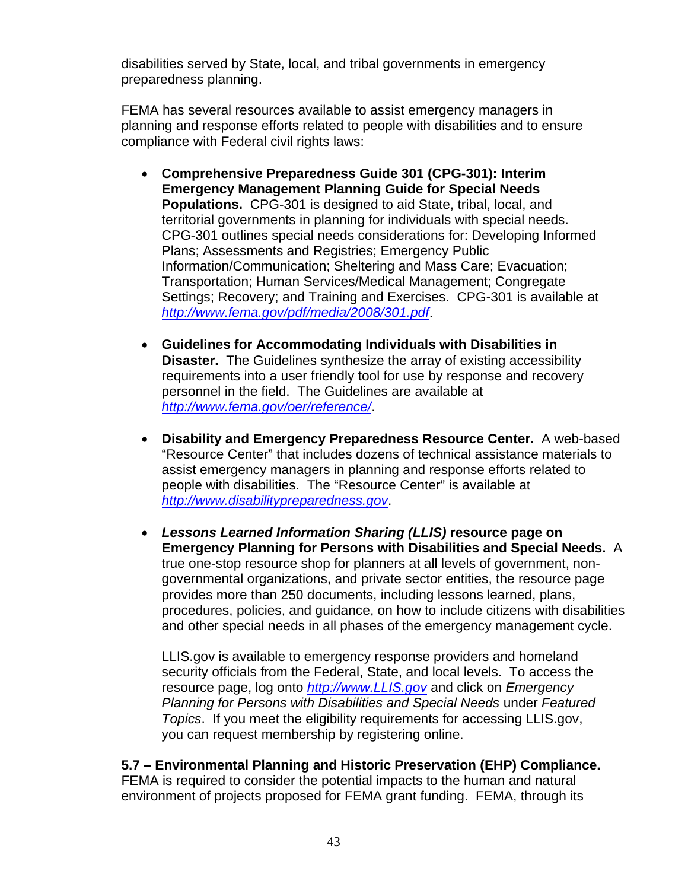disabilities served by State, local, and tribal governments in emergency preparedness planning.

FEMA has several resources available to assist emergency managers in planning and response efforts related to people with disabilities and to ensure compliance with Federal civil rights laws:

- **Comprehensive Preparedness Guide 301 (CPG-301): Interim Emergency Management Planning Guide for Special Needs Populations.** CPG-301 is designed to aid State, tribal, local, and territorial governments in planning for individuals with special needs. CPG-301 outlines special needs considerations for: Developing Informed Plans; Assessments and Registries; Emergency Public Information/Communication; Sheltering and Mass Care; Evacuation; Transportation; Human Services/Medical Management; Congregate Settings; Recovery; and Training and Exercises. CPG-301 is available at *http://www.fema.gov/pdf/media/2008/301.pdf*.

- **Guidelines for Accommodating Individuals with Disabilities in Disaster.** The Guidelines synthesize the array of existing accessibility requirements into a user friendly tool for use by response and recovery personnel in the field. The Guidelines are available at *http://www.fema.gov/oer/reference/*.

- **Disability and Emergency Preparedness Resource Center.** A web-based "Resource Center" that includes dozens of technical assistance materials to assist emergency managers in planning and response efforts related to people with disabilities. The "Resource Center" is available at *http://www.disabilitypreparedness.gov*.

- ***Lessons Learned Information Sharing (LLIS)* resource page on Emergency Planning for Persons with Disabilities and Special Needs.** A true one-stop resource shop for planners at all levels of government, non-governmental organizations, and private sector entities, the resource page provides more than 250 documents, including lessons learned, plans, procedures, policies, and guidance, on how to include citizens with disabilities and other special needs in all phases of the emergency management cycle.

  LLIS.gov is available to emergency response providers and homeland security officials from the Federal, State, and local levels. To access the resource page, log onto *http://www.LLIS.gov* and click on *Emergency Planning for Persons with Disabilities and Special Needs* under *Featured Topics*. If you meet the eligibility requirements for accessing LLIS.gov, you can request membership by registering online.

**5.7 – Environmental Planning and Historic Preservation (EHP) Compliance.** FEMA is required to consider the potential impacts to the human and natural environment of projects proposed for FEMA grant funding. FEMA, through its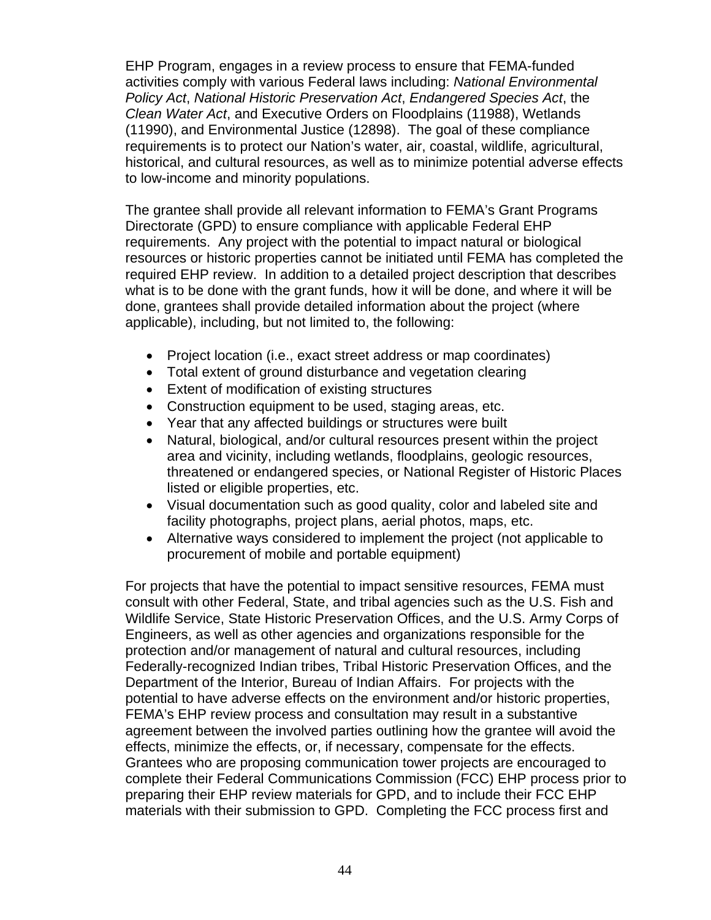EHP Program, engages in a review process to ensure that FEMA-funded activities comply with various Federal laws including: *National Environmental Policy Act*, *National Historic Preservation Act*, *Endangered Species Act*, the *Clean Water Act*, and Executive Orders on Floodplains (11988), Wetlands (11990), and Environmental Justice (12898). The goal of these compliance requirements is to protect our Nation's water, air, coastal, wildlife, agricultural, historical, and cultural resources, as well as to minimize potential adverse effects to low-income and minority populations.

The grantee shall provide all relevant information to FEMA's Grant Programs Directorate (GPD) to ensure compliance with applicable Federal EHP requirements. Any project with the potential to impact natural or biological resources or historic properties cannot be initiated until FEMA has completed the required EHP review. In addition to a detailed project description that describes what is to be done with the grant funds, how it will be done, and where it will be done, grantees shall provide detailed information about the project (where applicable), including, but not limited to, the following:

- Project location (i.e., exact street address or map coordinates)
- Total extent of ground disturbance and vegetation clearing
- Extent of modification of existing structures
- Construction equipment to be used, staging areas, etc.
- Year that any affected buildings or structures were built
- Natural, biological, and/or cultural resources present within the project area and vicinity, including wetlands, floodplains, geologic resources, threatened or endangered species, or National Register of Historic Places listed or eligible properties, etc.
- Visual documentation such as good quality, color and labeled site and facility photographs, project plans, aerial photos, maps, etc.
- Alternative ways considered to implement the project (not applicable to procurement of mobile and portable equipment)

For projects that have the potential to impact sensitive resources, FEMA must consult with other Federal, State, and tribal agencies such as the U.S. Fish and Wildlife Service, State Historic Preservation Offices, and the U.S. Army Corps of Engineers, as well as other agencies and organizations responsible for the protection and/or management of natural and cultural resources, including Federally-recognized Indian tribes, Tribal Historic Preservation Offices, and the Department of the Interior, Bureau of Indian Affairs. For projects with the potential to have adverse effects on the environment and/or historic properties, FEMA's EHP review process and consultation may result in a substantive agreement between the involved parties outlining how the grantee will avoid the effects, minimize the effects, or, if necessary, compensate for the effects. Grantees who are proposing communication tower projects are encouraged to complete their Federal Communications Commission (FCC) EHP process prior to preparing their EHP review materials for GPD, and to include their FCC EHP materials with their submission to GPD. Completing the FCC process first and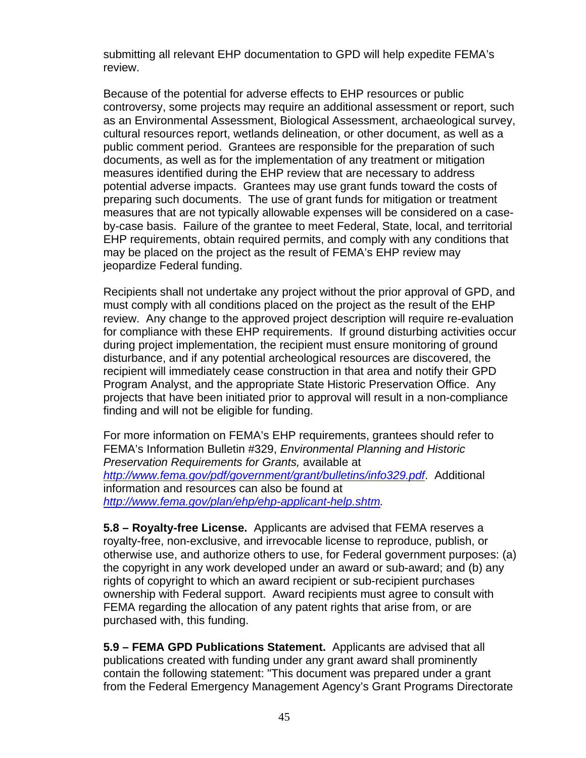submitting all relevant EHP documentation to GPD will help expedite FEMA's review.

Because of the potential for adverse effects to EHP resources or public controversy, some projects may require an additional assessment or report, such as an Environmental Assessment, Biological Assessment, archaeological survey, cultural resources report, wetlands delineation, or other document, as well as a public comment period. Grantees are responsible for the preparation of such documents, as well as for the implementation of any treatment or mitigation measures identified during the EHP review that are necessary to address potential adverse impacts. Grantees may use grant funds toward the costs of preparing such documents. The use of grant funds for mitigation or treatment measures that are not typically allowable expenses will be considered on a case-by-case basis. Failure of the grantee to meet Federal, State, local, and territorial EHP requirements, obtain required permits, and comply with any conditions that may be placed on the project as the result of FEMA's EHP review may jeopardize Federal funding.

Recipients shall not undertake any project without the prior approval of GPD, and must comply with all conditions placed on the project as the result of the EHP review. Any change to the approved project description will require re-evaluation for compliance with these EHP requirements. If ground disturbing activities occur during project implementation, the recipient must ensure monitoring of ground disturbance, and if any potential archeological resources are discovered, the recipient will immediately cease construction in that area and notify their GPD Program Analyst, and the appropriate State Historic Preservation Office. Any projects that have been initiated prior to approval will result in a non-compliance finding and will not be eligible for funding.

For more information on FEMA's EHP requirements, grantees should refer to FEMA's Information Bulletin #329, *Environmental Planning and Historic Preservation Requirements for Grants,* available at *http://www.fema.gov/pdf/government/grant/bulletins/info329.pdf*. Additional information and resources can also be found at *http://www.fema.gov/plan/ehp/ehp-applicant-help.shtm*.

**5.8 – Royalty-free License.** Applicants are advised that FEMA reserves a royalty-free, non-exclusive, and irrevocable license to reproduce, publish, or otherwise use, and authorize others to use, for Federal government purposes: (a) the copyright in any work developed under an award or sub-award; and (b) any rights of copyright to which an award recipient or sub-recipient purchases ownership with Federal support. Award recipients must agree to consult with FEMA regarding the allocation of any patent rights that arise from, or are purchased with, this funding.

**5.9 – FEMA GPD Publications Statement.** Applicants are advised that all publications created with funding under any grant award shall prominently contain the following statement: "This document was prepared under a grant from the Federal Emergency Management Agency's Grant Programs Directorate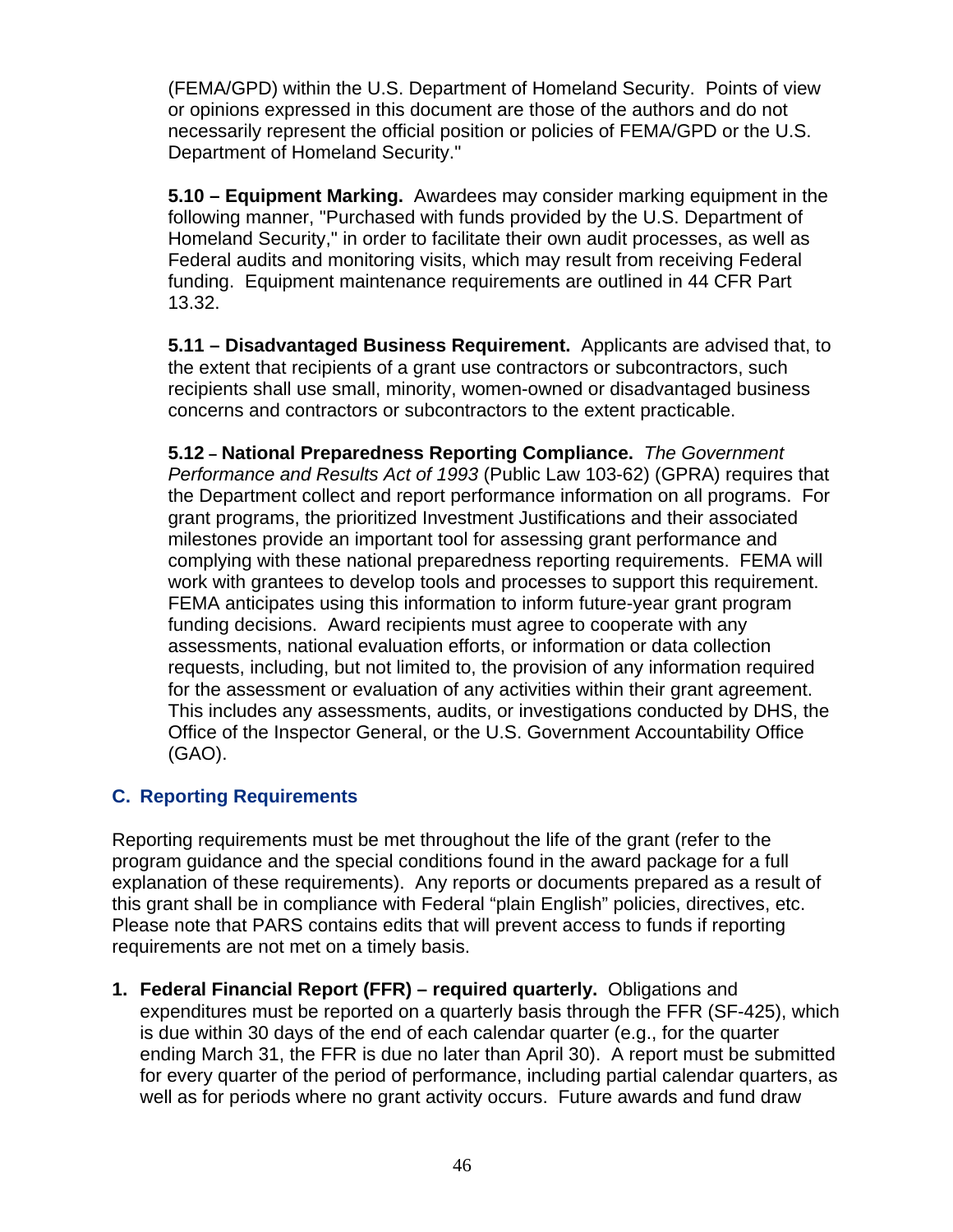(FEMA/GPD) within the U.S. Department of Homeland Security. Points of view or opinions expressed in this document are those of the authors and do not necessarily represent the official position or policies of FEMA/GPD or the U.S. Department of Homeland Security."

**5.10 – Equipment Marking.** Awardees may consider marking equipment in the following manner, "Purchased with funds provided by the U.S. Department of Homeland Security," in order to facilitate their own audit processes, as well as Federal audits and monitoring visits, which may result from receiving Federal funding. Equipment maintenance requirements are outlined in 44 CFR Part 13.32.

**5.11 – Disadvantaged Business Requirement.** Applicants are advised that, to the extent that recipients of a grant use contractors or subcontractors, such recipients shall use small, minority, women-owned or disadvantaged business concerns and contractors or subcontractors to the extent practicable.

**5.12 – National Preparedness Reporting Compliance.** *The Government Performance and Results Act of 1993* (Public Law 103-62) (GPRA) requires that the Department collect and report performance information on all programs. For grant programs, the prioritized Investment Justifications and their associated milestones provide an important tool for assessing grant performance and complying with these national preparedness reporting requirements. FEMA will work with grantees to develop tools and processes to support this requirement. FEMA anticipates using this information to inform future-year grant program funding decisions. Award recipients must agree to cooperate with any assessments, national evaluation efforts, or information or data collection requests, including, but not limited to, the provision of any information required for the assessment or evaluation of any activities within their grant agreement. This includes any assessments, audits, or investigations conducted by DHS, the Office of the Inspector General, or the U.S. Government Accountability Office (GAO).

## C. Reporting Requirements

Reporting requirements must be met throughout the life of the grant (refer to the program guidance and the special conditions found in the award package for a full explanation of these requirements). Any reports or documents prepared as a result of this grant shall be in compliance with Federal "plain English" policies, directives, etc. Please note that PARS contains edits that will prevent access to funds if reporting requirements are not met on a timely basis.

1. **Federal Financial Report (FFR) – required quarterly.** Obligations and expenditures must be reported on a quarterly basis through the FFR (SF-425), which is due within 30 days of the end of each calendar quarter (e.g., for the quarter ending March 31, the FFR is due no later than April 30). A report must be submitted for every quarter of the period of performance, including partial calendar quarters, as well as for periods where no grant activity occurs. Future awards and fund draw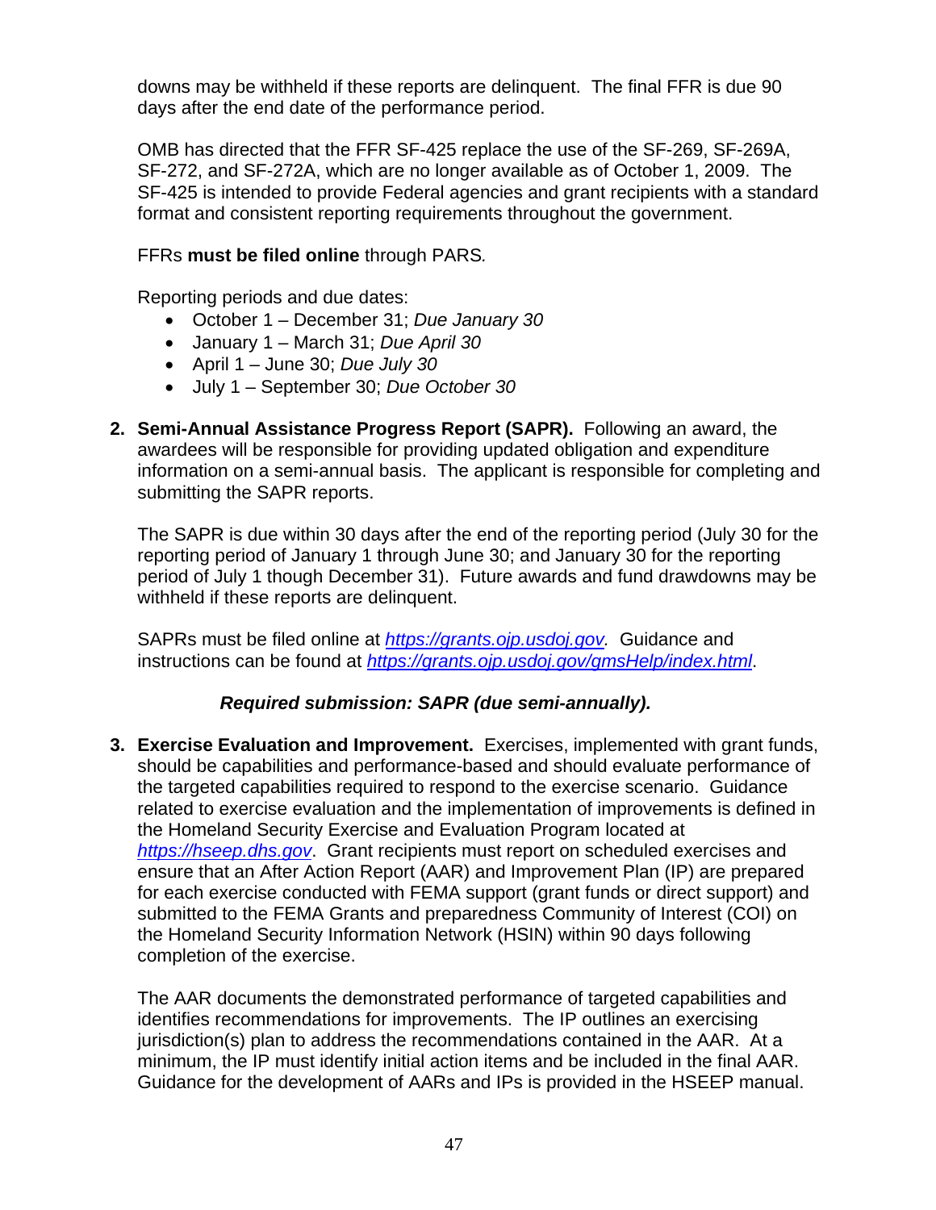downs may be withheld if these reports are delinquent. The final FFR is due 90 days after the end date of the performance period.

OMB has directed that the FFR SF-425 replace the use of the SF-269, SF-269A, SF-272, and SF-272A, which are no longer available as of October 1, 2009. The SF-425 is intended to provide Federal agencies and grant recipients with a standard format and consistent reporting requirements throughout the government.

FFRs **must be filed online** through PARS*.*

Reporting periods and due dates:

- October 1 – December 31; *Due January 30*
- January 1 – March 31; *Due April 30*
- April 1 – June 30; *Due July 30*
- July 1 – September 30; *Due October 30*

2. **Semi-Annual Assistance Progress Report (SAPR).** Following an award, the awardees will be responsible for providing updated obligation and expenditure information on a semi-annual basis. The applicant is responsible for completing and submitting the SAPR reports.

   The SAPR is due within 30 days after the end of the reporting period (July 30 for the reporting period of January 1 through June 30; and January 30 for the reporting period of July 1 though December 31). Future awards and fund drawdowns may be withheld if these reports are delinquent.

   SAPRs must be filed online at *https://grants.ojp.usdoj.gov.* Guidance and instructions can be found at *https://grants.ojp.usdoj.gov/gmsHelp/index.html*.

   ***Required submission: SAPR (due semi-annually).***

3. **Exercise Evaluation and Improvement.** Exercises, implemented with grant funds, should be capabilities and performance-based and should evaluate performance of the targeted capabilities required to respond to the exercise scenario. Guidance related to exercise evaluation and the implementation of improvements is defined in the Homeland Security Exercise and Evaluation Program located at *https://hseep.dhs.gov*. Grant recipients must report on scheduled exercises and ensure that an After Action Report (AAR) and Improvement Plan (IP) are prepared for each exercise conducted with FEMA support (grant funds or direct support) and submitted to the FEMA Grants and preparedness Community of Interest (COI) on the Homeland Security Information Network (HSIN) within 90 days following completion of the exercise.

   The AAR documents the demonstrated performance of targeted capabilities and identifies recommendations for improvements. The IP outlines an exercising jurisdiction(s) plan to address the recommendations contained in the AAR. At a minimum, the IP must identify initial action items and be included in the final AAR. Guidance for the development of AARs and IPs is provided in the HSEEP manual.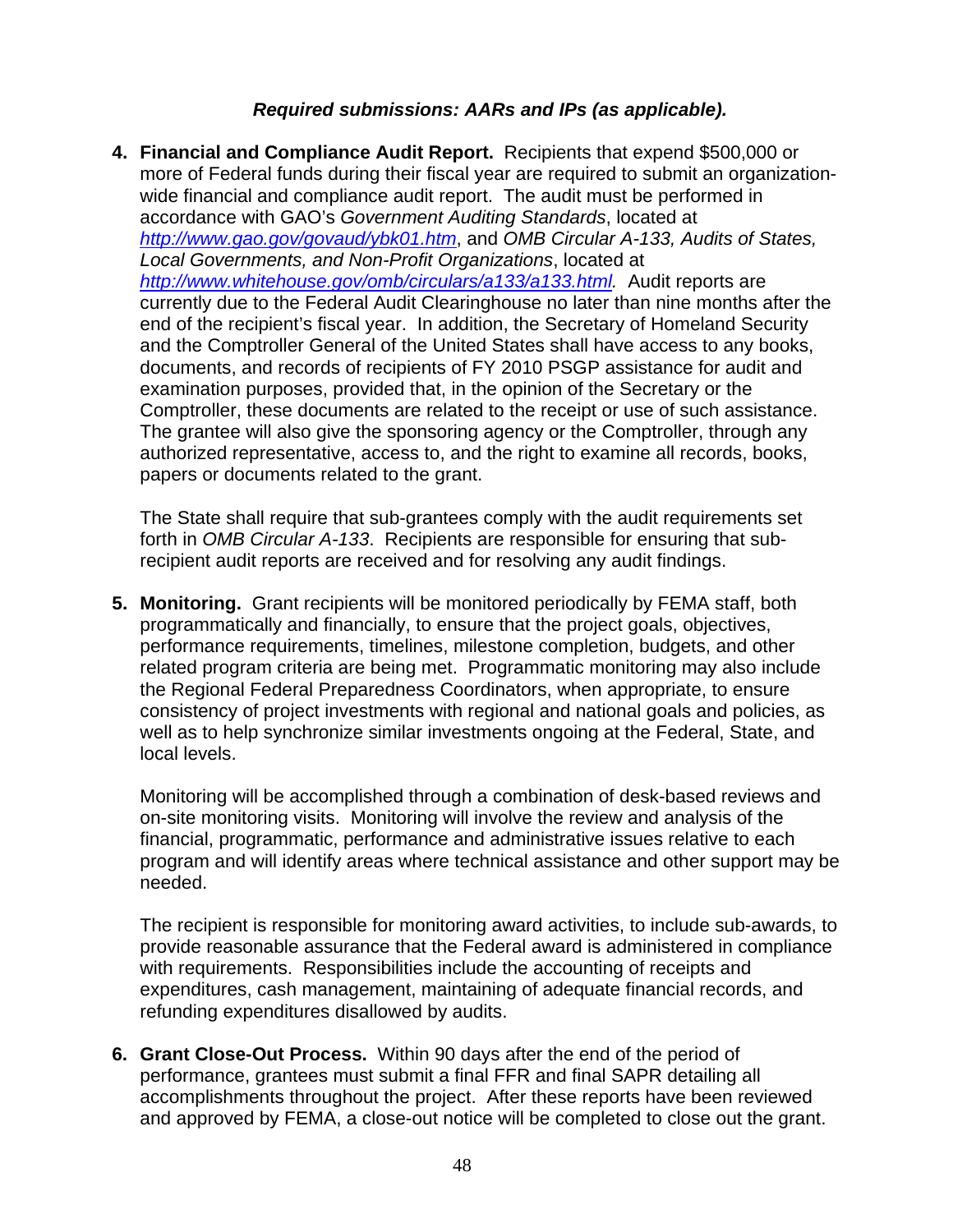***Required submissions: AARs and IPs (as applicable).***

4. **Financial and Compliance Audit Report.** Recipients that expend $500,000 or more of Federal funds during their fiscal year are required to submit an organization-wide financial and compliance audit report. The audit must be performed in accordance with GAO's *Government Auditing Standards*, located at *http://www.gao.gov/govaud/ybk01.htm*, and *OMB Circular A-133, Audits of States, Local Governments, and Non-Profit Organizations*, located at *http://www.whitehouse.gov/omb/circulars/a133/a133.html.* Audit reports are currently due to the Federal Audit Clearinghouse no later than nine months after the end of the recipient's fiscal year. In addition, the Secretary of Homeland Security and the Comptroller General of the United States shall have access to any books, documents, and records of recipients of FY 2010 PSGP assistance for audit and examination purposes, provided that, in the opinion of the Secretary or the Comptroller, these documents are related to the receipt or use of such assistance. The grantee will also give the sponsoring agency or the Comptroller, through any authorized representative, access to, and the right to examine all records, books, papers or documents related to the grant.

   The State shall require that sub-grantees comply with the audit requirements set forth in *OMB Circular A-133*. Recipients are responsible for ensuring that sub-recipient audit reports are received and for resolving any audit findings.

5. **Monitoring.** Grant recipients will be monitored periodically by FEMA staff, both programmatically and financially, to ensure that the project goals, objectives, performance requirements, timelines, milestone completion, budgets, and other related program criteria are being met. Programmatic monitoring may also include the Regional Federal Preparedness Coordinators, when appropriate, to ensure consistency of project investments with regional and national goals and policies, as well as to help synchronize similar investments ongoing at the Federal, State, and local levels.

   Monitoring will be accomplished through a combination of desk-based reviews and on-site monitoring visits. Monitoring will involve the review and analysis of the financial, programmatic, performance and administrative issues relative to each program and will identify areas where technical assistance and other support may be needed.

   The recipient is responsible for monitoring award activities, to include sub-awards, to provide reasonable assurance that the Federal award is administered in compliance with requirements. Responsibilities include the accounting of receipts and expenditures, cash management, maintaining of adequate financial records, and refunding expenditures disallowed by audits.

6. **Grant Close-Out Process.** Within 90 days after the end of the period of performance, grantees must submit a final FFR and final SAPR detailing all accomplishments throughout the project. After these reports have been reviewed and approved by FEMA, a close-out notice will be completed to close out the grant.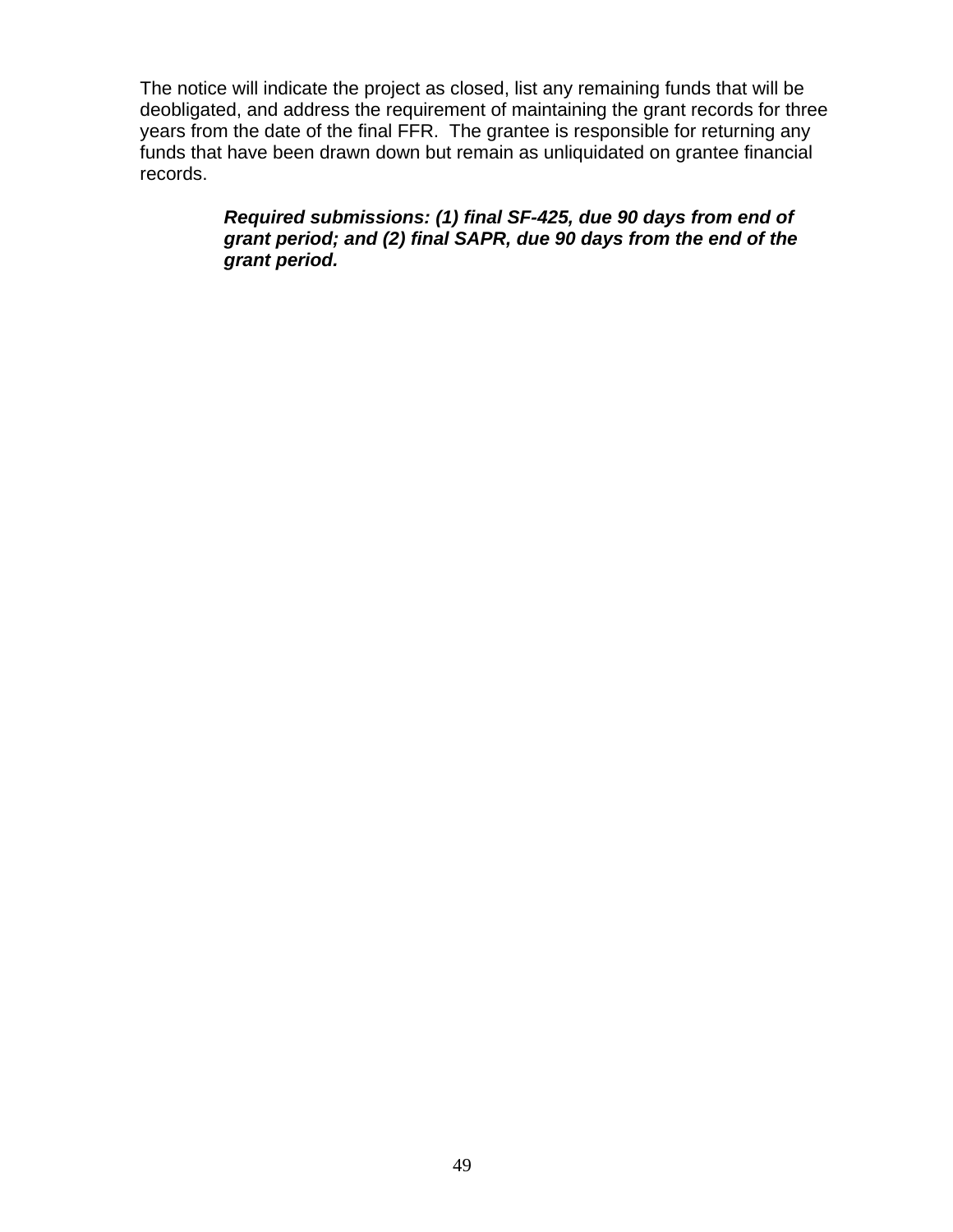The notice will indicate the project as closed, list any remaining funds that will be deobligated, and address the requirement of maintaining the grant records for three years from the date of the final FFR. The grantee is responsible for returning any funds that have been drawn down but remain as unliquidated on grantee financial records.

> ***Required submissions: (1) final SF-425, due 90 days from end of grant period; and (2) final SAPR, due 90 days from the end of the grant period.***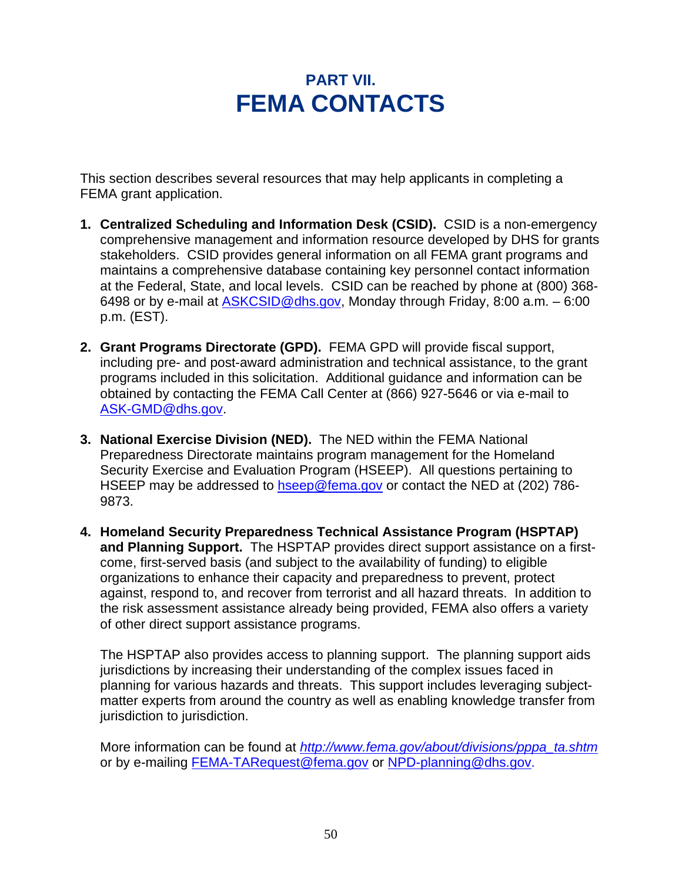# PART VII.
# FEMA CONTACTS

This section describes several resources that may help applicants in completing a FEMA grant application.

1. **Centralized Scheduling and Information Desk (CSID).** CSID is a non-emergency comprehensive management and information resource developed by DHS for grants stakeholders. CSID provides general information on all FEMA grant programs and maintains a comprehensive database containing key personnel contact information at the Federal, State, and local levels. CSID can be reached by phone at (800) 368-6498 or by e-mail at ASKCSID@dhs.gov, Monday through Friday, 8:00 a.m. – 6:00 p.m. (EST).

2. **Grant Programs Directorate (GPD).** FEMA GPD will provide fiscal support, including pre- and post-award administration and technical assistance, to the grant programs included in this solicitation. Additional guidance and information can be obtained by contacting the FEMA Call Center at (866) 927-5646 or via e-mail to ASK-GMD@dhs.gov.

3. **National Exercise Division (NED).** The NED within the FEMA National Preparedness Directorate maintains program management for the Homeland Security Exercise and Evaluation Program (HSEEP). All questions pertaining to HSEEP may be addressed to hseep@fema.gov or contact the NED at (202) 786-9873.

4. **Homeland Security Preparedness Technical Assistance Program (HSPTAP) and Planning Support.** The HSPTAP provides direct support assistance on a first-come, first-served basis (and subject to the availability of funding) to eligible organizations to enhance their capacity and preparedness to prevent, protect against, respond to, and recover from terrorist and all hazard threats. In addition to the risk assessment assistance already being provided, FEMA also offers a variety of other direct support assistance programs.

   The HSPTAP also provides access to planning support. The planning support aids jurisdictions by increasing their understanding of the complex issues faced in planning for various hazards and threats. This support includes leveraging subject-matter experts from around the country as well as enabling knowledge transfer from jurisdiction to jurisdiction.

   More information can be found at *http://www.fema.gov/about/divisions/pppa_ta.shtm* or by e-mailing FEMA-TARequest@fema.gov or NPD-planning@dhs.gov.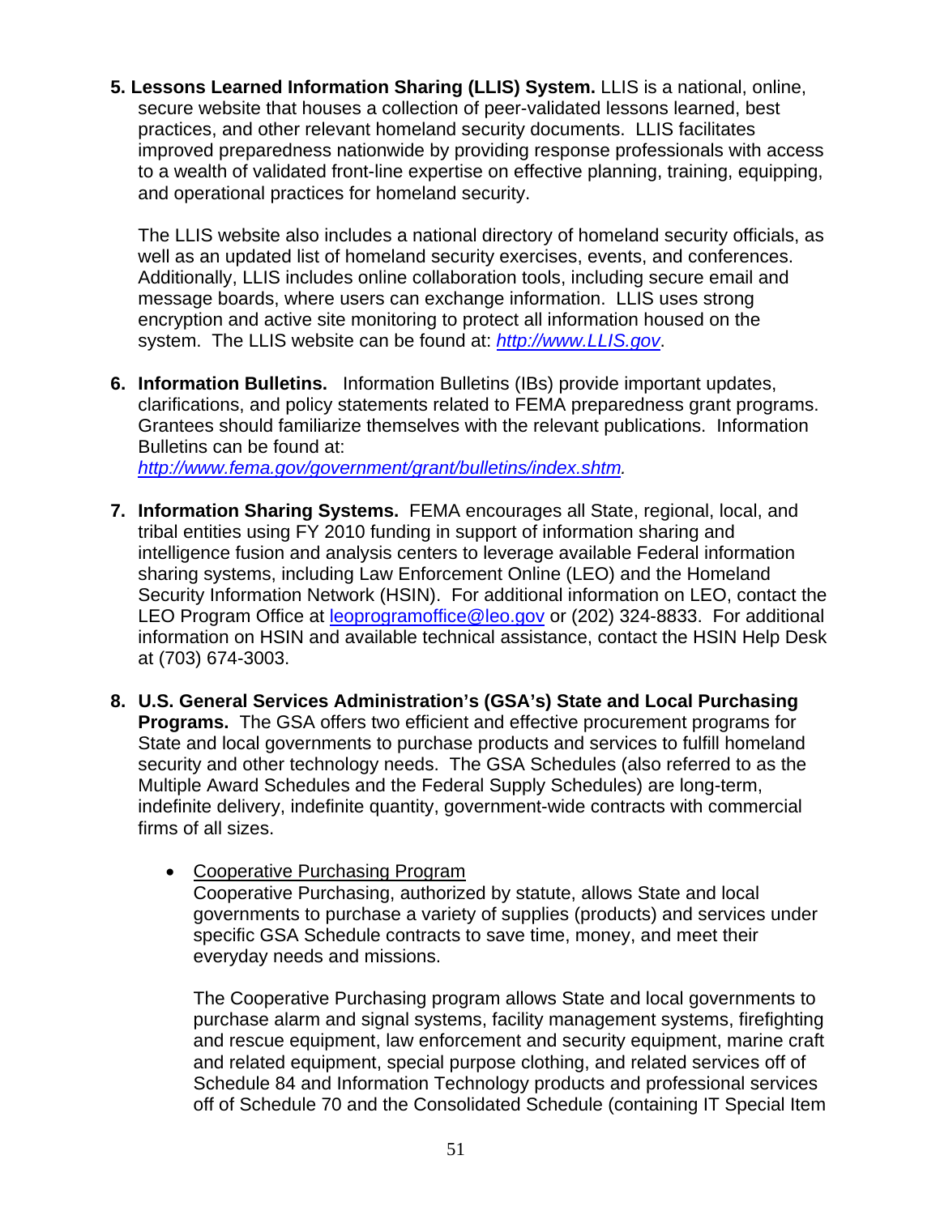5. **Lessons Learned Information Sharing (LLIS) System.** LLIS is a national, online, secure website that houses a collection of peer-validated lessons learned, best practices, and other relevant homeland security documents. LLIS facilitates improved preparedness nationwide by providing response professionals with access to a wealth of validated front-line expertise on effective planning, training, equipping, and operational practices for homeland security.

   The LLIS website also includes a national directory of homeland security officials, as well as an updated list of homeland security exercises, events, and conferences. Additionally, LLIS includes online collaboration tools, including secure email and message boards, where users can exchange information. LLIS uses strong encryption and active site monitoring to protect all information housed on the system. The LLIS website can be found at: *http://www.LLIS.gov*.

6. **Information Bulletins.** Information Bulletins (IBs) provide important updates, clarifications, and policy statements related to FEMA preparedness grant programs. Grantees should familiarize themselves with the relevant publications. Information Bulletins can be found at: *http://www.fema.gov/government/grant/bulletins/index.shtm*.

7. **Information Sharing Systems.** FEMA encourages all State, regional, local, and tribal entities using FY 2010 funding in support of information sharing and intelligence fusion and analysis centers to leverage available Federal information sharing systems, including Law Enforcement Online (LEO) and the Homeland Security Information Network (HSIN). For additional information on LEO, contact the LEO Program Office at leoprogramoffice@leo.gov or (202) 324-8833. For additional information on HSIN and available technical assistance, contact the HSIN Help Desk at (703) 674-3003.

8. **U.S. General Services Administration's (GSA's) State and Local Purchasing Programs.** The GSA offers two efficient and effective procurement programs for State and local governments to purchase products and services to fulfill homeland security and other technology needs. The GSA Schedules (also referred to as the Multiple Award Schedules and the Federal Supply Schedules) are long-term, indefinite delivery, indefinite quantity, government-wide contracts with commercial firms of all sizes.

   - Cooperative Purchasing Program
     Cooperative Purchasing, authorized by statute, allows State and local governments to purchase a variety of supplies (products) and services under specific GSA Schedule contracts to save time, money, and meet their everyday needs and missions.

     The Cooperative Purchasing program allows State and local governments to purchase alarm and signal systems, facility management systems, firefighting and rescue equipment, law enforcement and security equipment, marine craft and related equipment, special purpose clothing, and related services off of Schedule 84 and Information Technology products and professional services off of Schedule 70 and the Consolidated Schedule (containing IT Special Item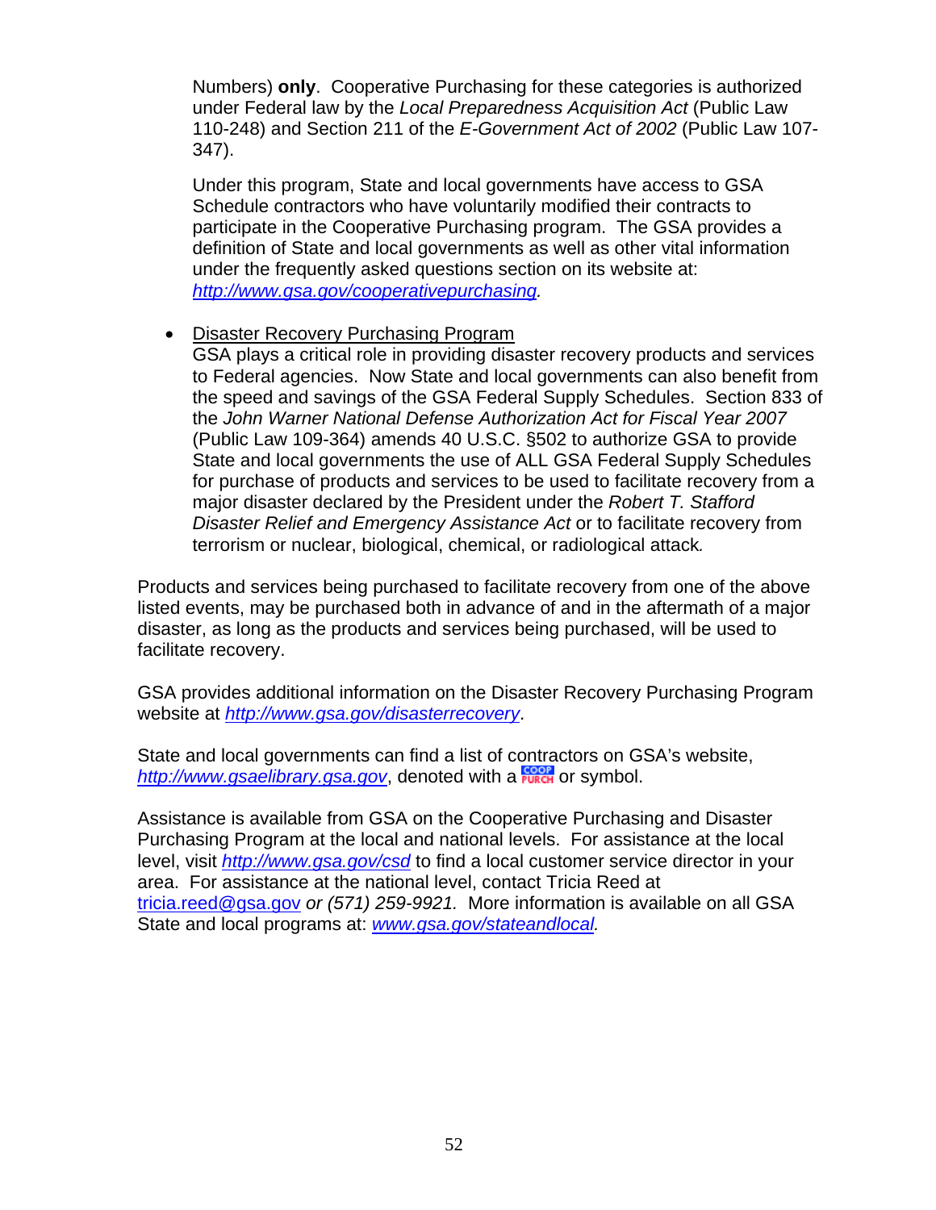Numbers) **only**. Cooperative Purchasing for these categories is authorized under Federal law by the *Local Preparedness Acquisition Act* (Public Law 110-248) and Section 211 of the *E-Government Act of 2002* (Public Law 107-347).

Under this program, State and local governments have access to GSA Schedule contractors who have voluntarily modified their contracts to participate in the Cooperative Purchasing program. The GSA provides a definition of State and local governments as well as other vital information under the frequently asked questions section on its website at: *http://www.gsa.gov/cooperativepurchasing.*

- Disaster Recovery Purchasing Program
  GSA plays a critical role in providing disaster recovery products and services to Federal agencies. Now State and local governments can also benefit from the speed and savings of the GSA Federal Supply Schedules. Section 833 of the *John Warner National Defense Authorization Act for Fiscal Year 2007* (Public Law 109-364) amends 40 U.S.C. §502 to authorize GSA to provide State and local governments the use of ALL GSA Federal Supply Schedules for purchase of products and services to be used to facilitate recovery from a major disaster declared by the President under the *Robert T. Stafford Disaster Relief and Emergency Assistance Act* or to facilitate recovery from terrorism or nuclear, biological, chemical, or radiological attack*.*

Products and services being purchased to facilitate recovery from one of the above listed events, may be purchased both in advance of and in the aftermath of a major disaster, as long as the products and services being purchased, will be used to facilitate recovery.

GSA provides additional information on the Disaster Recovery Purchasing Program website at *http://www.gsa.gov/disasterrecovery*.

State and local governments can find a list of contractors on GSA's website, *http://www.gsaelibrary.gsa.gov*, denoted with a COOP PURCH or symbol.

Assistance is available from GSA on the Cooperative Purchasing and Disaster Purchasing Program at the local and national levels. For assistance at the local level, visit *http://www.gsa.gov/csd* to find a local customer service director in your area. For assistance at the national level, contact Tricia Reed at tricia.reed@gsa.gov *or (571) 259-9921.* More information is available on all GSA State and local programs at: *www.gsa.gov/stateandlocal.*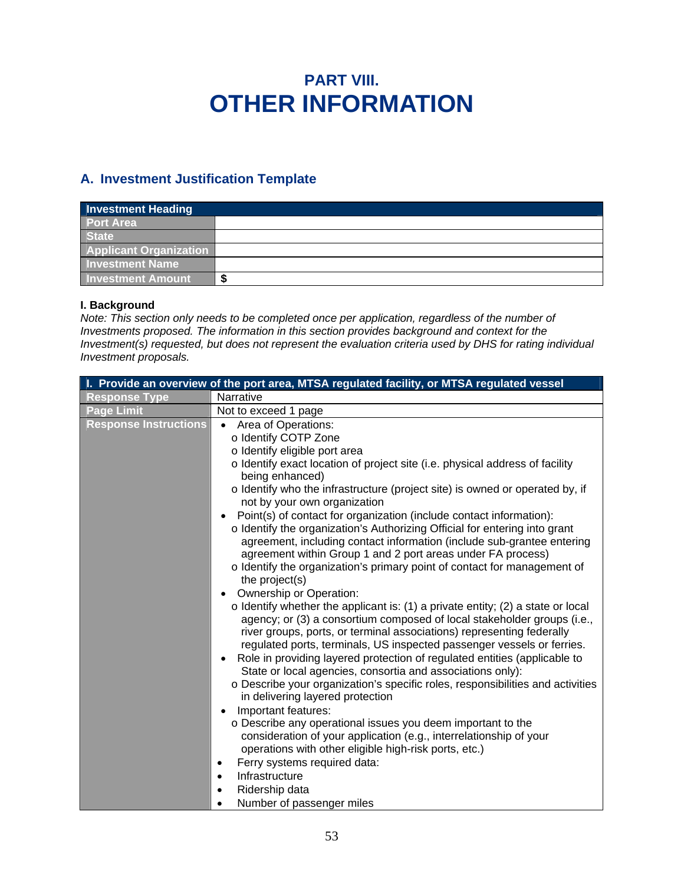# PART VIII.
# OTHER INFORMATION

## A. Investment Justification Template

| Investment Heading | |
|---|---|
| Port Area | |
| State | |
| Applicant Organization | |
| Investment Name | |
| Investment Amount | $ |

**I. Background**

*Note: This section only needs to be completed once per application, regardless of the number of Investments proposed. The information in this section provides background and context for the Investment(s) requested, but does not represent the evaluation criteria used by DHS for rating individual Investment proposals.*

| I. Provide an overview of the port area, MTSA regulated facility, or MTSA regulated vessel | |
|---|---|
| Response Type | Narrative |
| Page Limit | Not to exceed 1 page |
| Response Instructions | • Area of Operations:<br>o Identify COTP Zone<br>o Identify eligible port area<br>o Identify exact location of project site (i.e. physical address of facility being enhanced)<br>o Identify who the infrastructure (project site) is owned or operated by, if not by your own organization<br>• Point(s) of contact for organization (include contact information):<br>o Identify the organization's Authorizing Official for entering into grant agreement, including contact information (include sub-grantee entering agreement within Group 1 and 2 port areas under FA process)<br>o Identify the organization's primary point of contact for management of the project(s)<br>• Ownership or Operation:<br>o Identify whether the applicant is: (1) a private entity; (2) a state or local agency; or (3) a consortium composed of local stakeholder groups (i.e., river groups, ports, or terminal associations) representing federally regulated ports, terminals, US inspected passenger vessels or ferries.<br>• Role in providing layered protection of regulated entities (applicable to State or local agencies, consortia and associations only):<br>o Describe your organization's specific roles, responsibilities and activities in delivering layered protection<br>• Important features:<br>o Describe any operational issues you deem important to the consideration of your application (e.g., interrelationship of your operations with other eligible high-risk ports, etc.)<br>• Ferry systems required data:<br>• Infrastructure<br>• Ridership data<br>• Number of passenger miles |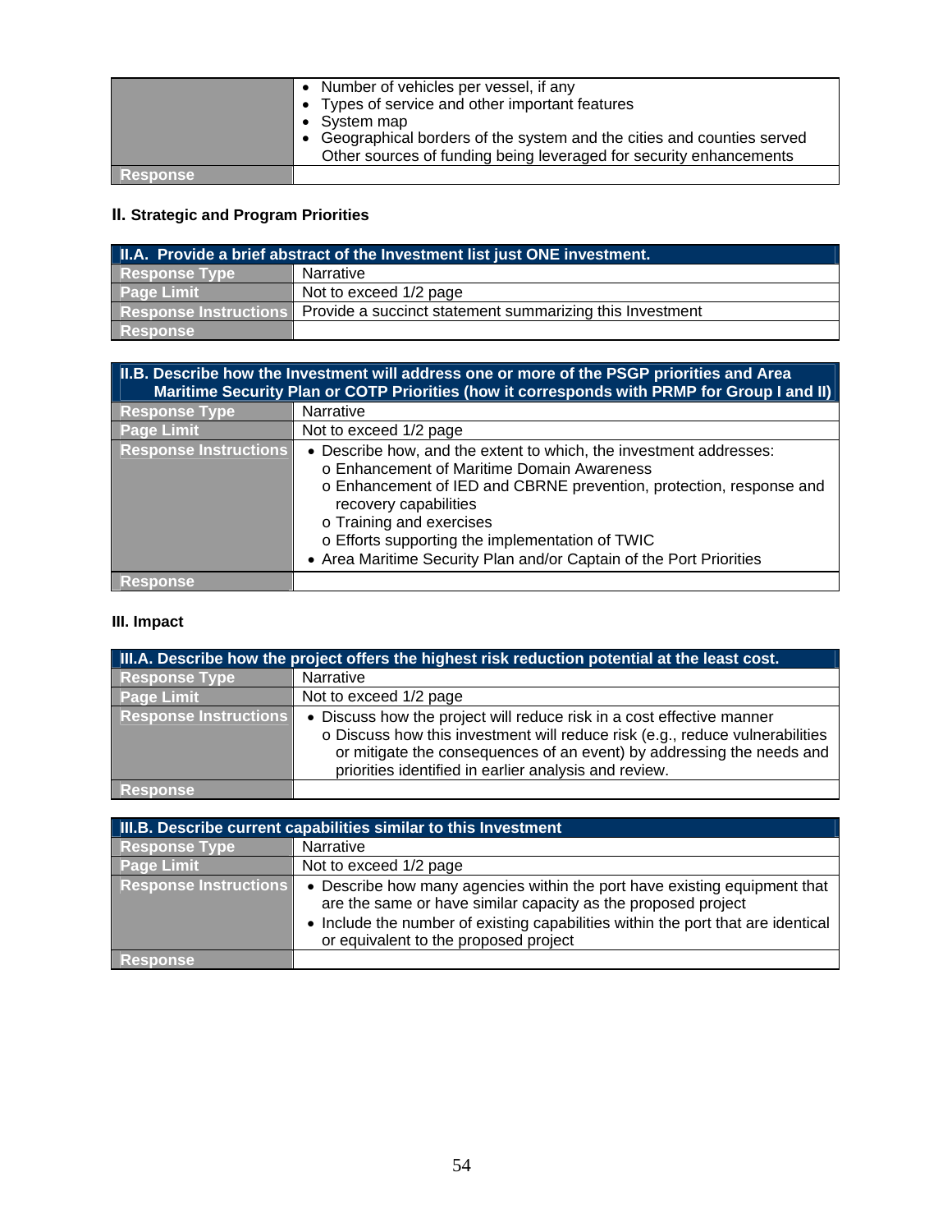| | |
|---|---|
| | • Number of vehicles per vessel, if any<br>• Types of service and other important features<br>• System map<br>• Geographical borders of the system and the cities and counties served<br>Other sources of funding being leveraged for security enhancements |
| **Response** | |

## II. Strategic and Program Priorities

| **II.A. Provide a brief abstract of the Investment list just ONE investment.** | |
|---|---|
| **Response Type** | Narrative |
| **Page Limit** | Not to exceed 1/2 page |
| **Response Instructions** | Provide a succinct statement summarizing this Investment |
| **Response** | |

| **II.B. Describe how the Investment will address one or more of the PSGP priorities and Area Maritime Security Plan or COTP Priorities (how it corresponds with PRMP for Group I and II)** | |
|---|---|
| **Response Type** | Narrative |
| **Page Limit** | Not to exceed 1/2 page |
| **Response Instructions** | • Describe how, and the extent to which, the investment addresses:<br>o Enhancement of Maritime Domain Awareness<br>o Enhancement of IED and CBRNE prevention, protection, response and recovery capabilities<br>o Training and exercises<br>o Efforts supporting the implementation of TWIC<br>• Area Maritime Security Plan and/or Captain of the Port Priorities |
| **Response** | |

## III. Impact

| **III.A. Describe how the project offers the highest risk reduction potential at the least cost.** | |
|---|---|
| **Response Type** | Narrative |
| **Page Limit** | Not to exceed 1/2 page |
| **Response Instructions** | • Discuss how the project will reduce risk in a cost effective manner<br>o Discuss how this investment will reduce risk (e.g., reduce vulnerabilities or mitigate the consequences of an event) by addressing the needs and priorities identified in earlier analysis and review. |
| **Response** | |

| **III.B. Describe current capabilities similar to this Investment** | |
|---|---|
| **Response Type** | Narrative |
| **Page Limit** | Not to exceed 1/2 page |
| **Response Instructions** | • Describe how many agencies within the port have existing equipment that are the same or have similar capacity as the proposed project<br>• Include the number of existing capabilities within the port that are identical or equivalent to the proposed project |
| **Response** | |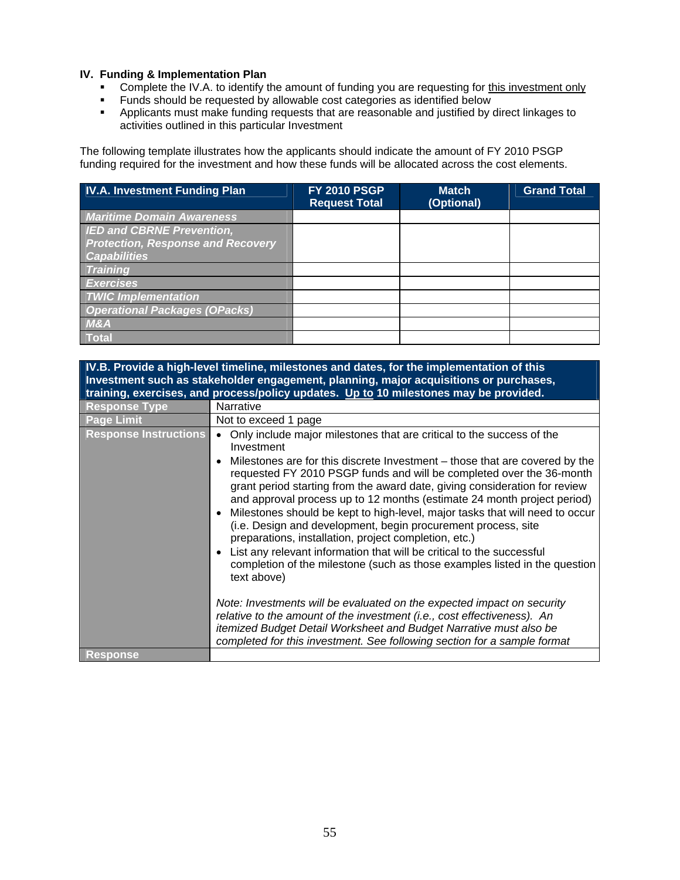## IV. Funding & Implementation Plan

- Complete the IV.A. to identify the amount of funding you are requesting for this investment only
- Funds should be requested by allowable cost categories as identified below
- Applicants must make funding requests that are reasonable and justified by direct linkages to activities outlined in this particular Investment

The following template illustrates how the applicants should indicate the amount of FY 2010 PSGP funding required for the investment and how these funds will be allocated across the cost elements.

| IV.A. Investment Funding Plan | FY 2010 PSGP Request Total | Match (Optional) | Grand Total |
|---|---|---|---|
| *Maritime Domain Awareness* | | | |
| *IED and CBRNE Prevention, Protection, Response and Recovery Capabilities* | | | |
| *Training* | | | |
| *Exercises* | | | |
| *TWIC Implementation* | | | |
| *Operational Packages (OPacks)* | | | |
| *M&A* | | | |
| Total | | | |

| IV.B. Provide a high-level timeline, milestones and dates, for the implementation of this Investment such as stakeholder engagement, planning, major acquisitions or purchases, training, exercises, and process/policy updates. Up to 10 milestones may be provided. | |
|---|---|
| Response Type | Narrative |
| Page Limit | Not to exceed 1 page |
| Response Instructions | • Only include major milestones that are critical to the success of the Investment<br>• Milestones are for this discrete Investment – those that are covered by the requested FY 2010 PSGP funds and will be completed over the 36-month grant period starting from the award date, giving consideration for review and approval process up to 12 months (estimate 24 month project period)<br>• Milestones should be kept to high-level, major tasks that will need to occur (i.e. Design and development, begin procurement process, site preparations, installation, project completion, etc.)<br>• List any relevant information that will be critical to the successful completion of the milestone (such as those examples listed in the question text above)<br><br>*Note: Investments will be evaluated on the expected impact on security relative to the amount of the investment (i.e., cost effectiveness). An itemized Budget Detail Worksheet and Budget Narrative must also be completed for this investment. See following section for a sample format* |
| Response | |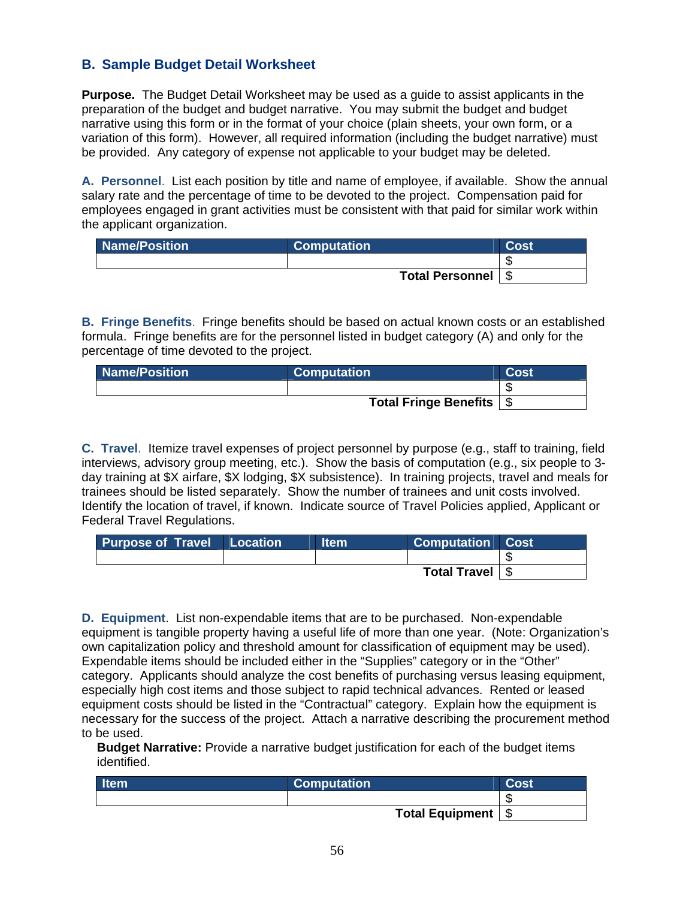## B. Sample Budget Detail Worksheet

**Purpose.** The Budget Detail Worksheet may be used as a guide to assist applicants in the preparation of the budget and budget narrative. You may submit the budget and budget narrative using this form or in the format of your choice (plain sheets, your own form, or a variation of this form). However, all required information (including the budget narrative) must be provided. Any category of expense not applicable to your budget may be deleted.

**A. Personnel**. List each position by title and name of employee, if available. Show the annual salary rate and the percentage of time to be devoted to the project. Compensation paid for employees engaged in grant activities must be consistent with that paid for similar work within the applicant organization.

| Name/Position | Computation | Cost |
|---|---|---|
| | | $ |
| | **Total Personnel** | $ |

**B. Fringe Benefits**. Fringe benefits should be based on actual known costs or an established formula. Fringe benefits are for the personnel listed in budget category (A) and only for the percentage of time devoted to the project.

| Name/Position | Computation | Cost |
|---|---|---|
| | | $ |
| | **Total Fringe Benefits** | $ |

**C. Travel**. Itemize travel expenses of project personnel by purpose (e.g., staff to training, field interviews, advisory group meeting, etc.). Show the basis of computation (e.g., six people to 3-day training at $X airfare, $X lodging, $X subsistence). In training projects, travel and meals for trainees should be listed separately. Show the number of trainees and unit costs involved. Identify the location of travel, if known. Indicate source of Travel Policies applied, Applicant or Federal Travel Regulations.

| Purpose of Travel | Location | Item | Computation | Cost |
|---|---|---|---|---|
| | | | | $ |
| | | | **Total Travel** | $ |

**D. Equipment**. List non-expendable items that are to be purchased. Non-expendable equipment is tangible property having a useful life of more than one year. (Note: Organization's own capitalization policy and threshold amount for classification of equipment may be used). Expendable items should be included either in the "Supplies" category or in the "Other" category. Applicants should analyze the cost benefits of purchasing versus leasing equipment, especially high cost items and those subject to rapid technical advances. Rented or leased equipment costs should be listed in the "Contractual" category. Explain how the equipment is necessary for the success of the project. Attach a narrative describing the procurement method to be used.

**Budget Narrative:** Provide a narrative budget justification for each of the budget items identified.

| Item | Computation | Cost |
|---|---|---|
| | | $ |
| | **Total Equipment** | $ |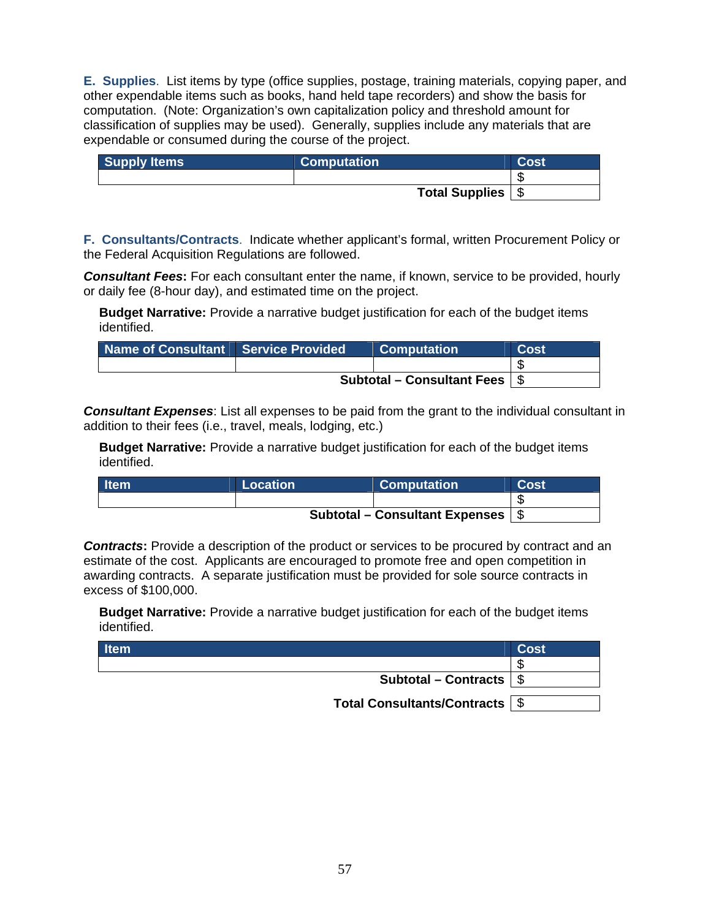**E. Supplies**. List items by type (office supplies, postage, training materials, copying paper, and other expendable items such as books, hand held tape recorders) and show the basis for computation. (Note: Organization's own capitalization policy and threshold amount for classification of supplies may be used). Generally, supplies include any materials that are expendable or consumed during the course of the project.

| Supply Items | Computation | Cost |
|---|---|---|
| | | $ |
| | **Total Supplies** | $ |

**F. Consultants/Contracts**. Indicate whether applicant's formal, written Procurement Policy or the Federal Acquisition Regulations are followed.

***Consultant Fees*:** For each consultant enter the name, if known, service to be provided, hourly or daily fee (8-hour day), and estimated time on the project.

**Budget Narrative:** Provide a narrative budget justification for each of the budget items identified.

| Name of Consultant | Service Provided | Computation | Cost |
|---|---|---|---|
| | | | $ |
| | | **Subtotal – Consultant Fees** | $ |

***Consultant Expenses***: List all expenses to be paid from the grant to the individual consultant in addition to their fees (i.e., travel, meals, lodging, etc.)

**Budget Narrative:** Provide a narrative budget justification for each of the budget items identified.

| Item | Location | Computation | Cost |
|---|---|---|---|
| | | | $ |
| | | **Subtotal – Consultant Expenses** | $ |

***Contracts*:** Provide a description of the product or services to be procured by contract and an estimate of the cost. Applicants are encouraged to promote free and open competition in awarding contracts. A separate justification must be provided for sole source contracts in excess of $100,000.

**Budget Narrative:** Provide a narrative budget justification for each of the budget items identified.

| Item | Cost |
|---|---|
| | $ |
| **Subtotal – Contracts** | $ |
| **Total Consultants/Contracts** | $ |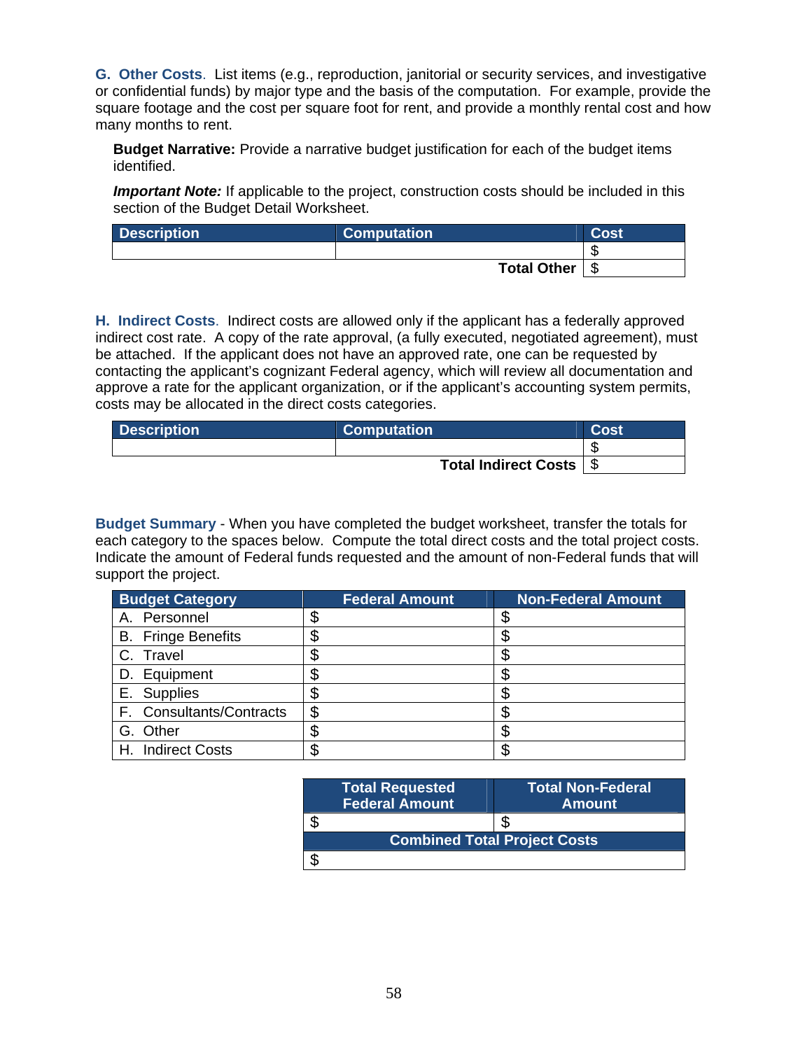**G. Other Costs**. List items (e.g., reproduction, janitorial or security services, and investigative or confidential funds) by major type and the basis of the computation. For example, provide the square footage and the cost per square foot for rent, and provide a monthly rental cost and how many months to rent.

**Budget Narrative:** Provide a narrative budget justification for each of the budget items identified.

***Important Note:*** If applicable to the project, construction costs should be included in this section of the Budget Detail Worksheet.

| Description | Computation | Cost |
|---|---|---|
| | | $ |
| | **Total Other** | $ |

**H. Indirect Costs**. Indirect costs are allowed only if the applicant has a federally approved indirect cost rate. A copy of the rate approval, (a fully executed, negotiated agreement), must be attached. If the applicant does not have an approved rate, one can be requested by contacting the applicant's cognizant Federal agency, which will review all documentation and approve a rate for the applicant organization, or if the applicant's accounting system permits, costs may be allocated in the direct costs categories.

| Description | Computation | Cost |
|---|---|---|
| | | $ |
| | **Total Indirect Costs** | $ |

**Budget Summary** - When you have completed the budget worksheet, transfer the totals for each category to the spaces below. Compute the total direct costs and the total project costs. Indicate the amount of Federal funds requested and the amount of non-Federal funds that will support the project.

| Budget Category | Federal Amount | Non-Federal Amount |
|---|---|---|
| A. Personnel | $ | $ |
| B. Fringe Benefits | $ | $ |
| C. Travel | $ | $ |
| D. Equipment | $ | $ |
| E. Supplies | $ | $ |
| F. Consultants/Contracts | $ | $ |
| G. Other | $ | $ |
| H. Indirect Costs | $ | $ |

| Total Requested Federal Amount | Total Non-Federal Amount |
|---|---|
| $ | $ |
| **Combined Total Project Costs** | |
| $ | |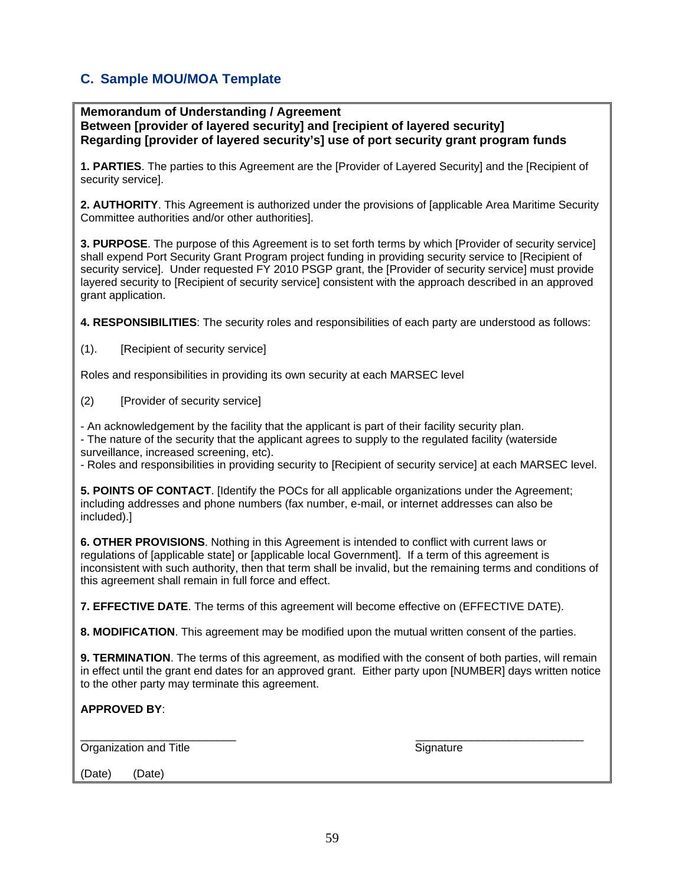## C. Sample MOU/MOA Template

**Memorandum of Understanding / Agreement**
**Between [provider of layered security] and [recipient of layered security]**
**Regarding [provider of layered security's] use of port security grant program funds**

**1. PARTIES**. The parties to this Agreement are the [Provider of Layered Security] and the [Recipient of security service].

**2. AUTHORITY**. This Agreement is authorized under the provisions of [applicable Area Maritime Security Committee authorities and/or other authorities].

**3. PURPOSE**. The purpose of this Agreement is to set forth terms by which [Provider of security service] shall expend Port Security Grant Program project funding in providing security service to [Recipient of security service]. Under requested FY 2010 PSGP grant, the [Provider of security service] must provide layered security to [Recipient of security service] consistent with the approach described in an approved grant application.

**4. RESPONSIBILITIES**: The security roles and responsibilities of each party are understood as follows:

(1). [Recipient of security service]

Roles and responsibilities in providing its own security at each MARSEC level

(2) [Provider of security service]

- An acknowledgement by the facility that the applicant is part of their facility security plan.
- The nature of the security that the applicant agrees to supply to the regulated facility (waterside surveillance, increased screening, etc).
- Roles and responsibilities in providing security to [Recipient of security service] at each MARSEC level.

**5. POINTS OF CONTACT**. [Identify the POCs for all applicable organizations under the Agreement; including addresses and phone numbers (fax number, e-mail, or internet addresses can also be included).]

**6. OTHER PROVISIONS**. Nothing in this Agreement is intended to conflict with current laws or regulations of [applicable state] or [applicable local Government]. If a term of this agreement is inconsistent with such authority, then that term shall be invalid, but the remaining terms and conditions of this agreement shall remain in full force and effect.

**7. EFFECTIVE DATE**. The terms of this agreement will become effective on (EFFECTIVE DATE).

**8. MODIFICATION**. This agreement may be modified upon the mutual written consent of the parties.

**9. TERMINATION**. The terms of this agreement, as modified with the consent of both parties, will remain in effect until the grant end dates for an approved grant. Either party upon [NUMBER] days written notice to the other party may terminate this agreement.

**APPROVED BY**:

_________________________ _____________________________
Organization and Title Signature

(Date) (Date)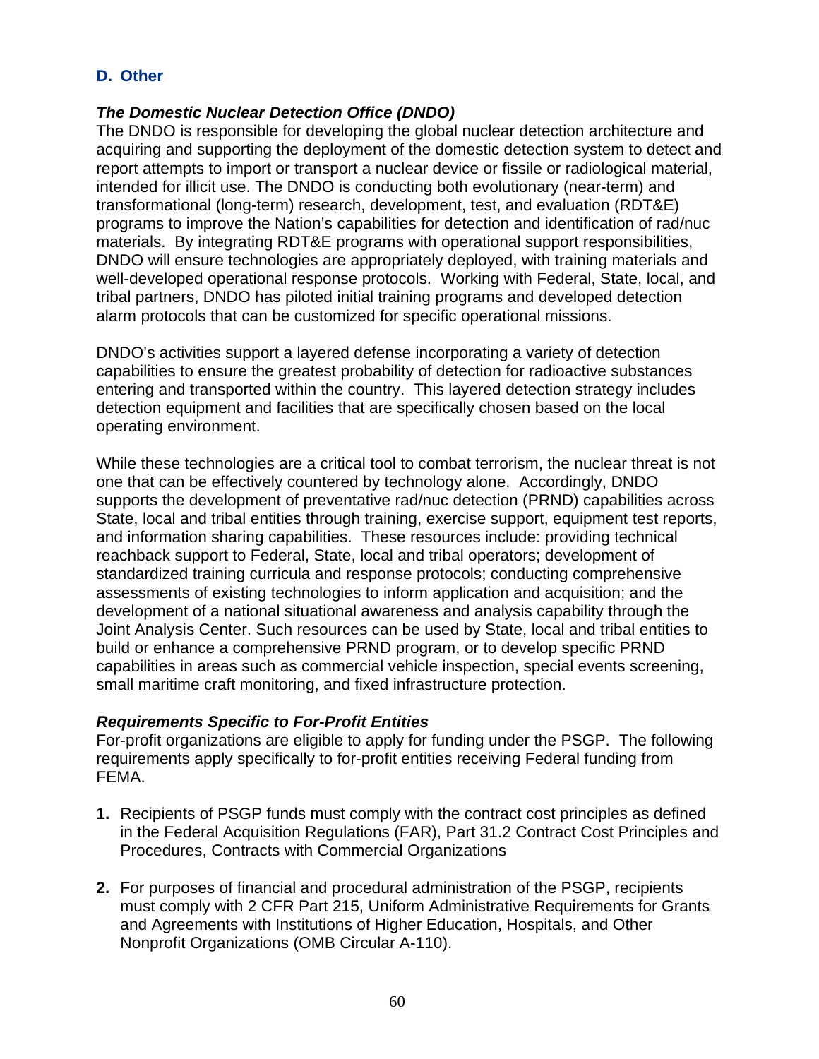## D. Other

***The Domestic Nuclear Detection Office (DNDO)***

The DNDO is responsible for developing the global nuclear detection architecture and acquiring and supporting the deployment of the domestic detection system to detect and report attempts to import or transport a nuclear device or fissile or radiological material, intended for illicit use. The DNDO is conducting both evolutionary (near-term) and transformational (long-term) research, development, test, and evaluation (RDT&E) programs to improve the Nation's capabilities for detection and identification of rad/nuc materials. By integrating RDT&E programs with operational support responsibilities, DNDO will ensure technologies are appropriately deployed, with training materials and well-developed operational response protocols. Working with Federal, State, local, and tribal partners, DNDO has piloted initial training programs and developed detection alarm protocols that can be customized for specific operational missions.

DNDO's activities support a layered defense incorporating a variety of detection capabilities to ensure the greatest probability of detection for radioactive substances entering and transported within the country. This layered detection strategy includes detection equipment and facilities that are specifically chosen based on the local operating environment.

While these technologies are a critical tool to combat terrorism, the nuclear threat is not one that can be effectively countered by technology alone. Accordingly, DNDO supports the development of preventative rad/nuc detection (PRND) capabilities across State, local and tribal entities through training, exercise support, equipment test reports, and information sharing capabilities. These resources include: providing technical reachback support to Federal, State, local and tribal operators; development of standardized training curricula and response protocols; conducting comprehensive assessments of existing technologies to inform application and acquisition; and the development of a national situational awareness and analysis capability through the Joint Analysis Center. Such resources can be used by State, local and tribal entities to build or enhance a comprehensive PRND program, or to develop specific PRND capabilities in areas such as commercial vehicle inspection, special events screening, small maritime craft monitoring, and fixed infrastructure protection.

***Requirements Specific to For-Profit Entities***

For-profit organizations are eligible to apply for funding under the PSGP. The following requirements apply specifically to for-profit entities receiving Federal funding from FEMA.

1. Recipients of PSGP funds must comply with the contract cost principles as defined in the Federal Acquisition Regulations (FAR), Part 31.2 Contract Cost Principles and Procedures, Contracts with Commercial Organizations

2. For purposes of financial and procedural administration of the PSGP, recipients must comply with 2 CFR Part 215, Uniform Administrative Requirements for Grants and Agreements with Institutions of Higher Education, Hospitals, and Other Nonprofit Organizations (OMB Circular A-110).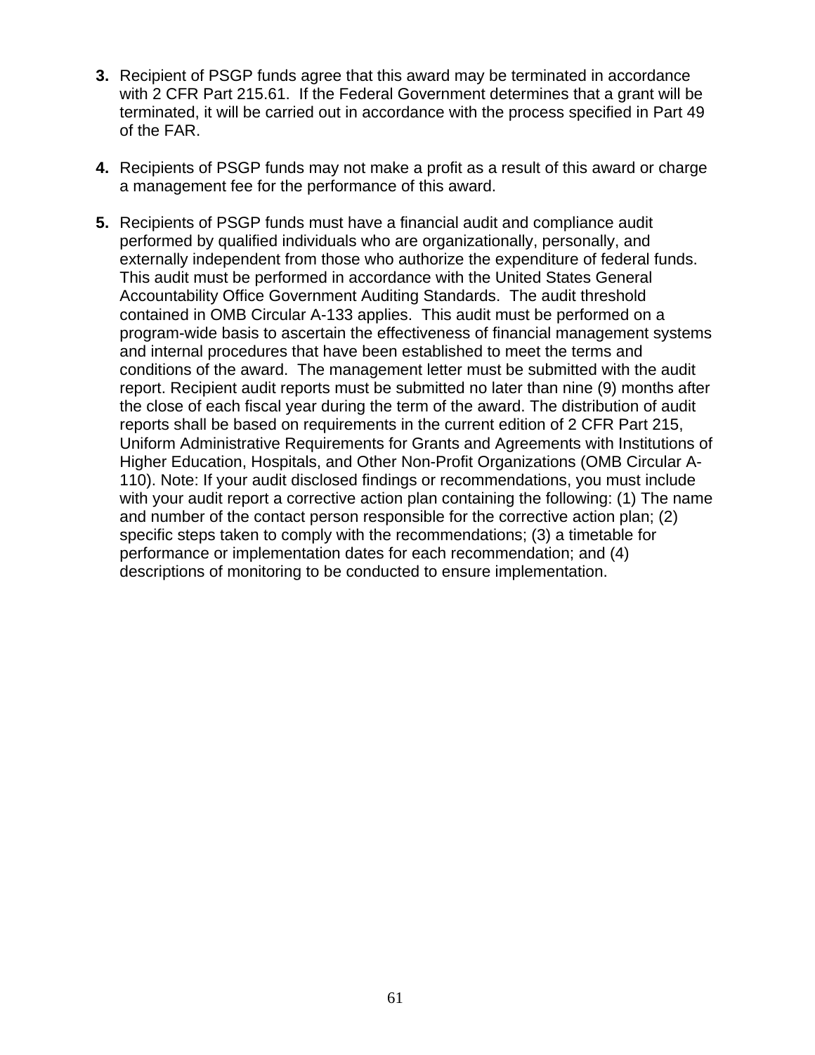3. Recipient of PSGP funds agree that this award may be terminated in accordance with 2 CFR Part 215.61. If the Federal Government determines that a grant will be terminated, it will be carried out in accordance with the process specified in Part 49 of the FAR.

4. Recipients of PSGP funds may not make a profit as a result of this award or charge a management fee for the performance of this award.

5. Recipients of PSGP funds must have a financial audit and compliance audit performed by qualified individuals who are organizationally, personally, and externally independent from those who authorize the expenditure of federal funds. This audit must be performed in accordance with the United States General Accountability Office Government Auditing Standards. The audit threshold contained in OMB Circular A-133 applies. This audit must be performed on a program-wide basis to ascertain the effectiveness of financial management systems and internal procedures that have been established to meet the terms and conditions of the award. The management letter must be submitted with the audit report. Recipient audit reports must be submitted no later than nine (9) months after the close of each fiscal year during the term of the award. The distribution of audit reports shall be based on requirements in the current edition of 2 CFR Part 215, Uniform Administrative Requirements for Grants and Agreements with Institutions of Higher Education, Hospitals, and Other Non-Profit Organizations (OMB Circular A-110). Note: If your audit disclosed findings or recommendations, you must include with your audit report a corrective action plan containing the following: (1) The name and number of the contact person responsible for the corrective action plan; (2) specific steps taken to comply with the recommendations; (3) a timetable for performance or implementation dates for each recommendation; and (4) descriptions of monitoring to be conducted to ensure implementation.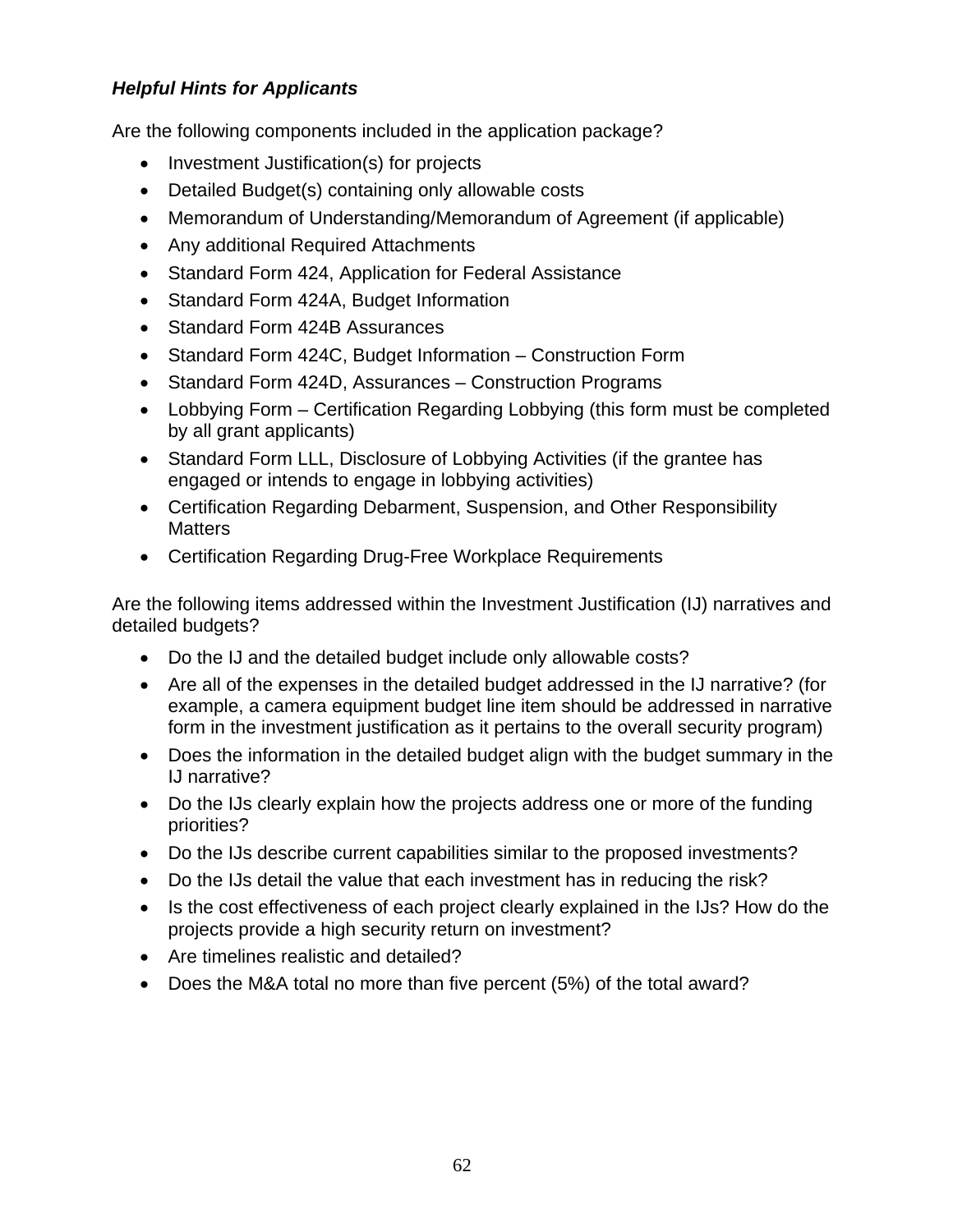***Helpful Hints for Applicants***

Are the following components included in the application package?

- Investment Justification(s) for projects
- Detailed Budget(s) containing only allowable costs
- Memorandum of Understanding/Memorandum of Agreement (if applicable)
- Any additional Required Attachments
- Standard Form 424, Application for Federal Assistance
- Standard Form 424A, Budget Information
- Standard Form 424B Assurances
- Standard Form 424C, Budget Information – Construction Form
- Standard Form 424D, Assurances – Construction Programs
- Lobbying Form – Certification Regarding Lobbying (this form must be completed by all grant applicants)
- Standard Form LLL, Disclosure of Lobbying Activities (if the grantee has engaged or intends to engage in lobbying activities)
- Certification Regarding Debarment, Suspension, and Other Responsibility Matters
- Certification Regarding Drug-Free Workplace Requirements

Are the following items addressed within the Investment Justification (IJ) narratives and detailed budgets?

- Do the IJ and the detailed budget include only allowable costs?
- Are all of the expenses in the detailed budget addressed in the IJ narrative? (for example, a camera equipment budget line item should be addressed in narrative form in the investment justification as it pertains to the overall security program)
- Does the information in the detailed budget align with the budget summary in the IJ narrative?
- Do the IJs clearly explain how the projects address one or more of the funding priorities?
- Do the IJs describe current capabilities similar to the proposed investments?
- Do the IJs detail the value that each investment has in reducing the risk?
- Is the cost effectiveness of each project clearly explained in the IJs? How do the projects provide a high security return on investment?
- Are timelines realistic and detailed?
- Does the M&A total no more than five percent (5%) of the total award?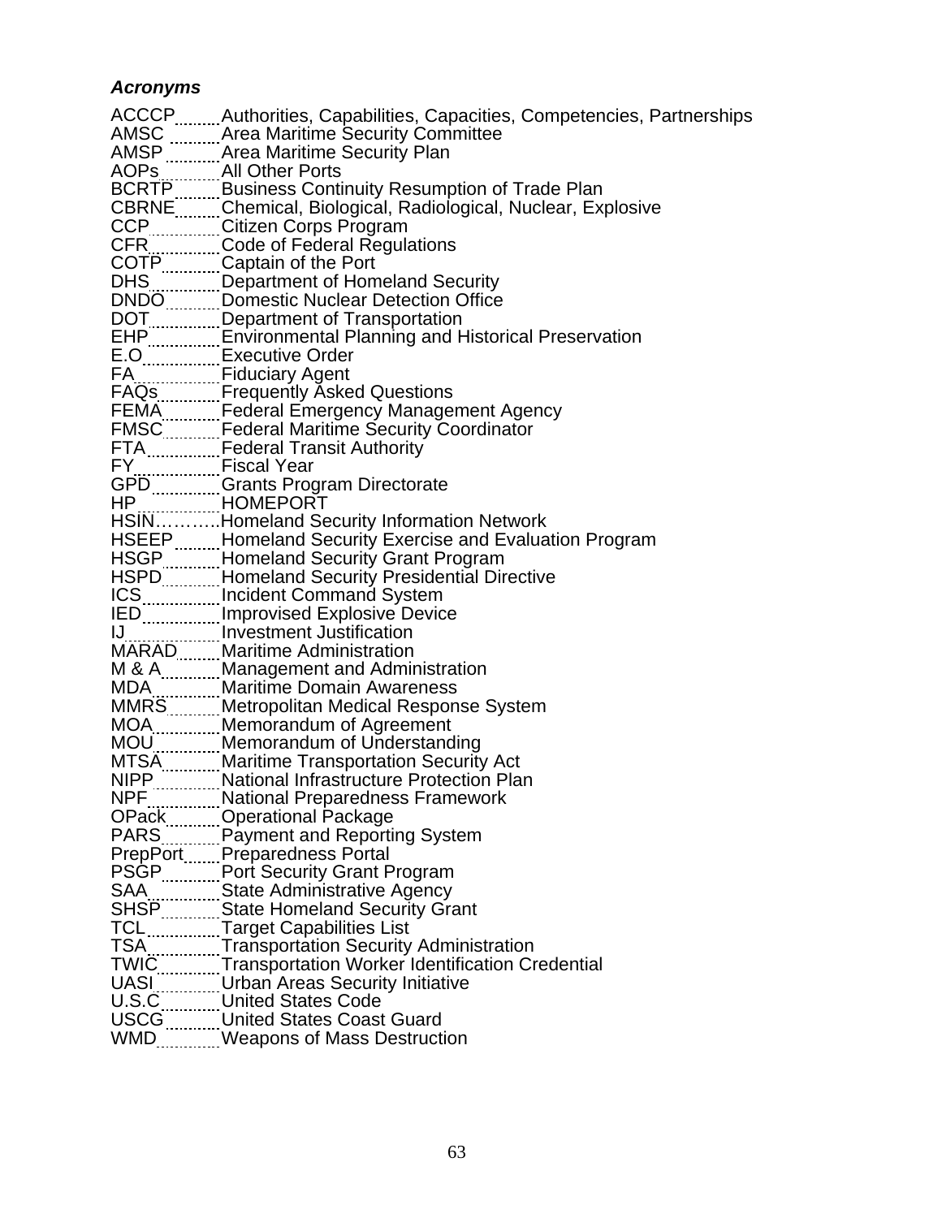### *Acronyms*

ACCCP........Authorities, Capabilities, Capacities, Competencies, Partnerships
AMSC .........Area Maritime Security Committee
AMSP .........Area Maritime Security Plan
AOPs...........All Other Ports
BCRTP........Business Continuity Resumption of Trade Plan
CBRNE........Chemical, Biological, Radiological, Nuclear, Explosive
CCP.............Citizen Corps Program
CFR.............Code of Federal Regulations
COTP...........Captain of the Port
DHS.............Department of Homeland Security
DNDO .........Domestic Nuclear Detection Office
DOT.............Department of Transportation
EHP.............Environmental Planning and Historical Preservation
E.O..............Executive Order
FA................Fiduciary Agent
FAQs...........Frequently Asked Questions
FEMA...........Federal Emergency Management Agency
FMSC...........Federal Maritime Security Coordinator
FTA..............Federal Transit Authority
FY.................Fiscal Year
GPD.............Grants Program Directorate
HP................HOMEPORT
HSIN………..Homeland Security Information Network
HSEEP ........Homeland Security Exercise and Evaluation Program
HSGP...........Homeland Security Grant Program
HSPD...........Homeland Security Presidential Directive
ICS...............Incident Command System
IED...............Improvised Explosive Device
IJ..................Investment Justification
MARAD........Maritime Administration
M & A...........Management and Administration
MDA ............Maritime Domain Awareness
MMRS...........Metropolitan Medical Response System
MOA.............Memorandum of Agreement
MOU.............Memorandum of Understanding
MTSA............Maritime Transportation Security Act
NIPP .............National Infrastructure Protection Plan
NPF...............National Preparedness Framework
OPack...........Operational Package
PARS............Payment and Reporting System
PrepPort.......Preparedness Portal
PSGP............Port Security Grant Program
SAA..............State Administrative Agency
SHSP............State Homeland Security Grant
TCL...............Target Capabilities List
TSA...............Transportation Security Administration
TWIC.............Transportation Worker Identification Credential
UASI .............Urban Areas Security Initiative
U.S.C.............United States Code
USCG ...........United States Coast Guard
WMD.............Weapons of Mass Destruction